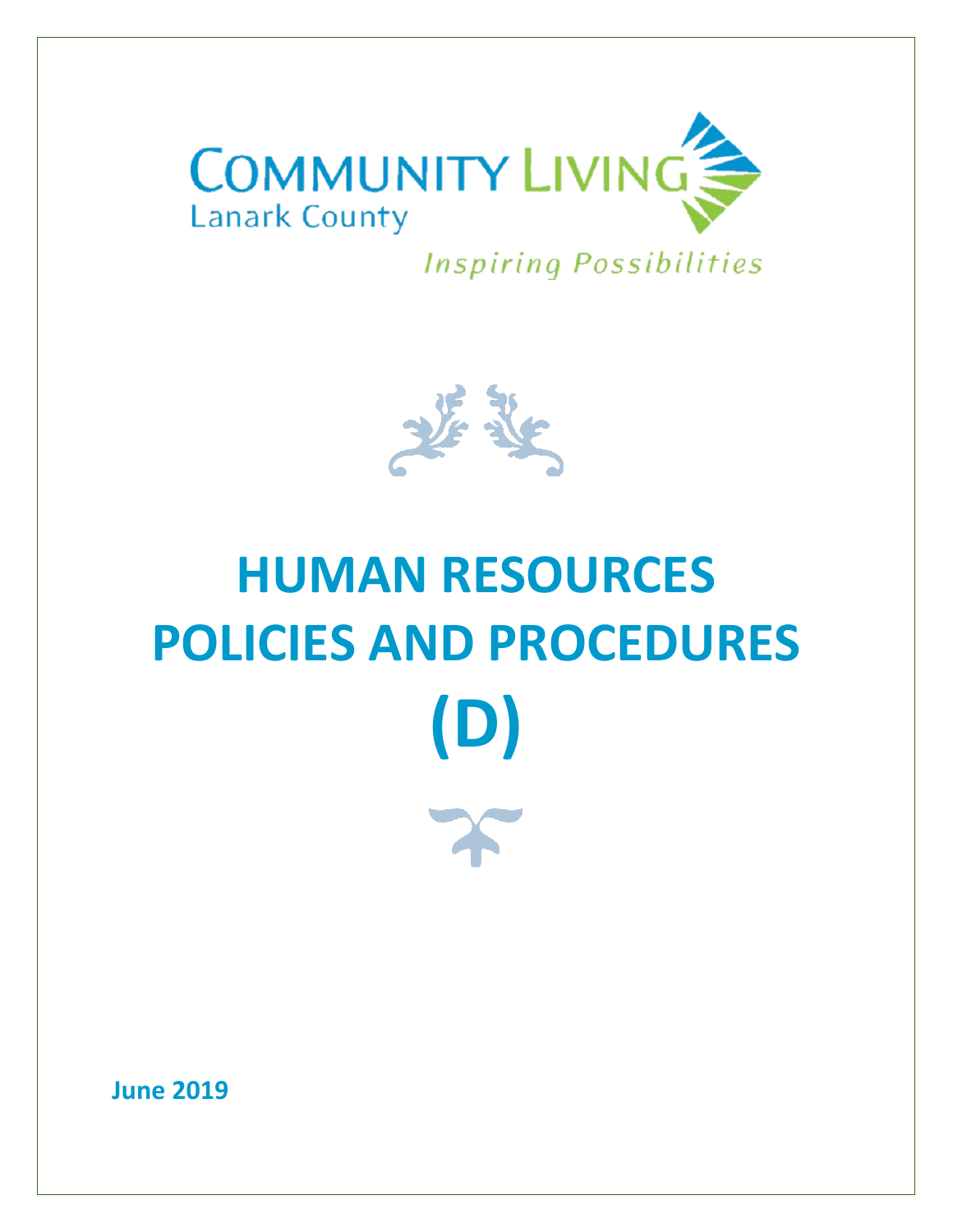COMMUNITY LIVING
Lanark County

*Inspiring Possibilities*

# HUMAN RESOURCES POLICIES AND PROCEDURES (D)

**June 2019**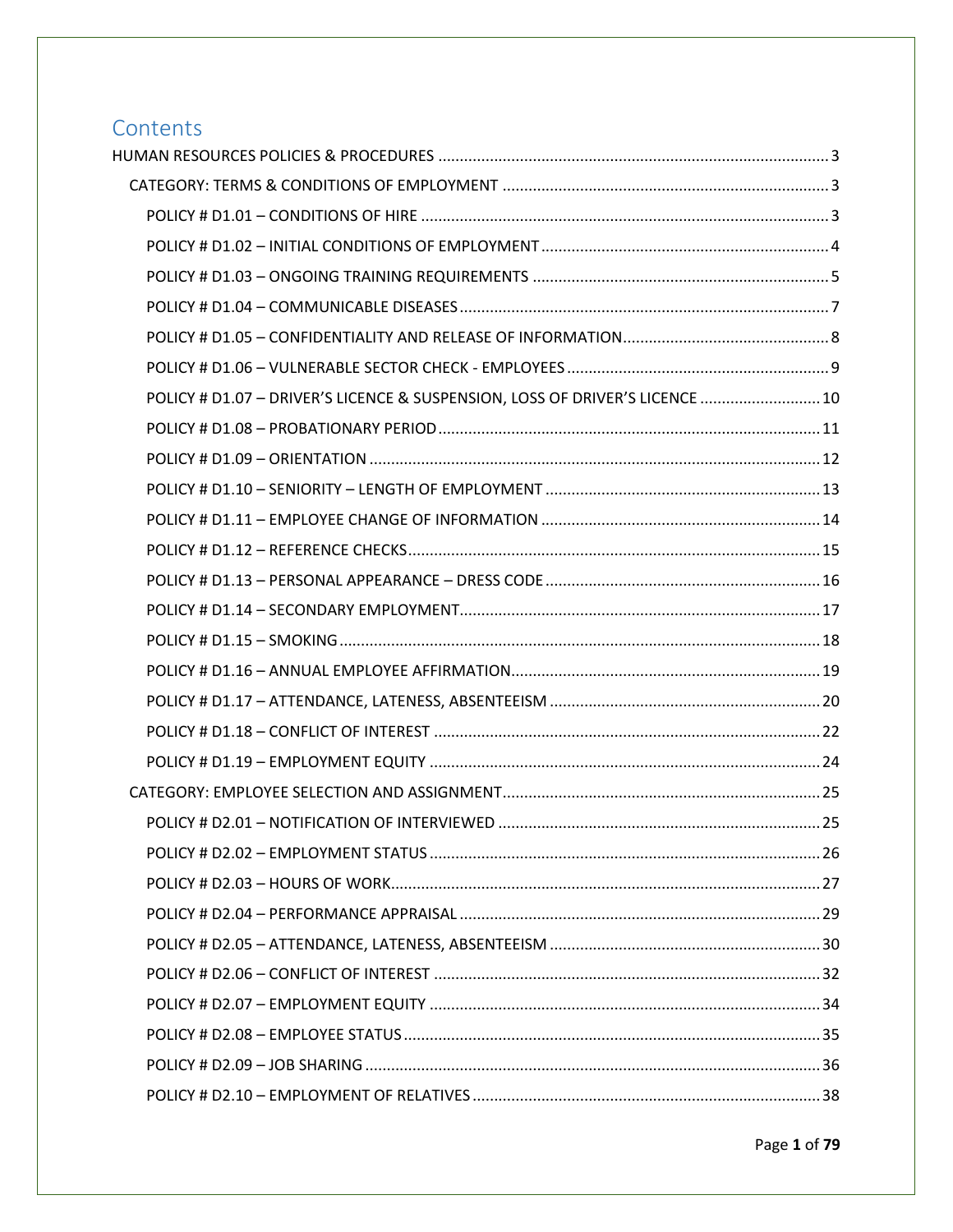# Contents

HUMAN RESOURCES POLICIES & PROCEDURES ... 3

- CATEGORY: TERMS & CONDITIONS OF EMPLOYMENT ... 3
  - POLICY # D1.01 – CONDITIONS OF HIRE ... 3
  - POLICY # D1.02 – INITIAL CONDITIONS OF EMPLOYMENT ... 4
  - POLICY # D1.03 – ONGOING TRAINING REQUIREMENTS ... 5
  - POLICY # D1.04 – COMMUNICABLE DISEASES ... 7
  - POLICY # D1.05 – CONFIDENTIALITY AND RELEASE OF INFORMATION ... 8
  - POLICY # D1.06 – VULNERABLE SECTOR CHECK - EMPLOYEES ... 9
  - POLICY # D1.07 – DRIVER'S LICENCE & SUSPENSION, LOSS OF DRIVER'S LICENCE ... 10
  - POLICY # D1.08 – PROBATIONARY PERIOD ... 11
  - POLICY # D1.09 – ORIENTATION ... 12
  - POLICY # D1.10 – SENIORITY – LENGTH OF EMPLOYMENT ... 13
  - POLICY # D1.11 – EMPLOYEE CHANGE OF INFORMATION ... 14
  - POLICY # D1.12 – REFERENCE CHECKS ... 15
  - POLICY # D1.13 – PERSONAL APPEARANCE – DRESS CODE ... 16
  - POLICY # D1.14 – SECONDARY EMPLOYMENT ... 17
  - POLICY # D1.15 – SMOKING ... 18
  - POLICY # D1.16 – ANNUAL EMPLOYEE AFFIRMATION ... 19
  - POLICY # D1.17 – ATTENDANCE, LATENESS, ABSENTEEISM ... 20
  - POLICY # D1.18 – CONFLICT OF INTEREST ... 22
  - POLICY # D1.19 – EMPLOYMENT EQUITY ... 24
- CATEGORY: EMPLOYEE SELECTION AND ASSIGNMENT ... 25
  - POLICY # D2.01 – NOTIFICATION OF INTERVIEWED ... 25
  - POLICY # D2.02 – EMPLOYMENT STATUS ... 26
  - POLICY # D2.03 – HOURS OF WORK ... 27
  - POLICY # D2.04 – PERFORMANCE APPRAISAL ... 29
  - POLICY # D2.05 – ATTENDANCE, LATENESS, ABSENTEEISM ... 30
  - POLICY # D2.06 – CONFLICT OF INTEREST ... 32
  - POLICY # D2.07 – EMPLOYMENT EQUITY ... 34
  - POLICY # D2.08 – EMPLOYEE STATUS ... 35
  - POLICY # D2.09 – JOB SHARING ... 36
  - POLICY # D2.10 – EMPLOYMENT OF RELATIVES ... 38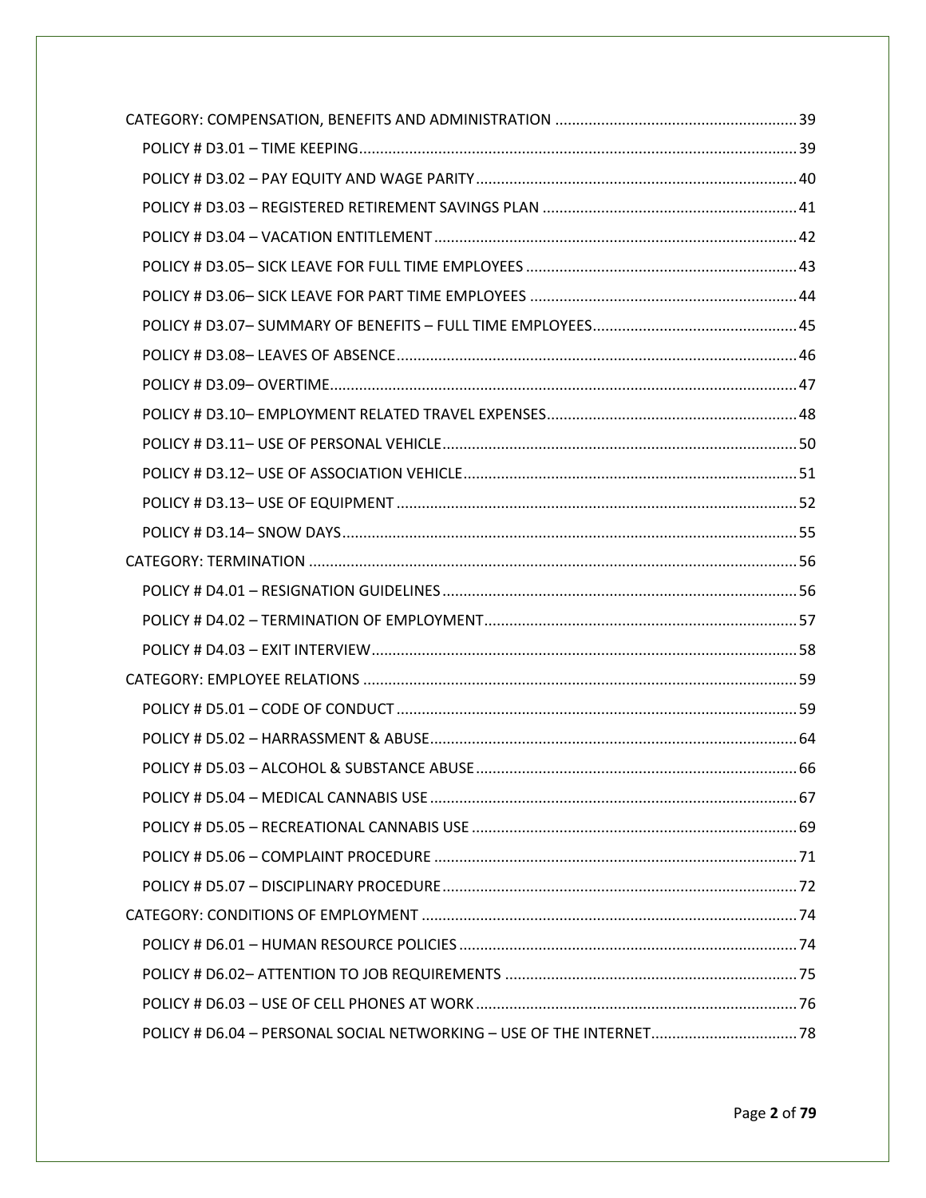CATEGORY: COMPENSATION, BENEFITS AND ADMINISTRATION ........................................................ 39

- POLICY # D3.01 – TIME KEEPING ........................................................ 39
- POLICY # D3.02 – PAY EQUITY AND WAGE PARITY ........................................................ 40
- POLICY # D3.03 – REGISTERED RETIREMENT SAVINGS PLAN ........................................................ 41
- POLICY # D3.04 – VACATION ENTITLEMENT ........................................................ 42
- POLICY # D3.05– SICK LEAVE FOR FULL TIME EMPLOYEES ........................................................ 43
- POLICY # D3.06– SICK LEAVE FOR PART TIME EMPLOYEES ........................................................ 44
- POLICY # D3.07– SUMMARY OF BENEFITS – FULL TIME EMPLOYEES ........................................................ 45
- POLICY # D3.08– LEAVES OF ABSENCE ........................................................ 46
- POLICY # D3.09– OVERTIME ........................................................ 47
- POLICY # D3.10– EMPLOYMENT RELATED TRAVEL EXPENSES ........................................................ 48
- POLICY # D3.11– USE OF PERSONAL VEHICLE ........................................................ 50
- POLICY # D3.12– USE OF ASSOCIATION VEHICLE ........................................................ 51
- POLICY # D3.13– USE OF EQUIPMENT ........................................................ 52
- POLICY # D3.14– SNOW DAYS ........................................................ 55

CATEGORY: TERMINATION ........................................................ 56

- POLICY # D4.01 – RESIGNATION GUIDELINES ........................................................ 56
- POLICY # D4.02 – TERMINATION OF EMPLOYMENT ........................................................ 57
- POLICY # D4.03 – EXIT INTERVIEW ........................................................ 58

CATEGORY: EMPLOYEE RELATIONS ........................................................ 59

- POLICY # D5.01 – CODE OF CONDUCT ........................................................ 59
- POLICY # D5.02 – HARRASSMENT & ABUSE ........................................................ 64
- POLICY # D5.03 – ALCOHOL & SUBSTANCE ABUSE ........................................................ 66
- POLICY # D5.04 – MEDICAL CANNABIS USE ........................................................ 67
- POLICY # D5.05 – RECREATIONAL CANNABIS USE ........................................................ 69
- POLICY # D5.06 – COMPLAINT PROCEDURE ........................................................ 71
- POLICY # D5.07 – DISCIPLINARY PROCEDURE ........................................................ 72

CATEGORY: CONDITIONS OF EMPLOYMENT ........................................................ 74

- POLICY # D6.01 – HUMAN RESOURCE POLICIES ........................................................ 74
- POLICY # D6.02– ATTENTION TO JOB REQUIREMENTS ........................................................ 75
- POLICY # D6.03 – USE OF CELL PHONES AT WORK ........................................................ 76
- POLICY # D6.04 – PERSONAL SOCIAL NETWORKING – USE OF THE INTERNET ........................................................ 78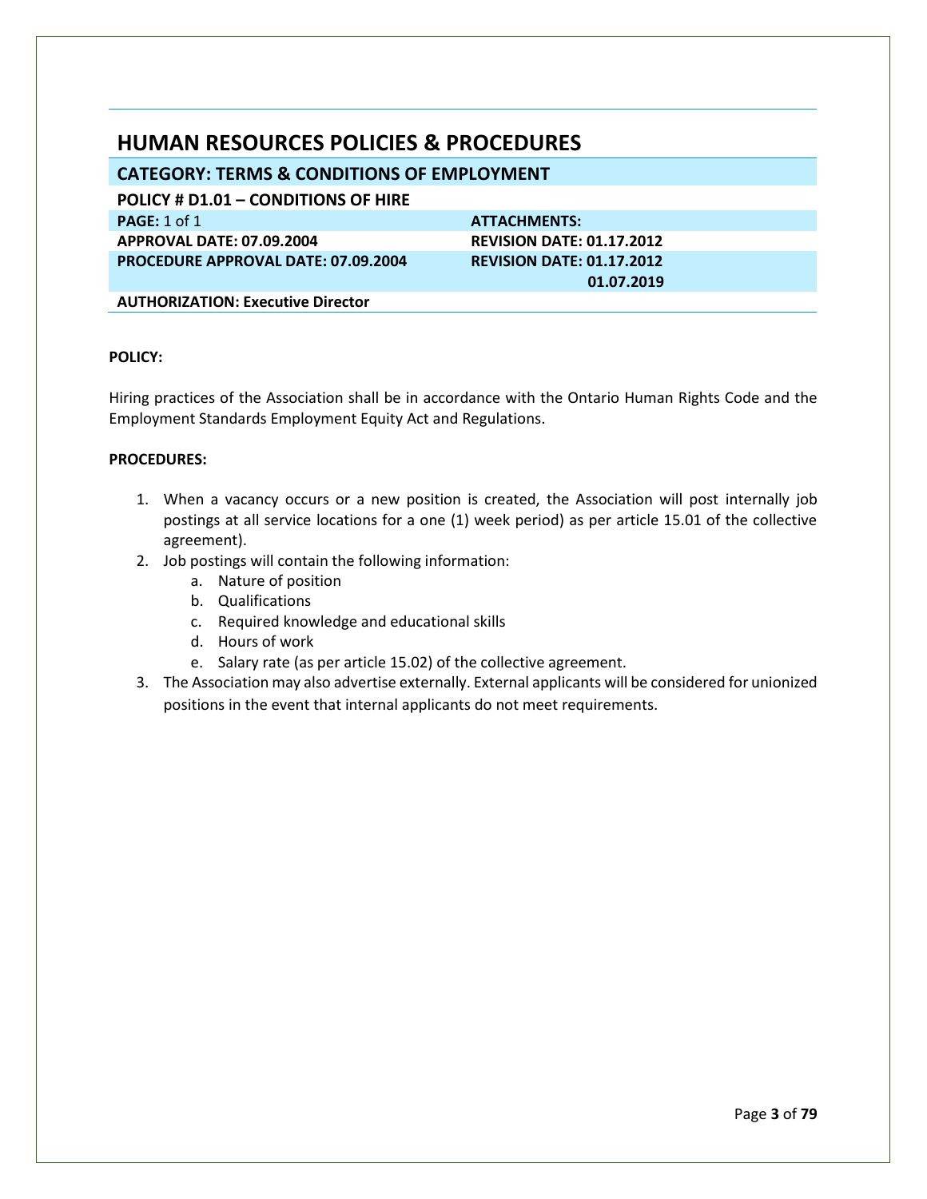# HUMAN RESOURCES POLICIES & PROCEDURES

## CATEGORY: TERMS & CONDITIONS OF EMPLOYMENT

### POLICY # D1.01 – CONDITIONS OF HIRE

| | |
|---|---|
| **PAGE:** 1 of 1 | **ATTACHMENTS:** |
| **APPROVAL DATE: 07.09.2004** | **REVISION DATE: 01.17.2012** |
| **PROCEDURE APPROVAL DATE: 07.09.2004** | **REVISION DATE: 01.17.2012<br>01.07.2019** |
| **AUTHORIZATION: Executive Director** | |

**POLICY:**

Hiring practices of the Association shall be in accordance with the Ontario Human Rights Code and the Employment Standards Employment Equity Act and Regulations.

**PROCEDURES:**

1. When a vacancy occurs or a new position is created, the Association will post internally job postings at all service locations for a one (1) week period) as per article 15.01 of the collective agreement).
2. Job postings will contain the following information:
   a. Nature of position
   b. Qualifications
   c. Required knowledge and educational skills
   d. Hours of work
   e. Salary rate (as per article 15.02) of the collective agreement.
3. The Association may also advertise externally. External applicants will be considered for unionized positions in the event that internal applicants do not meet requirements.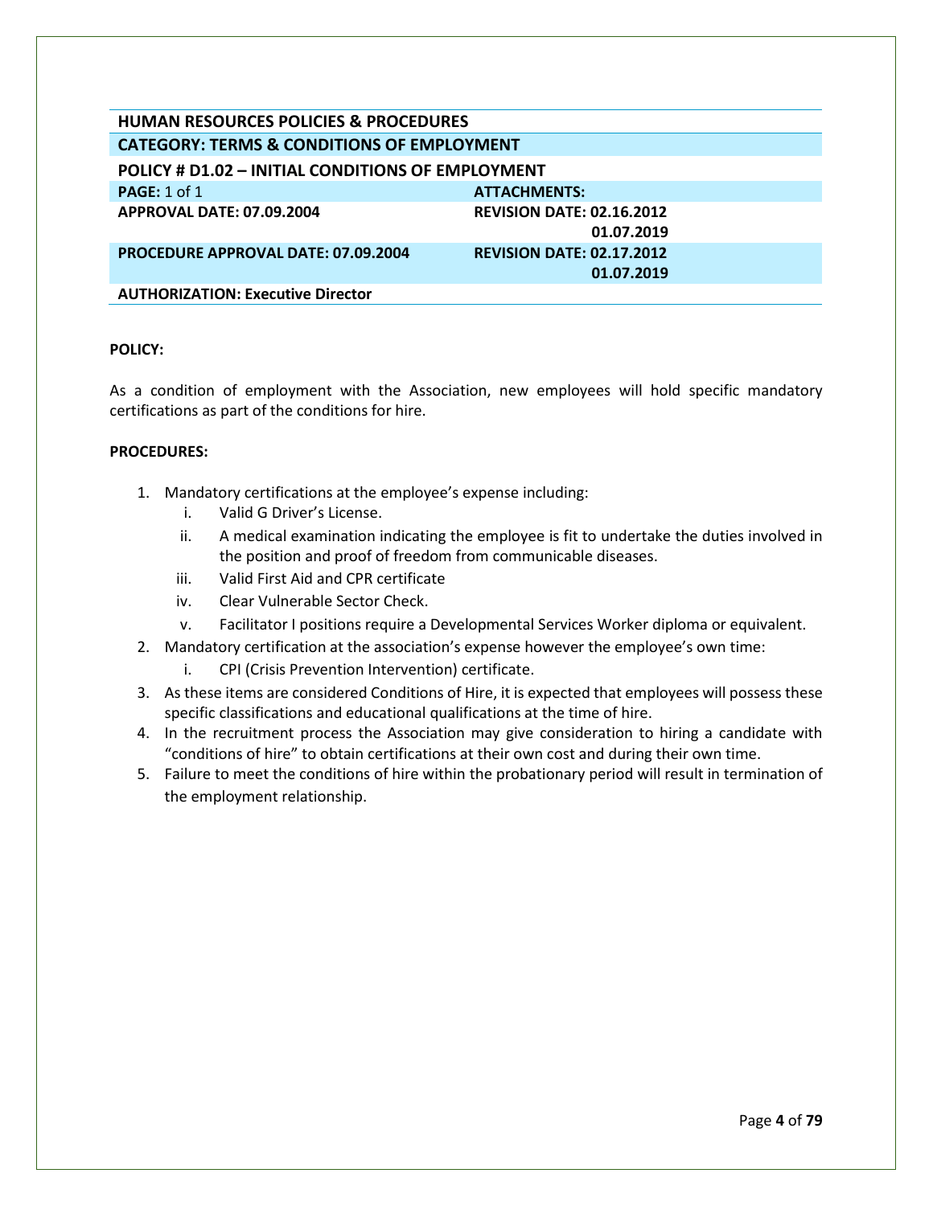**HUMAN RESOURCES POLICIES & PROCEDURES**

**CATEGORY: TERMS & CONDITIONS OF EMPLOYMENT**

**POLICY # D1.02 – INITIAL CONDITIONS OF EMPLOYMENT**

| | |
|---|---|
| **PAGE:** 1 of 1 | **ATTACHMENTS:** |
| **APPROVAL DATE: 07.09.2004** | **REVISION DATE: 02.16.2012**<br>**01.07.2019** |
| **PROCEDURE APPROVAL DATE: 07.09.2004** | **REVISION DATE: 02.17.2012**<br>**01.07.2019** |
| **AUTHORIZATION: Executive Director** | |

**POLICY:**

As a condition of employment with the Association, new employees will hold specific mandatory certifications as part of the conditions for hire.

**PROCEDURES:**

1. Mandatory certifications at the employee's expense including:
   i. Valid G Driver's License.
   ii. A medical examination indicating the employee is fit to undertake the duties involved in the position and proof of freedom from communicable diseases.
   iii. Valid First Aid and CPR certificate
   iv. Clear Vulnerable Sector Check.
   v. Facilitator I positions require a Developmental Services Worker diploma or equivalent.
2. Mandatory certification at the association's expense however the employee's own time:
   i. CPI (Crisis Prevention Intervention) certificate.
3. As these items are considered Conditions of Hire, it is expected that employees will possess these specific classifications and educational qualifications at the time of hire.
4. In the recruitment process the Association may give consideration to hiring a candidate with "conditions of hire" to obtain certifications at their own cost and during their own time.
5. Failure to meet the conditions of hire within the probationary period will result in termination of the employment relationship.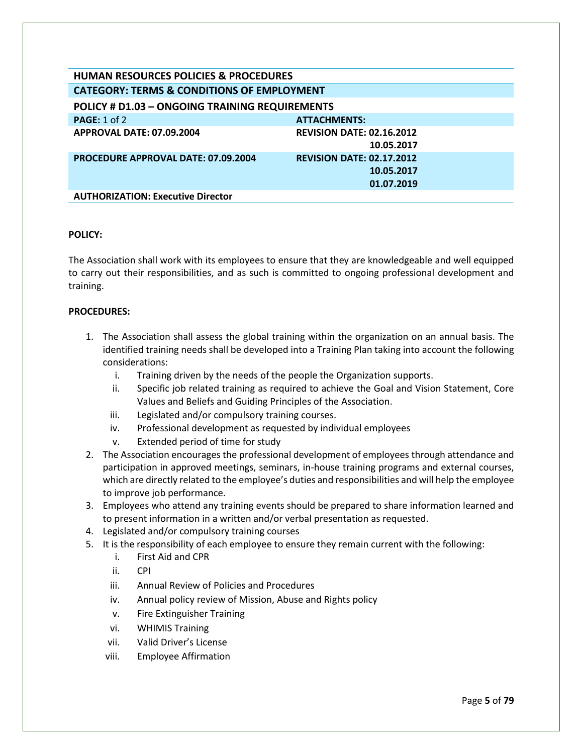| HUMAN RESOURCES POLICIES & PROCEDURES | |
|---|---|
| **CATEGORY: TERMS & CONDITIONS OF EMPLOYMENT** | |
| **POLICY # D1.03 – ONGOING TRAINING REQUIREMENTS** | |
| **PAGE:** 1 of 2 | **ATTACHMENTS:** |
| **APPROVAL DATE: 07.09.2004** | **REVISION DATE: 02.16.2012**<br>**10.05.2017** |
| **PROCEDURE APPROVAL DATE: 07.09.2004** | **REVISION DATE: 02.17.2012**<br>**10.05.2017**<br>**01.07.2019** |
| **AUTHORIZATION: Executive Director** | |

**POLICY:**

The Association shall work with its employees to ensure that they are knowledgeable and well equipped to carry out their responsibilities, and as such is committed to ongoing professional development and training.

**PROCEDURES:**

1. The Association shall assess the global training within the organization on an annual basis. The identified training needs shall be developed into a Training Plan taking into account the following considerations:
   i. Training driven by the needs of the people the Organization supports.
   ii. Specific job related training as required to achieve the Goal and Vision Statement, Core Values and Beliefs and Guiding Principles of the Association.
   iii. Legislated and/or compulsory training courses.
   iv. Professional development as requested by individual employees
   v. Extended period of time for study
2. The Association encourages the professional development of employees through attendance and participation in approved meetings, seminars, in-house training programs and external courses, which are directly related to the employee's duties and responsibilities and will help the employee to improve job performance.
3. Employees who attend any training events should be prepared to share information learned and to present information in a written and/or verbal presentation as requested.
4. Legislated and/or compulsory training courses
5. It is the responsibility of each employee to ensure they remain current with the following:
   i. First Aid and CPR
   ii. CPI
   iii. Annual Review of Policies and Procedures
   iv. Annual policy review of Mission, Abuse and Rights policy
   v. Fire Extinguisher Training
   vi. WHIMIS Training
   vii. Valid Driver's License
   viii. Employee Affirmation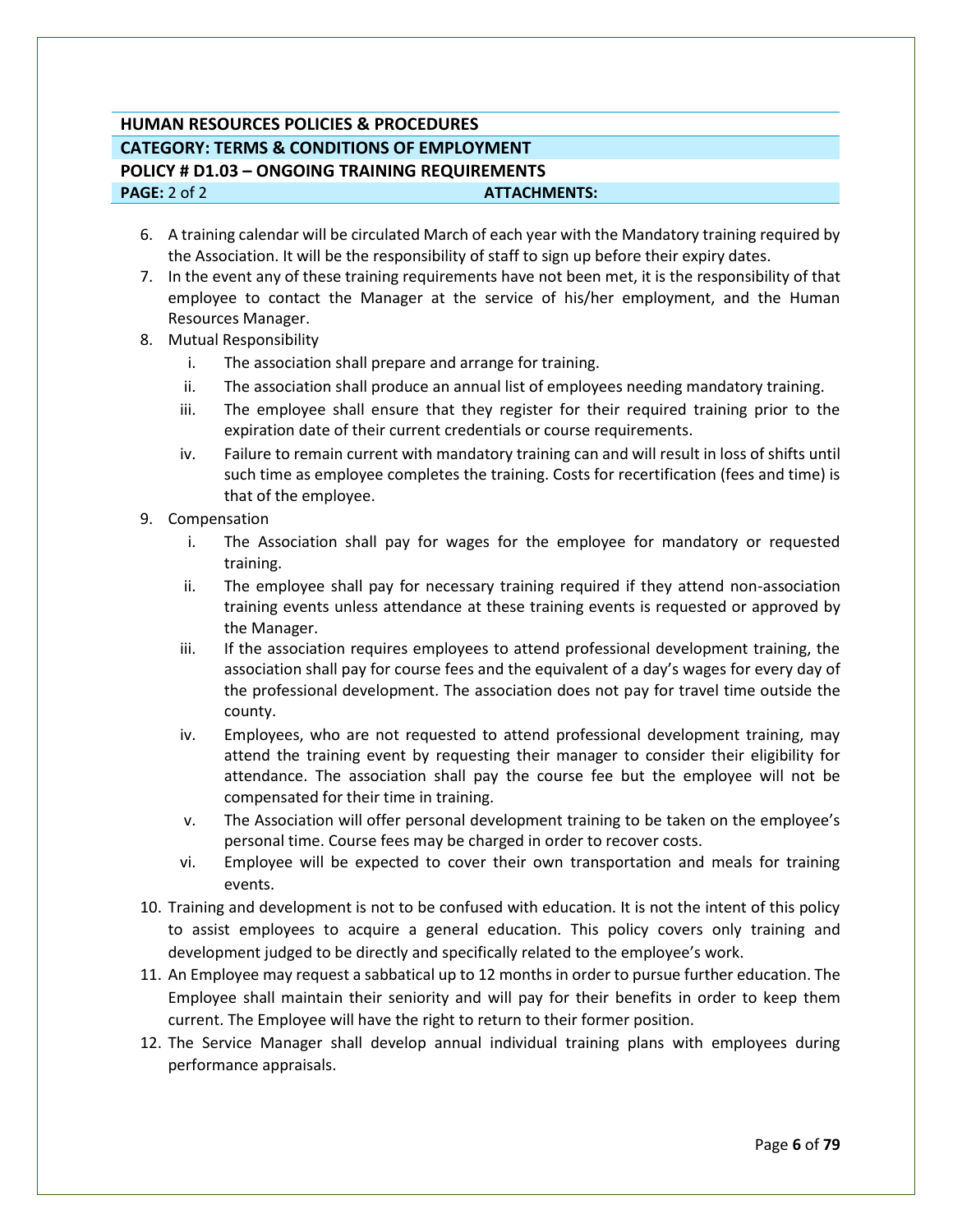**HUMAN RESOURCES POLICIES & PROCEDURES**

**CATEGORY: TERMS & CONDITIONS OF EMPLOYMENT**

**POLICY # D1.03 – ONGOING TRAINING REQUIREMENTS**

**PAGE:** 2 of 2 **ATTACHMENTS:**

6. A training calendar will be circulated March of each year with the Mandatory training required by the Association. It will be the responsibility of staff to sign up before their expiry dates.
7. In the event any of these training requirements have not been met, it is the responsibility of that employee to contact the Manager at the service of his/her employment, and the Human Resources Manager.
8. Mutual Responsibility
   i. The association shall prepare and arrange for training.
   ii. The association shall produce an annual list of employees needing mandatory training.
   iii. The employee shall ensure that they register for their required training prior to the expiration date of their current credentials or course requirements.
   iv. Failure to remain current with mandatory training can and will result in loss of shifts until such time as employee completes the training. Costs for recertification (fees and time) is that of the employee.
9. Compensation
   i. The Association shall pay for wages for the employee for mandatory or requested training.
   ii. The employee shall pay for necessary training required if they attend non-association training events unless attendance at these training events is requested or approved by the Manager.
   iii. If the association requires employees to attend professional development training, the association shall pay for course fees and the equivalent of a day's wages for every day of the professional development. The association does not pay for travel time outside the county.
   iv. Employees, who are not requested to attend professional development training, may attend the training event by requesting their manager to consider their eligibility for attendance. The association shall pay the course fee but the employee will not be compensated for their time in training.
   v. The Association will offer personal development training to be taken on the employee's personal time. Course fees may be charged in order to recover costs.
   vi. Employee will be expected to cover their own transportation and meals for training events.
10. Training and development is not to be confused with education. It is not the intent of this policy to assist employees to acquire a general education. This policy covers only training and development judged to be directly and specifically related to the employee's work.
11. An Employee may request a sabbatical up to 12 months in order to pursue further education. The Employee shall maintain their seniority and will pay for their benefits in order to keep them current. The Employee will have the right to return to their former position.
12. The Service Manager shall develop annual individual training plans with employees during performance appraisals.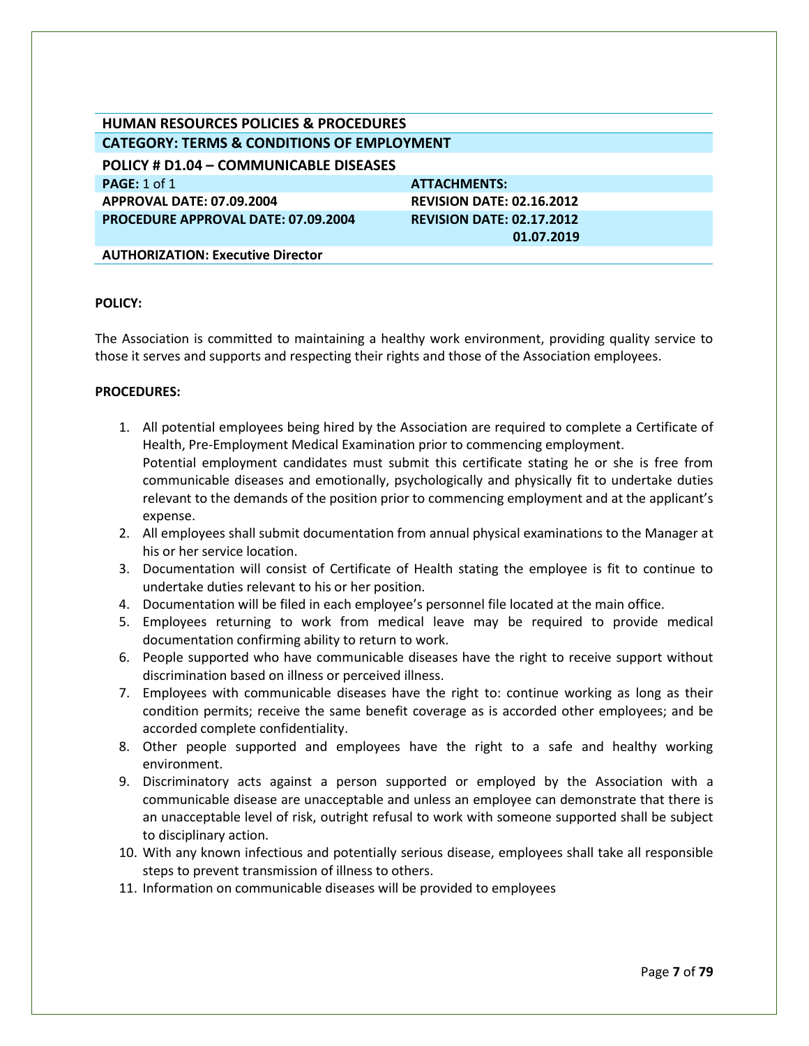| HUMAN RESOURCES POLICIES & PROCEDURES | |
| --- | --- |
| **CATEGORY: TERMS & CONDITIONS OF EMPLOYMENT** | |
| **POLICY # D1.04 – COMMUNICABLE DISEASES** | |
| **PAGE:** 1 of 1 | **ATTACHMENTS:** |
| **APPROVAL DATE: 07.09.2004** | **REVISION DATE: 02.16.2012** |
| **PROCEDURE APPROVAL DATE: 07.09.2004** | **REVISION DATE: 02.17.2012 01.07.2019** |
| **AUTHORIZATION: Executive Director** | |

**POLICY:**

The Association is committed to maintaining a healthy work environment, providing quality service to those it serves and supports and respecting their rights and those of the Association employees.

**PROCEDURES:**

1. All potential employees being hired by the Association are required to complete a Certificate of Health, Pre-Employment Medical Examination prior to commencing employment.
   Potential employment candidates must submit this certificate stating he or she is free from communicable diseases and emotionally, psychologically and physically fit to undertake duties relevant to the demands of the position prior to commencing employment and at the applicant's expense.
2. All employees shall submit documentation from annual physical examinations to the Manager at his or her service location.
3. Documentation will consist of Certificate of Health stating the employee is fit to continue to undertake duties relevant to his or her position.
4. Documentation will be filed in each employee's personnel file located at the main office.
5. Employees returning to work from medical leave may be required to provide medical documentation confirming ability to return to work.
6. People supported who have communicable diseases have the right to receive support without discrimination based on illness or perceived illness.
7. Employees with communicable diseases have the right to: continue working as long as their condition permits; receive the same benefit coverage as is accorded other employees; and be accorded complete confidentiality.
8. Other people supported and employees have the right to a safe and healthy working environment.
9. Discriminatory acts against a person supported or employed by the Association with a communicable disease are unacceptable and unless an employee can demonstrate that there is an unacceptable level of risk, outright refusal to work with someone supported shall be subject to disciplinary action.
10. With any known infectious and potentially serious disease, employees shall take all responsible steps to prevent transmission of illness to others.
11. Information on communicable diseases will be provided to employees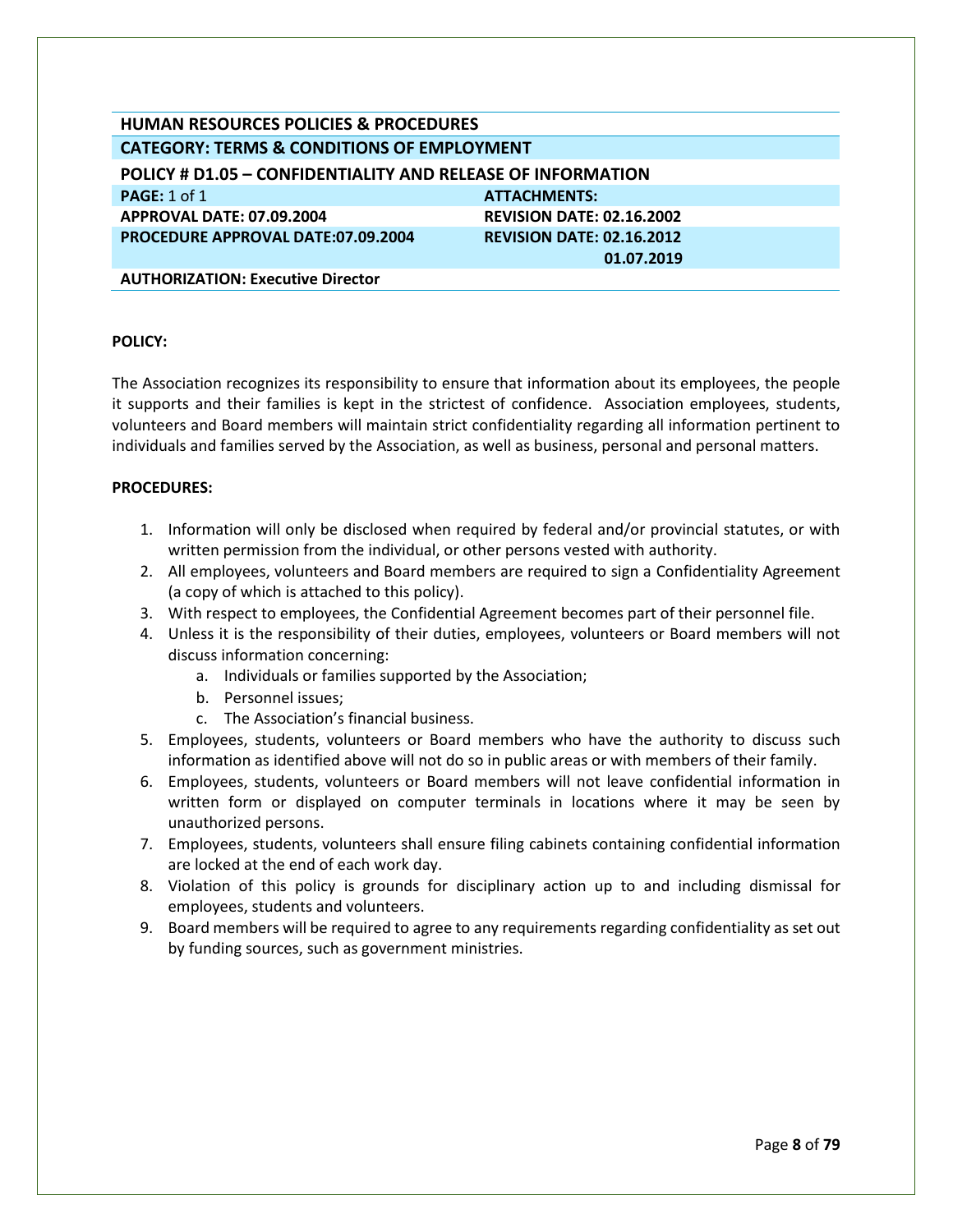# HUMAN RESOURCES POLICIES & PROCEDURES

## CATEGORY: TERMS & CONDITIONS OF EMPLOYMENT

### POLICY # D1.05 – CONFIDENTIALITY AND RELEASE OF INFORMATION

| | |
|---|---|
| **PAGE:** 1 of 1 | **ATTACHMENTS:** |
| **APPROVAL DATE: 07.09.2004** | **REVISION DATE: 02.16.2002** |
| **PROCEDURE APPROVAL DATE:07.09.2004** | **REVISION DATE: 02.16.2012** **01.07.2019** |
| **AUTHORIZATION: Executive Director** | |

**POLICY:**

The Association recognizes its responsibility to ensure that information about its employees, the people it supports and their families is kept in the strictest of confidence. Association employees, students, volunteers and Board members will maintain strict confidentiality regarding all information pertinent to individuals and families served by the Association, as well as business, personal and personal matters.

**PROCEDURES:**

1. Information will only be disclosed when required by federal and/or provincial statutes, or with written permission from the individual, or other persons vested with authority.
2. All employees, volunteers and Board members are required to sign a Confidentiality Agreement (a copy of which is attached to this policy).
3. With respect to employees, the Confidential Agreement becomes part of their personnel file.
4. Unless it is the responsibility of their duties, employees, volunteers or Board members will not discuss information concerning:
   a. Individuals or families supported by the Association;
   b. Personnel issues;
   c. The Association's financial business.
5. Employees, students, volunteers or Board members who have the authority to discuss such information as identified above will not do so in public areas or with members of their family.
6. Employees, students, volunteers or Board members will not leave confidential information in written form or displayed on computer terminals in locations where it may be seen by unauthorized persons.
7. Employees, students, volunteers shall ensure filing cabinets containing confidential information are locked at the end of each work day.
8. Violation of this policy is grounds for disciplinary action up to and including dismissal for employees, students and volunteers.
9. Board members will be required to agree to any requirements regarding confidentiality as set out by funding sources, such as government ministries.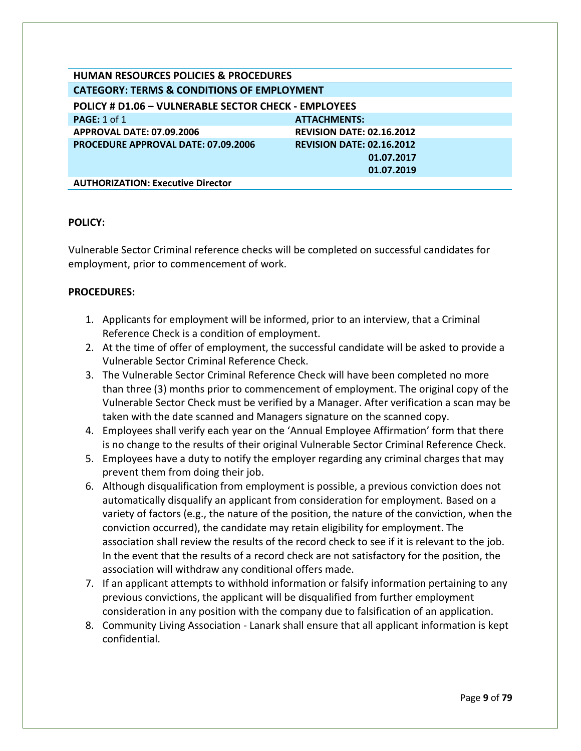| HUMAN RESOURCES POLICIES & PROCEDURES | |
|---|---|
| **CATEGORY: TERMS & CONDITIONS OF EMPLOYMENT** | |
| **POLICY # D1.06 – VULNERABLE SECTOR CHECK - EMPLOYEES** | |
| **PAGE:** 1 of 1 | **ATTACHMENTS:** |
| **APPROVAL DATE: 07.09.2006** | **REVISION DATE: 02.16.2012** |
| **PROCEDURE APPROVAL DATE: 07.09.2006** | **REVISION DATE: 02.16.2012**<br>**01.07.2017**<br>**01.07.2019** |
| **AUTHORIZATION: Executive Director** | |

**POLICY:**

Vulnerable Sector Criminal reference checks will be completed on successful candidates for employment, prior to commencement of work.

**PROCEDURES:**

1. Applicants for employment will be informed, prior to an interview, that a Criminal Reference Check is a condition of employment.
2. At the time of offer of employment, the successful candidate will be asked to provide a Vulnerable Sector Criminal Reference Check.
3. The Vulnerable Sector Criminal Reference Check will have been completed no more than three (3) months prior to commencement of employment. The original copy of the Vulnerable Sector Check must be verified by a Manager. After verification a scan may be taken with the date scanned and Managers signature on the scanned copy.
4. Employees shall verify each year on the 'Annual Employee Affirmation' form that there is no change to the results of their original Vulnerable Sector Criminal Reference Check.
5. Employees have a duty to notify the employer regarding any criminal charges that may prevent them from doing their job.
6. Although disqualification from employment is possible, a previous conviction does not automatically disqualify an applicant from consideration for employment. Based on a variety of factors (e.g., the nature of the position, the nature of the conviction, when the conviction occurred), the candidate may retain eligibility for employment. The association shall review the results of the record check to see if it is relevant to the job. In the event that the results of a record check are not satisfactory for the position, the association will withdraw any conditional offers made.
7. If an applicant attempts to withhold information or falsify information pertaining to any previous convictions, the applicant will be disqualified from further employment consideration in any position with the company due to falsification of an application.
8. Community Living Association - Lanark shall ensure that all applicant information is kept confidential.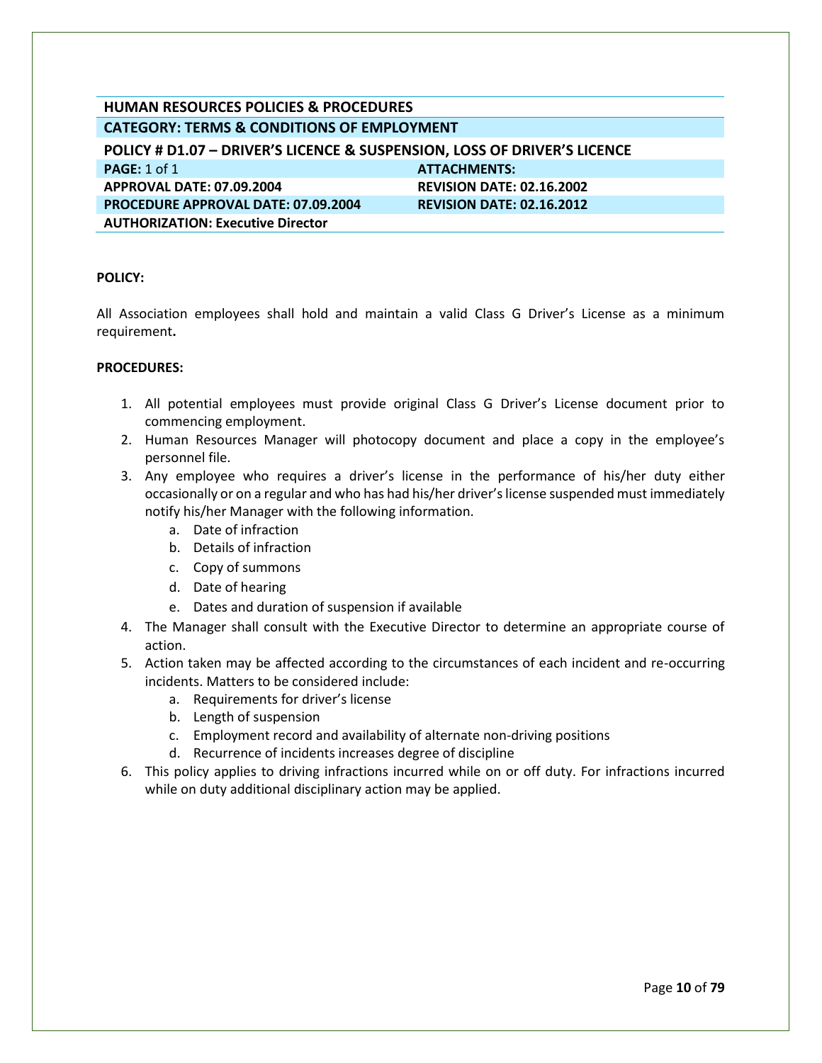## HUMAN RESOURCES POLICIES & PROCEDURES

### CATEGORY: TERMS & CONDITIONS OF EMPLOYMENT

### POLICY # D1.07 – DRIVER'S LICENCE & SUSPENSION, LOSS OF DRIVER'S LICENCE

| **PAGE:** 1 of 1 | **ATTACHMENTS:** |
|---|---|
| **APPROVAL DATE: 07.09.2004** | **REVISION DATE: 02.16.2002** |
| **PROCEDURE APPROVAL DATE: 07.09.2004** | **REVISION DATE: 02.16.2012** |
| **AUTHORIZATION: Executive Director** | |

**POLICY:**

All Association employees shall hold and maintain a valid Class G Driver's License as a minimum requirement**.**

**PROCEDURES:**

1. All potential employees must provide original Class G Driver's License document prior to commencing employment.
2. Human Resources Manager will photocopy document and place a copy in the employee's personnel file.
3. Any employee who requires a driver's license in the performance of his/her duty either occasionally or on a regular and who has had his/her driver's license suspended must immediately notify his/her Manager with the following information.
   a. Date of infraction
   b. Details of infraction
   c. Copy of summons
   d. Date of hearing
   e. Dates and duration of suspension if available
4. The Manager shall consult with the Executive Director to determine an appropriate course of action.
5. Action taken may be affected according to the circumstances of each incident and re-occurring incidents. Matters to be considered include:
   a. Requirements for driver's license
   b. Length of suspension
   c. Employment record and availability of alternate non-driving positions
   d. Recurrence of incidents increases degree of discipline
6. This policy applies to driving infractions incurred while on or off duty. For infractions incurred while on duty additional disciplinary action may be applied.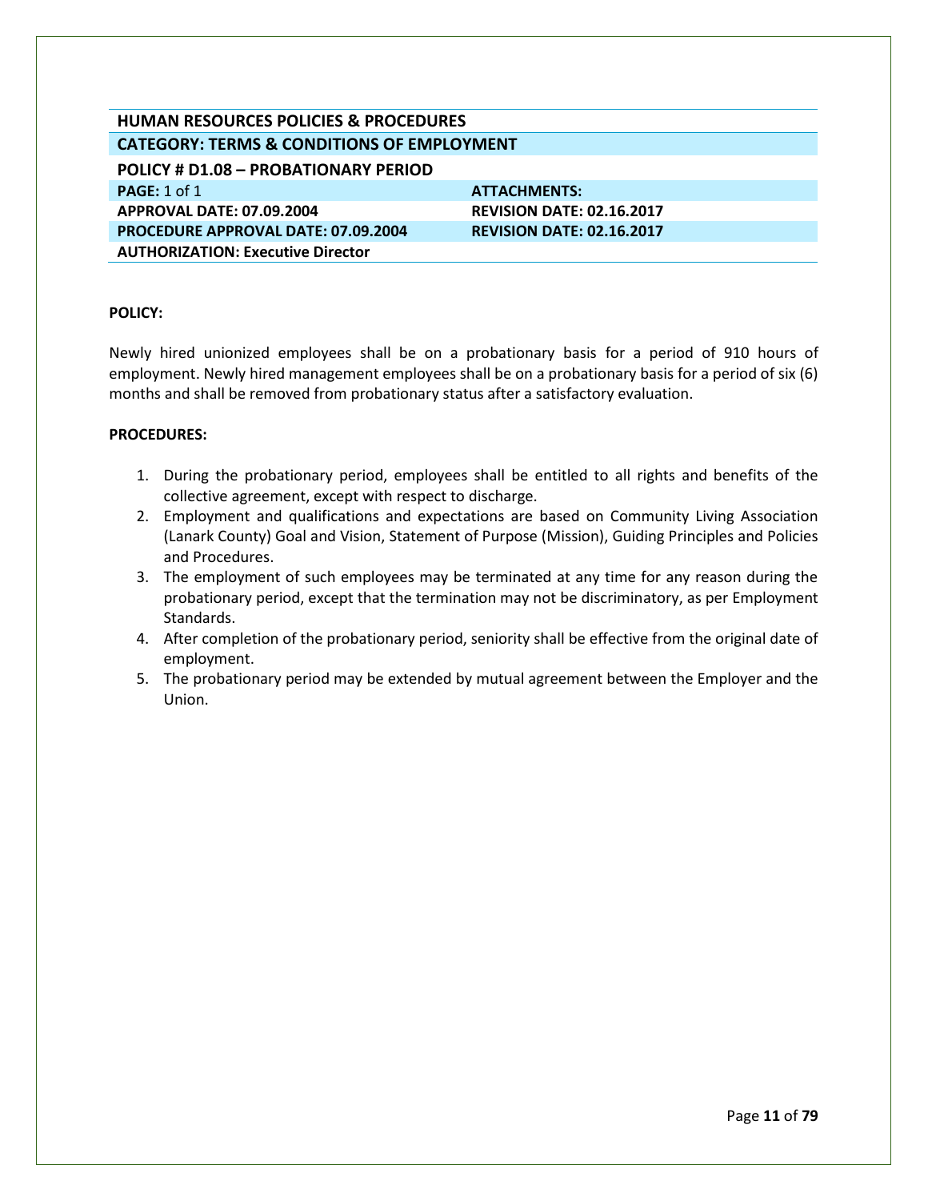| HUMAN RESOURCES POLICIES & PROCEDURES | |
|---|---|
| **CATEGORY: TERMS & CONDITIONS OF EMPLOYMENT** | |
| **POLICY # D1.08 – PROBATIONARY PERIOD** | |
| **PAGE:** 1 of 1 | **ATTACHMENTS:** |
| **APPROVAL DATE: 07.09.2004** | **REVISION DATE: 02.16.2017** |
| **PROCEDURE APPROVAL DATE: 07.09.2004** | **REVISION DATE: 02.16.2017** |
| **AUTHORIZATION: Executive Director** | |

**POLICY:**

Newly hired unionized employees shall be on a probationary basis for a period of 910 hours of employment. Newly hired management employees shall be on a probationary basis for a period of six (6) months and shall be removed from probationary status after a satisfactory evaluation.

**PROCEDURES:**

1. During the probationary period, employees shall be entitled to all rights and benefits of the collective agreement, except with respect to discharge.
2. Employment and qualifications and expectations are based on Community Living Association (Lanark County) Goal and Vision, Statement of Purpose (Mission), Guiding Principles and Policies and Procedures.
3. The employment of such employees may be terminated at any time for any reason during the probationary period, except that the termination may not be discriminatory, as per Employment Standards.
4. After completion of the probationary period, seniority shall be effective from the original date of employment.
5. The probationary period may be extended by mutual agreement between the Employer and the Union.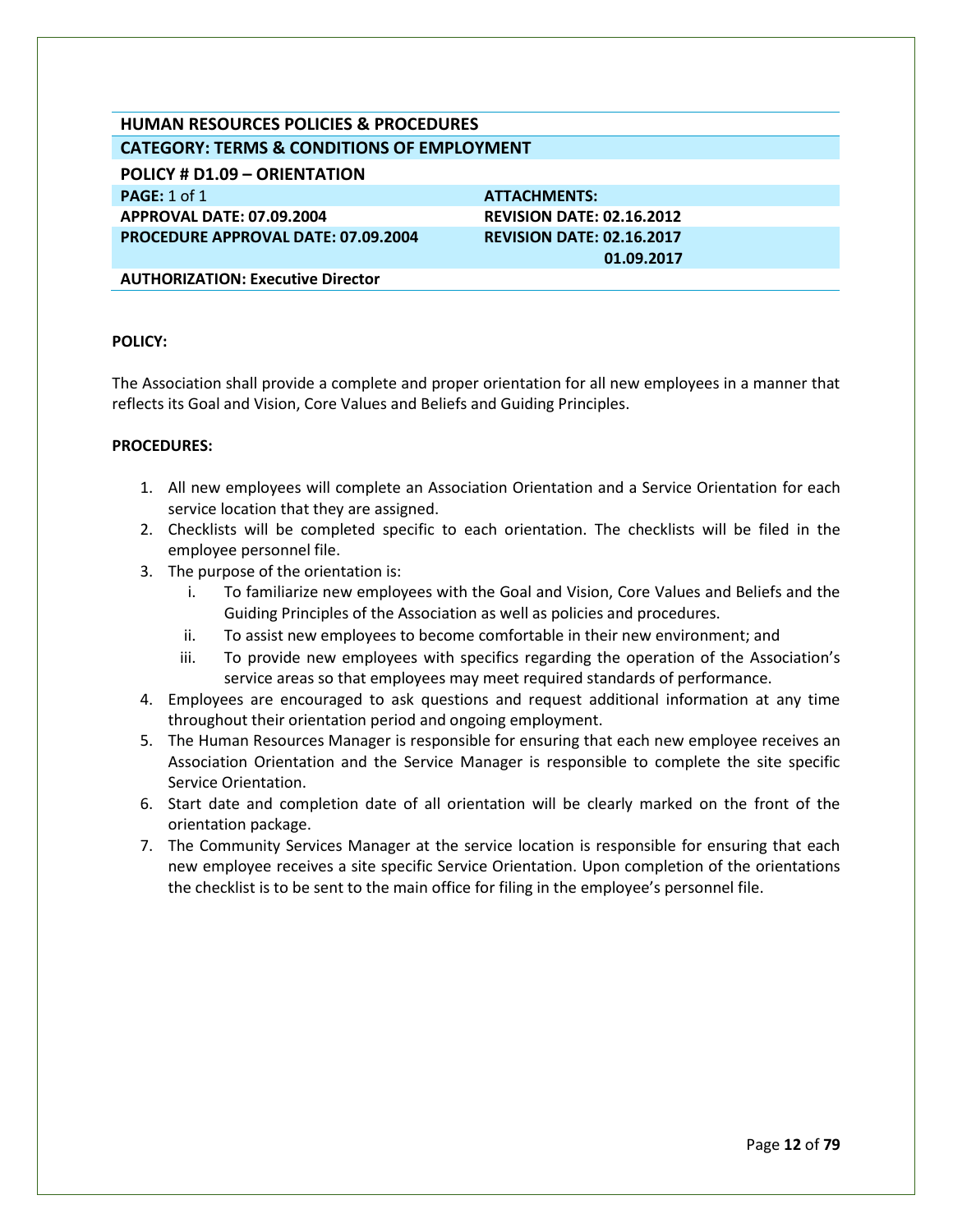## HUMAN RESOURCES POLICIES & PROCEDURES

### CATEGORY: TERMS & CONDITIONS OF EMPLOYMENT

### POLICY # D1.09 – ORIENTATION

| | |
|---|---|
| **PAGE:** 1 of 1 | **ATTACHMENTS:** |
| **APPROVAL DATE: 07.09.2004** | **REVISION DATE: 02.16.2012** |
| **PROCEDURE APPROVAL DATE: 07.09.2004** | **REVISION DATE: 02.16.2017 01.09.2017** |
| **AUTHORIZATION: Executive Director** | |

**POLICY:**

The Association shall provide a complete and proper orientation for all new employees in a manner that reflects its Goal and Vision, Core Values and Beliefs and Guiding Principles.

**PROCEDURES:**

1. All new employees will complete an Association Orientation and a Service Orientation for each service location that they are assigned.
2. Checklists will be completed specific to each orientation. The checklists will be filed in the employee personnel file.
3. The purpose of the orientation is:
   i. To familiarize new employees with the Goal and Vision, Core Values and Beliefs and the Guiding Principles of the Association as well as policies and procedures.
   ii. To assist new employees to become comfortable in their new environment; and
   iii. To provide new employees with specifics regarding the operation of the Association's service areas so that employees may meet required standards of performance.
4. Employees are encouraged to ask questions and request additional information at any time throughout their orientation period and ongoing employment.
5. The Human Resources Manager is responsible for ensuring that each new employee receives an Association Orientation and the Service Manager is responsible to complete the site specific Service Orientation.
6. Start date and completion date of all orientation will be clearly marked on the front of the orientation package.
7. The Community Services Manager at the service location is responsible for ensuring that each new employee receives a site specific Service Orientation. Upon completion of the orientations the checklist is to be sent to the main office for filing in the employee's personnel file.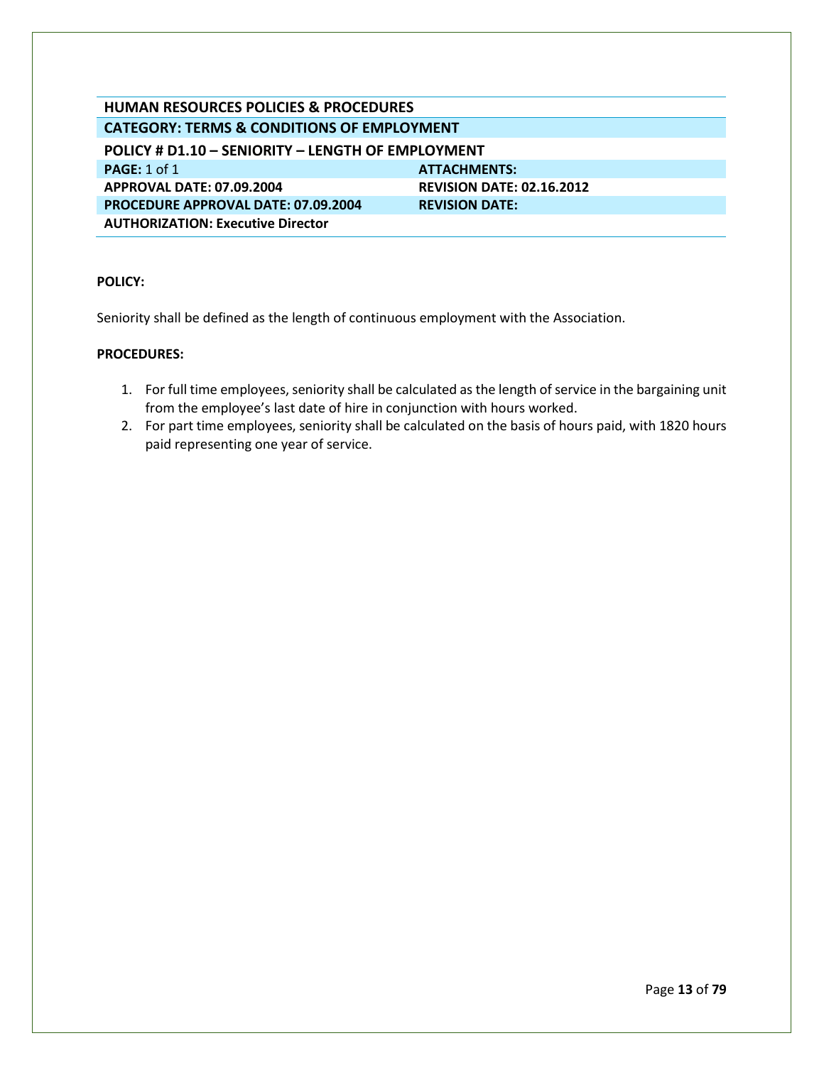## HUMAN RESOURCES POLICIES & PROCEDURES

### CATEGORY: TERMS & CONDITIONS OF EMPLOYMENT

### POLICY # D1.10 – SENIORITY – LENGTH OF EMPLOYMENT

| | |
|---|---|
| **PAGE:** 1 of 1 | **ATTACHMENTS:** |
| **APPROVAL DATE: 07.09.2004** | **REVISION DATE: 02.16.2012** |
| **PROCEDURE APPROVAL DATE: 07.09.2004** | **REVISION DATE:** |
| **AUTHORIZATION: Executive Director** | |

**POLICY:**

Seniority shall be defined as the length of continuous employment with the Association.

**PROCEDURES:**

1. For full time employees, seniority shall be calculated as the length of service in the bargaining unit from the employee's last date of hire in conjunction with hours worked.
2. For part time employees, seniority shall be calculated on the basis of hours paid, with 1820 hours paid representing one year of service.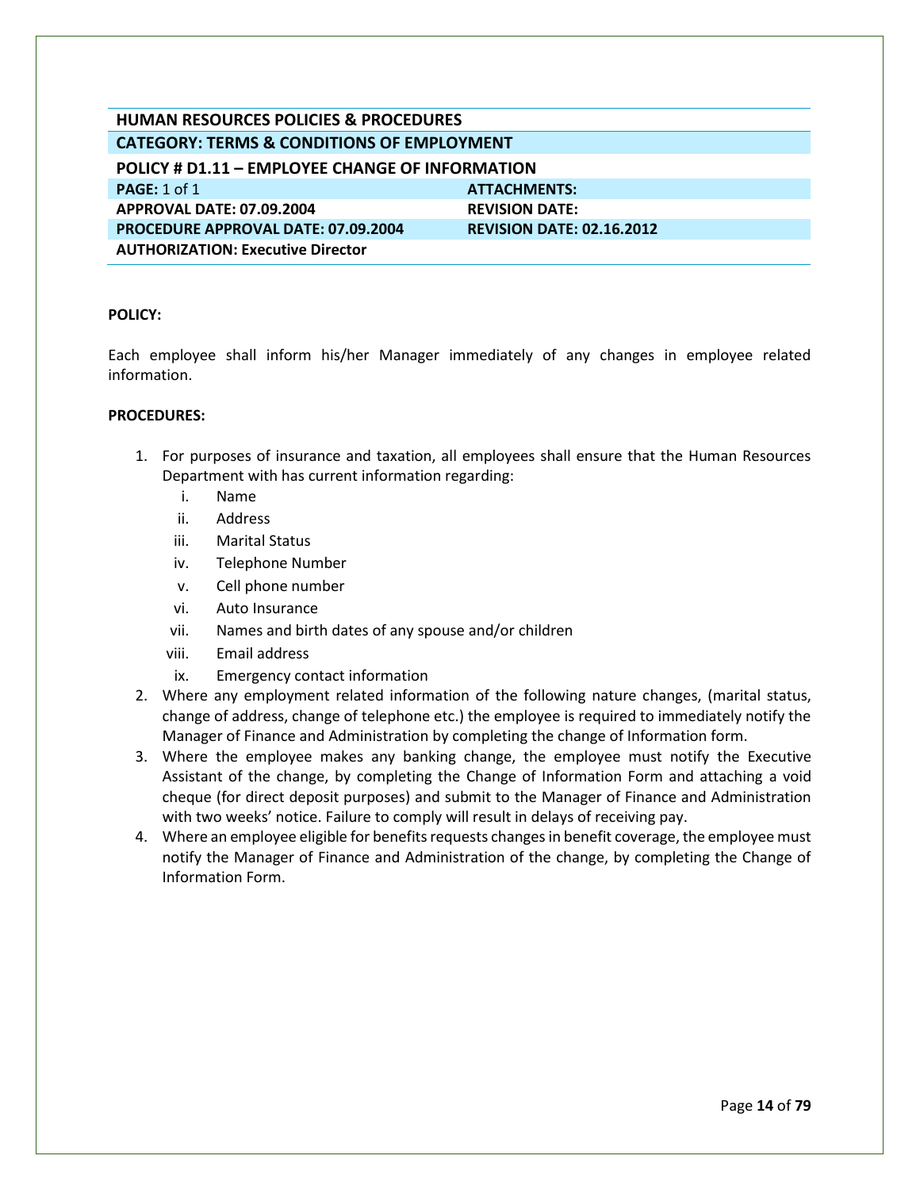**HUMAN RESOURCES POLICIES & PROCEDURES**

**CATEGORY: TERMS & CONDITIONS OF EMPLOYMENT**

**POLICY # D1.11 – EMPLOYEE CHANGE OF INFORMATION**

| | |
|---|---|
| **PAGE:** 1 of 1 | **ATTACHMENTS:** |
| **APPROVAL DATE: 07.09.2004** | **REVISION DATE:** |
| **PROCEDURE APPROVAL DATE: 07.09.2004** | **REVISION DATE: 02.16.2012** |
| **AUTHORIZATION: Executive Director** | |

**POLICY:**

Each employee shall inform his/her Manager immediately of any changes in employee related information.

**PROCEDURES:**

1. For purposes of insurance and taxation, all employees shall ensure that the Human Resources Department with has current information regarding:
   i. Name
   ii. Address
   iii. Marital Status
   iv. Telephone Number
   v. Cell phone number
   vi. Auto Insurance
   vii. Names and birth dates of any spouse and/or children
   viii. Email address
   ix. Emergency contact information
2. Where any employment related information of the following nature changes, (marital status, change of address, change of telephone etc.) the employee is required to immediately notify the Manager of Finance and Administration by completing the change of Information form.
3. Where the employee makes any banking change, the employee must notify the Executive Assistant of the change, by completing the Change of Information Form and attaching a void cheque (for direct deposit purposes) and submit to the Manager of Finance and Administration with two weeks' notice. Failure to comply will result in delays of receiving pay.
4. Where an employee eligible for benefits requests changes in benefit coverage, the employee must notify the Manager of Finance and Administration of the change, by completing the Change of Information Form.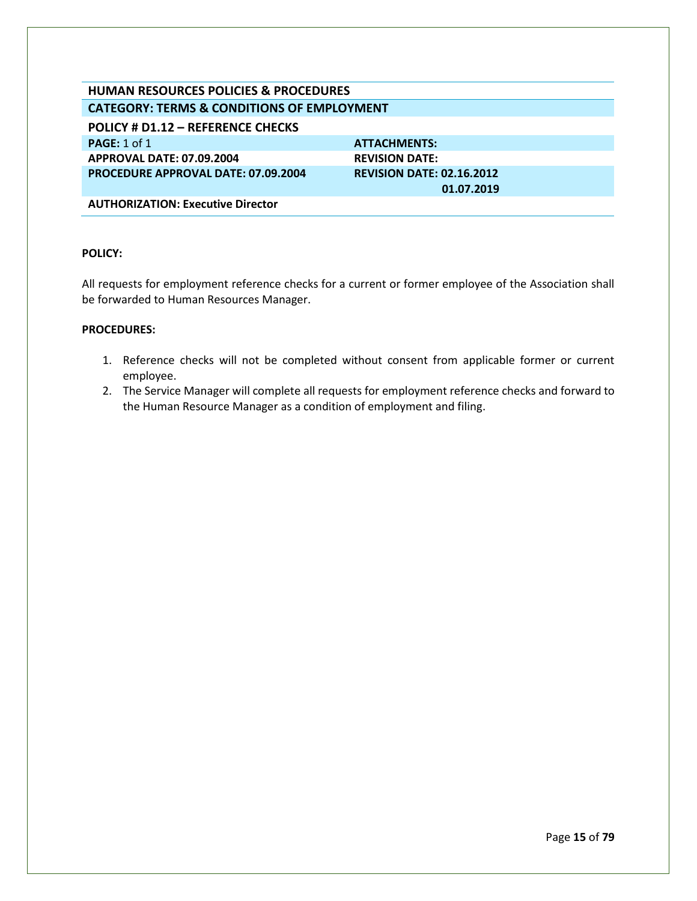| HUMAN RESOURCES POLICIES & PROCEDURES | |
|---|---|
| **CATEGORY: TERMS & CONDITIONS OF EMPLOYMENT** | |
| **POLICY # D1.12 – REFERENCE CHECKS** | |
| **PAGE:** 1 of 1 | **ATTACHMENTS:** |
| **APPROVAL DATE: 07.09.2004** | **REVISION DATE:** |
| **PROCEDURE APPROVAL DATE: 07.09.2004** | **REVISION DATE: 02.16.2012 01.07.2019** |
| **AUTHORIZATION: Executive Director** | |

**POLICY:**

All requests for employment reference checks for a current or former employee of the Association shall be forwarded to Human Resources Manager.

**PROCEDURES:**

1. Reference checks will not be completed without consent from applicable former or current employee.
2. The Service Manager will complete all requests for employment reference checks and forward to the Human Resource Manager as a condition of employment and filing.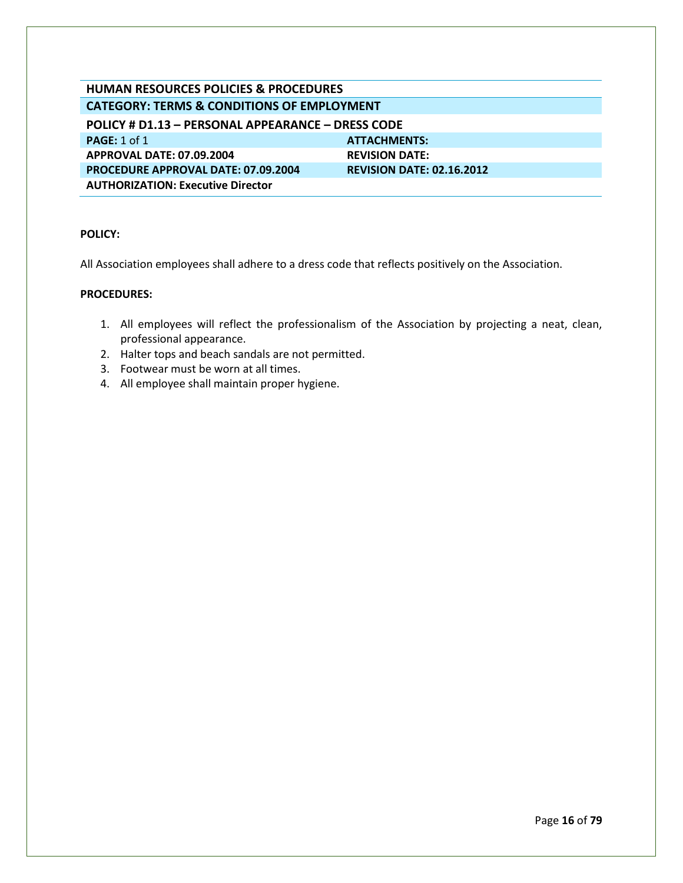| HUMAN RESOURCES POLICIES & PROCEDURES | |
|---|---|
| **CATEGORY: TERMS & CONDITIONS OF EMPLOYMENT** | |
| **POLICY # D1.13 – PERSONAL APPEARANCE – DRESS CODE** | |
| **PAGE:** 1 of 1 | **ATTACHMENTS:** |
| **APPROVAL DATE: 07.09.2004** | **REVISION DATE:** |
| **PROCEDURE APPROVAL DATE: 07.09.2004** | **REVISION DATE: 02.16.2012** |
| **AUTHORIZATION: Executive Director** | |

**POLICY:**

All Association employees shall adhere to a dress code that reflects positively on the Association.

**PROCEDURES:**

1. All employees will reflect the professionalism of the Association by projecting a neat, clean, professional appearance.
2. Halter tops and beach sandals are not permitted.
3. Footwear must be worn at all times.
4. All employee shall maintain proper hygiene.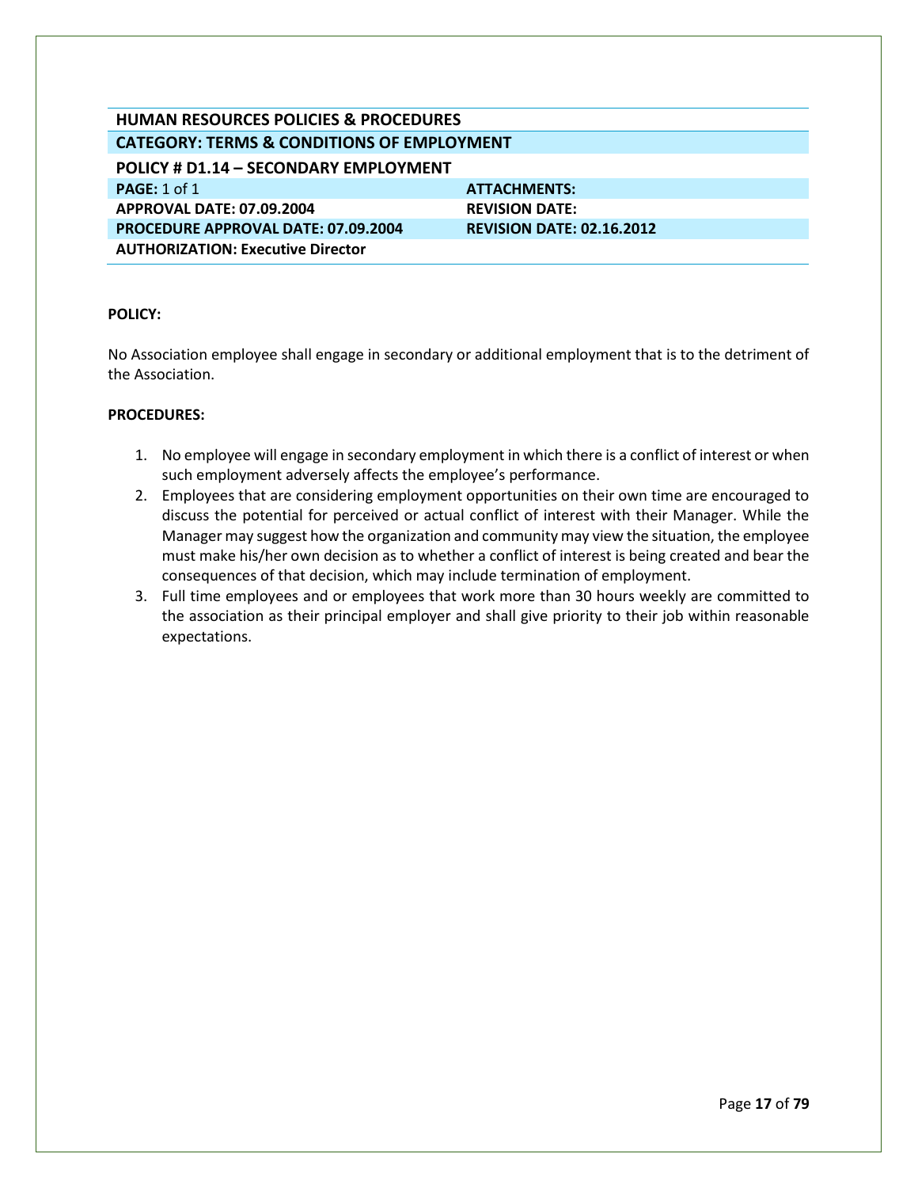| HUMAN RESOURCES POLICIES & PROCEDURES | |
|---|---|
| **CATEGORY: TERMS & CONDITIONS OF EMPLOYMENT** | |
| **POLICY # D1.14 – SECONDARY EMPLOYMENT** | |
| **PAGE:** 1 of 1 | **ATTACHMENTS:** |
| **APPROVAL DATE: 07.09.2004** | **REVISION DATE:** |
| **PROCEDURE APPROVAL DATE: 07.09.2004** | **REVISION DATE: 02.16.2012** |
| **AUTHORIZATION: Executive Director** | |

**POLICY:**

No Association employee shall engage in secondary or additional employment that is to the detriment of the Association.

**PROCEDURES:**

1. No employee will engage in secondary employment in which there is a conflict of interest or when such employment adversely affects the employee's performance.
2. Employees that are considering employment opportunities on their own time are encouraged to discuss the potential for perceived or actual conflict of interest with their Manager. While the Manager may suggest how the organization and community may view the situation, the employee must make his/her own decision as to whether a conflict of interest is being created and bear the consequences of that decision, which may include termination of employment.
3. Full time employees and or employees that work more than 30 hours weekly are committed to the association as their principal employer and shall give priority to their job within reasonable expectations.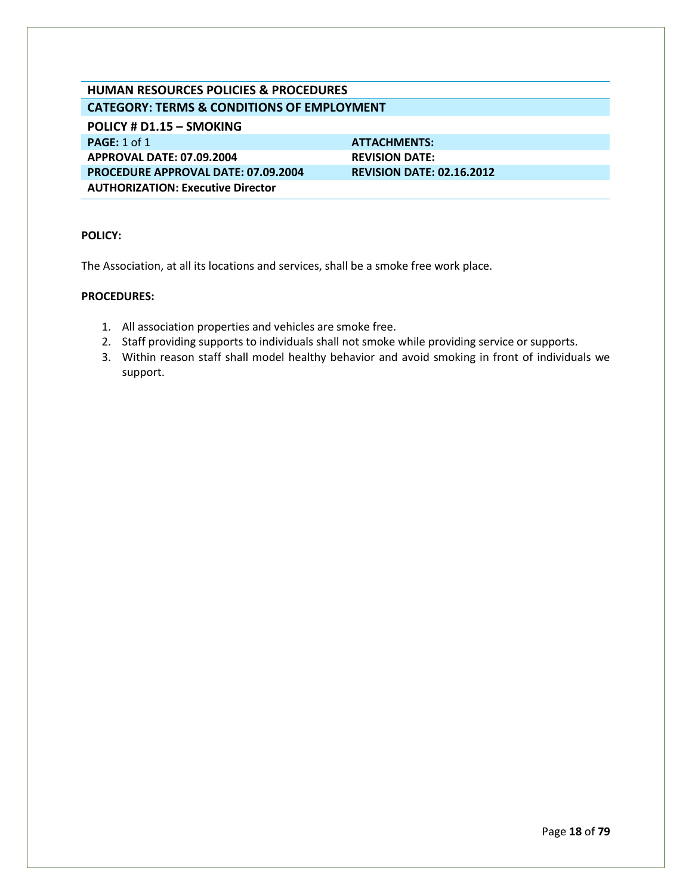**HUMAN RESOURCES POLICIES & PROCEDURES**

**CATEGORY: TERMS & CONDITIONS OF EMPLOYMENT**

## POLICY # D1.15 – SMOKING

| | |
|---|---|
| **PAGE:** 1 of 1 | **ATTACHMENTS:** |
| **APPROVAL DATE: 07.09.2004** | **REVISION DATE:** |
| **PROCEDURE APPROVAL DATE: 07.09.2004** | **REVISION DATE: 02.16.2012** |
| **AUTHORIZATION: Executive Director** | |

**POLICY:**

The Association, at all its locations and services, shall be a smoke free work place.

**PROCEDURES:**

1. All association properties and vehicles are smoke free.
2. Staff providing supports to individuals shall not smoke while providing service or supports.
3. Within reason staff shall model healthy behavior and avoid smoking in front of individuals we support.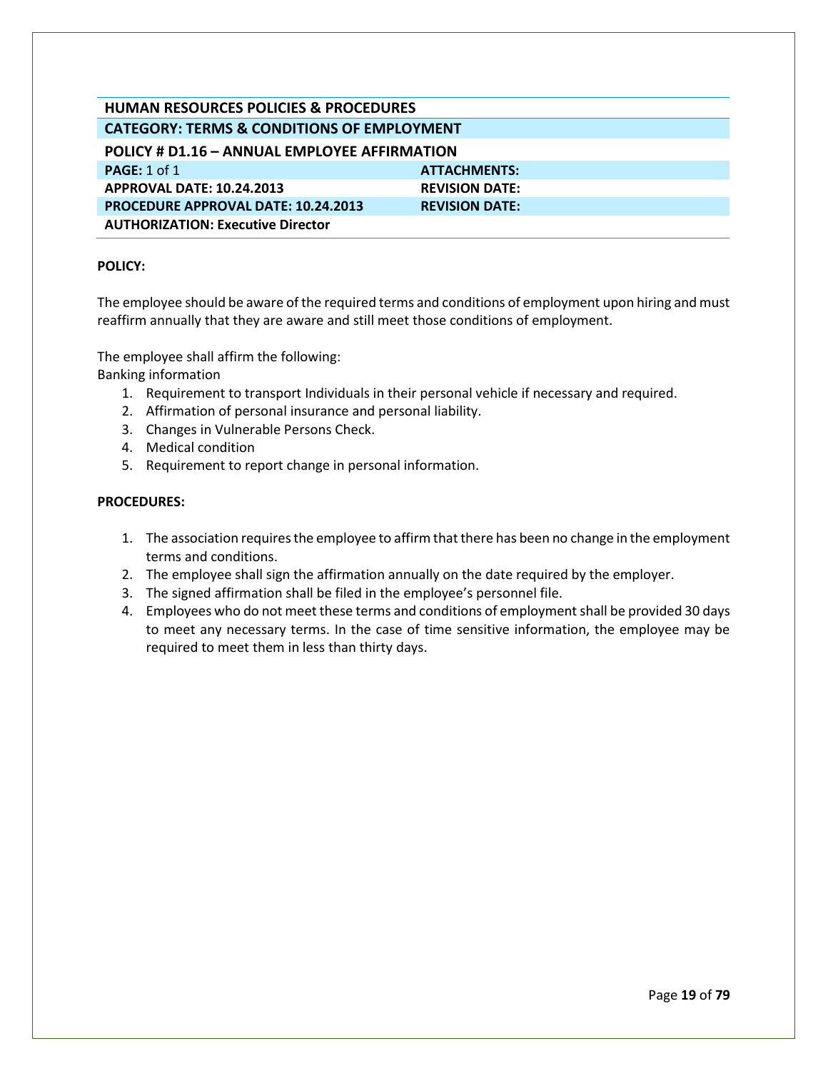| HUMAN RESOURCES POLICIES & PROCEDURES | |
|---|---|
| **CATEGORY: TERMS & CONDITIONS OF EMPLOYMENT** | |
| **POLICY # D1.16 – ANNUAL EMPLOYEE AFFIRMATION** | |
| **PAGE:** 1 of 1 | **ATTACHMENTS:** |
| **APPROVAL DATE: 10.24.2013** | **REVISION DATE:** |
| **PROCEDURE APPROVAL DATE: 10.24.2013** | **REVISION DATE:** |
| **AUTHORIZATION: Executive Director** | |

**POLICY:**

The employee should be aware of the required terms and conditions of employment upon hiring and must reaffirm annually that they are aware and still meet those conditions of employment.

The employee shall affirm the following:
Banking information

1. Requirement to transport Individuals in their personal vehicle if necessary and required.
2. Affirmation of personal insurance and personal liability.
3. Changes in Vulnerable Persons Check.
4. Medical condition
5. Requirement to report change in personal information.

**PROCEDURES:**

1. The association requires the employee to affirm that there has been no change in the employment terms and conditions.
2. The employee shall sign the affirmation annually on the date required by the employer.
3. The signed affirmation shall be filed in the employee's personnel file.
4. Employees who do not meet these terms and conditions of employment shall be provided 30 days to meet any necessary terms. In the case of time sensitive information, the employee may be required to meet them in less than thirty days.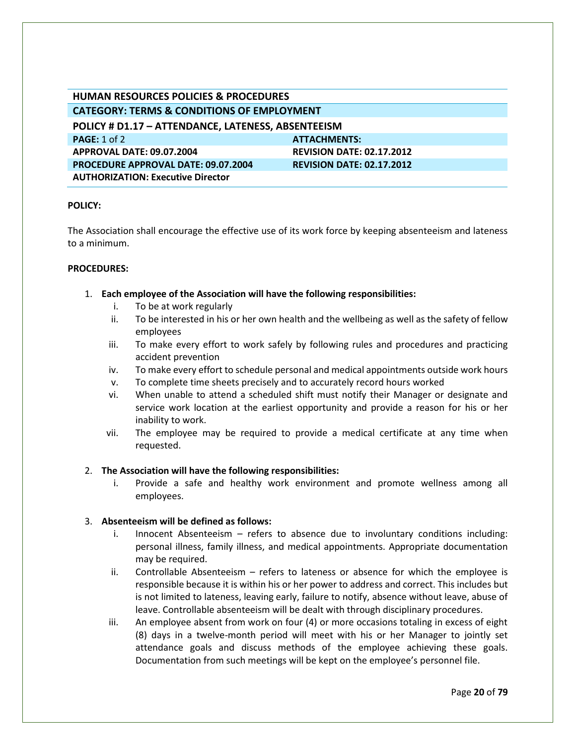**HUMAN RESOURCES POLICIES & PROCEDURES**

**CATEGORY: TERMS & CONDITIONS OF EMPLOYMENT**

**POLICY # D1.17 – ATTENDANCE, LATENESS, ABSENTEEISM**

| | |
|---|---|
| **PAGE:** 1 of 2 | **ATTACHMENTS:** |
| **APPROVAL DATE: 09.07.2004** | **REVISION DATE: 02.17.2012** |
| **PROCEDURE APPROVAL DATE: 09.07.2004** | **REVISION DATE: 02.17.2012** |
| **AUTHORIZATION: Executive Director** | |

**POLICY:**

The Association shall encourage the effective use of its work force by keeping absenteeism and lateness to a minimum.

**PROCEDURES:**

1. **Each employee of the Association will have the following responsibilities:**
   i. To be at work regularly
   ii. To be interested in his or her own health and the wellbeing as well as the safety of fellow employees
   iii. To make every effort to work safely by following rules and procedures and practicing accident prevention
   iv. To make every effort to schedule personal and medical appointments outside work hours
   v. To complete time sheets precisely and to accurately record hours worked
   vi. When unable to attend a scheduled shift must notify their Manager or designate and service work location at the earliest opportunity and provide a reason for his or her inability to work.
   vii. The employee may be required to provide a medical certificate at any time when requested.

2. **The Association will have the following responsibilities:**
   i. Provide a safe and healthy work environment and promote wellness among all employees.

3. **Absenteeism will be defined as follows:**
   i. Innocent Absenteeism – refers to absence due to involuntary conditions including: personal illness, family illness, and medical appointments. Appropriate documentation may be required.
   ii. Controllable Absenteeism – refers to lateness or absence for which the employee is responsible because it is within his or her power to address and correct. This includes but is not limited to lateness, leaving early, failure to notify, absence without leave, abuse of leave. Controllable absenteeism will be dealt with through disciplinary procedures.
   iii. An employee absent from work on four (4) or more occasions totaling in excess of eight (8) days in a twelve-month period will meet with his or her Manager to jointly set attendance goals and discuss methods of the employee achieving these goals. Documentation from such meetings will be kept on the employee's personnel file.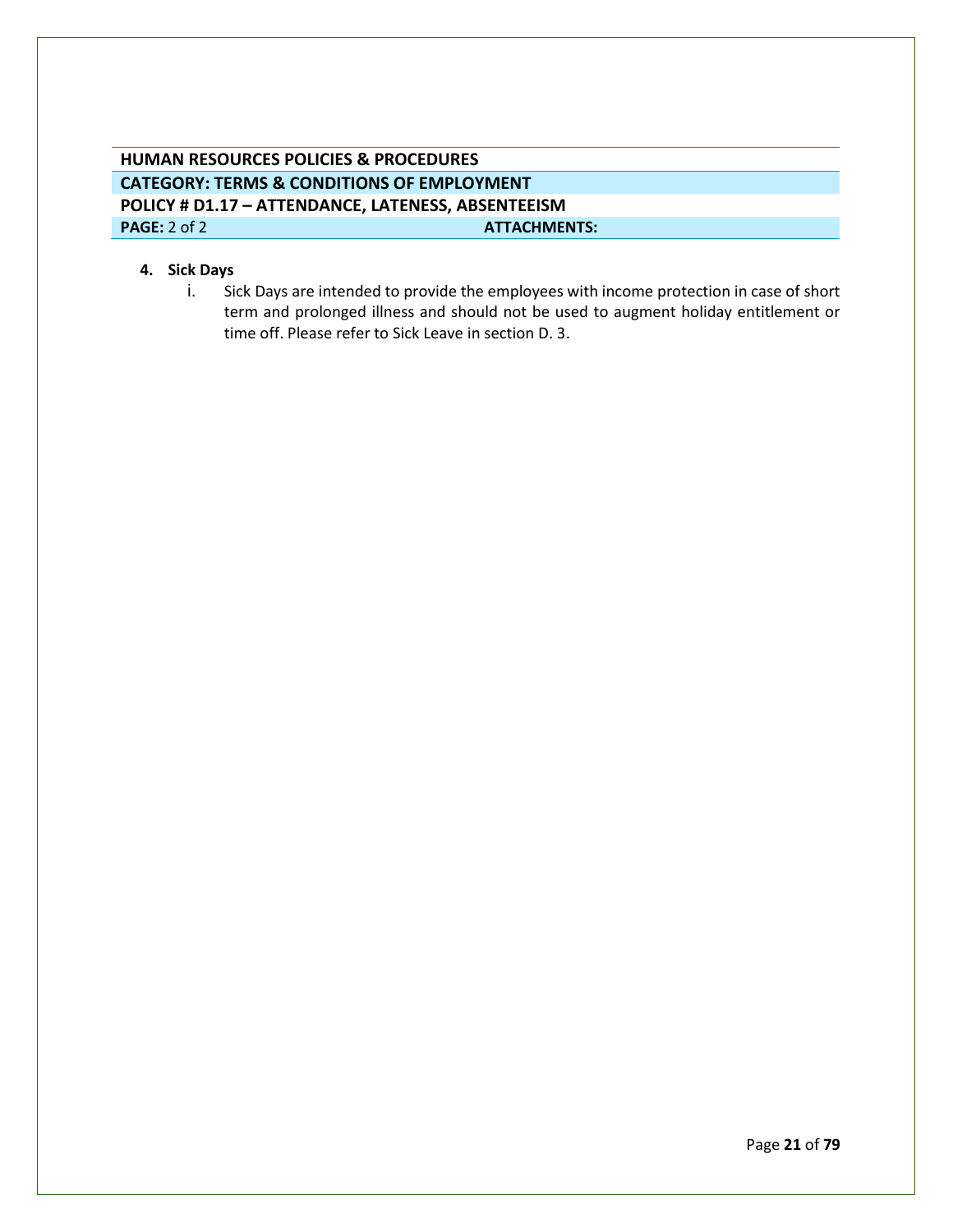| HUMAN RESOURCES POLICIES & PROCEDURES | |
|---|---|
| **CATEGORY: TERMS & CONDITIONS OF EMPLOYMENT** | |
| **POLICY # D1.17 – ATTENDANCE, LATENESS, ABSENTEEISM** | |
| **PAGE:** 2 of 2 | **ATTACHMENTS:** |

**4. Sick Days**

i. Sick Days are intended to provide the employees with income protection in case of short term and prolonged illness and should not be used to augment holiday entitlement or time off. Please refer to Sick Leave in section D. 3.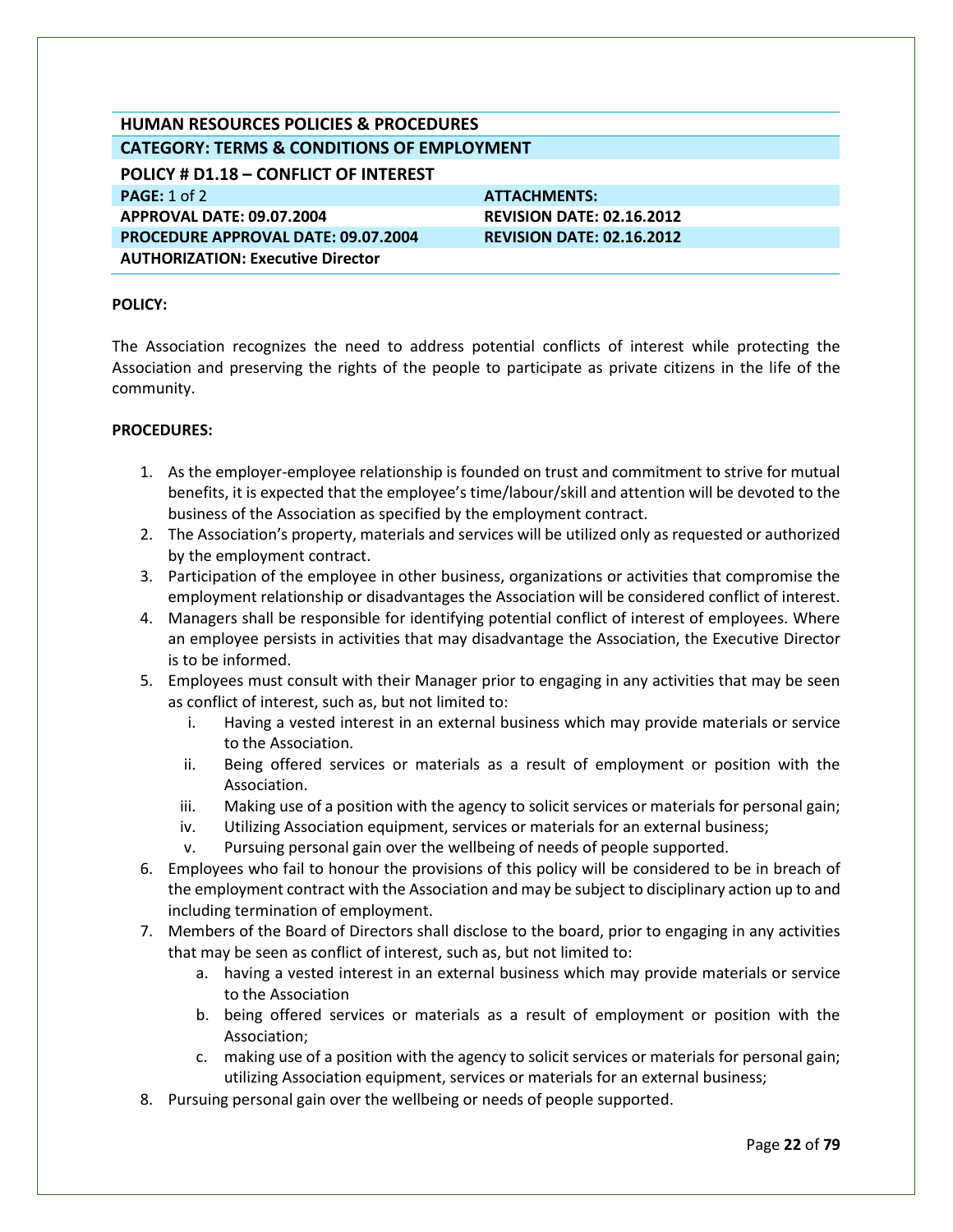| HUMAN RESOURCES POLICIES & PROCEDURES | |
|---|---|
| **CATEGORY: TERMS & CONDITIONS OF EMPLOYMENT** | |
| **POLICY # D1.18 – CONFLICT OF INTEREST** | |
| **PAGE:** 1 of 2 | **ATTACHMENTS:** |
| **APPROVAL DATE: 09.07.2004** | **REVISION DATE: 02.16.2012** |
| **PROCEDURE APPROVAL DATE: 09.07.2004** | **REVISION DATE: 02.16.2012** |
| **AUTHORIZATION: Executive Director** | |

**POLICY:**

The Association recognizes the need to address potential conflicts of interest while protecting the Association and preserving the rights of the people to participate as private citizens in the life of the community.

**PROCEDURES:**

1. As the employer-employee relationship is founded on trust and commitment to strive for mutual benefits, it is expected that the employee's time/labour/skill and attention will be devoted to the business of the Association as specified by the employment contract.
2. The Association's property, materials and services will be utilized only as requested or authorized by the employment contract.
3. Participation of the employee in other business, organizations or activities that compromise the employment relationship or disadvantages the Association will be considered conflict of interest.
4. Managers shall be responsible for identifying potential conflict of interest of employees. Where an employee persists in activities that may disadvantage the Association, the Executive Director is to be informed.
5. Employees must consult with their Manager prior to engaging in any activities that may be seen as conflict of interest, such as, but not limited to:
   i. Having a vested interest in an external business which may provide materials or service to the Association.
   ii. Being offered services or materials as a result of employment or position with the Association.
   iii. Making use of a position with the agency to solicit services or materials for personal gain;
   iv. Utilizing Association equipment, services or materials for an external business;
   v. Pursuing personal gain over the wellbeing of needs of people supported.
6. Employees who fail to honour the provisions of this policy will be considered to be in breach of the employment contract with the Association and may be subject to disciplinary action up to and including termination of employment.
7. Members of the Board of Directors shall disclose to the board, prior to engaging in any activities that may be seen as conflict of interest, such as, but not limited to:
   a. having a vested interest in an external business which may provide materials or service to the Association
   b. being offered services or materials as a result of employment or position with the Association;
   c. making use of a position with the agency to solicit services or materials for personal gain; utilizing Association equipment, services or materials for an external business;
8. Pursuing personal gain over the wellbeing or needs of people supported.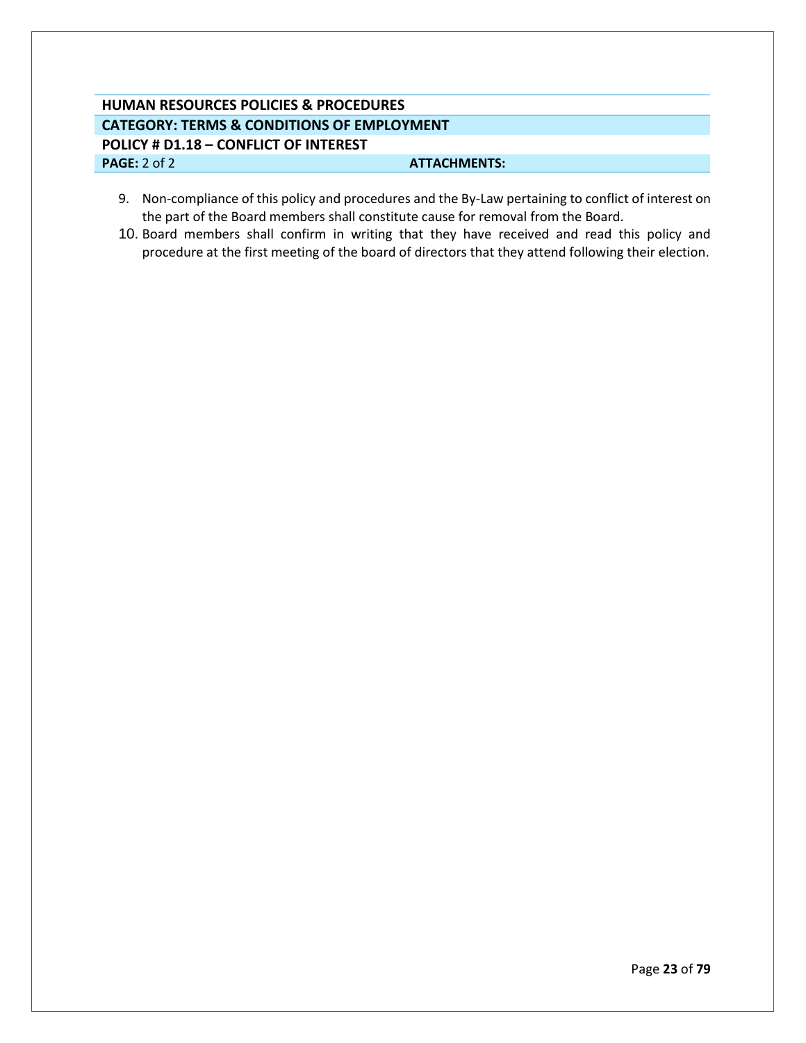**HUMAN RESOURCES POLICIES & PROCEDURES**

**CATEGORY: TERMS & CONDITIONS OF EMPLOYMENT**

**POLICY # D1.18 – CONFLICT OF INTEREST**

| **PAGE:** 2 of 2 | **ATTACHMENTS:** |
|---|---|

9. Non-compliance of this policy and procedures and the By-Law pertaining to conflict of interest on the part of the Board members shall constitute cause for removal from the Board.
10. Board members shall confirm in writing that they have received and read this policy and procedure at the first meeting of the board of directors that they attend following their election.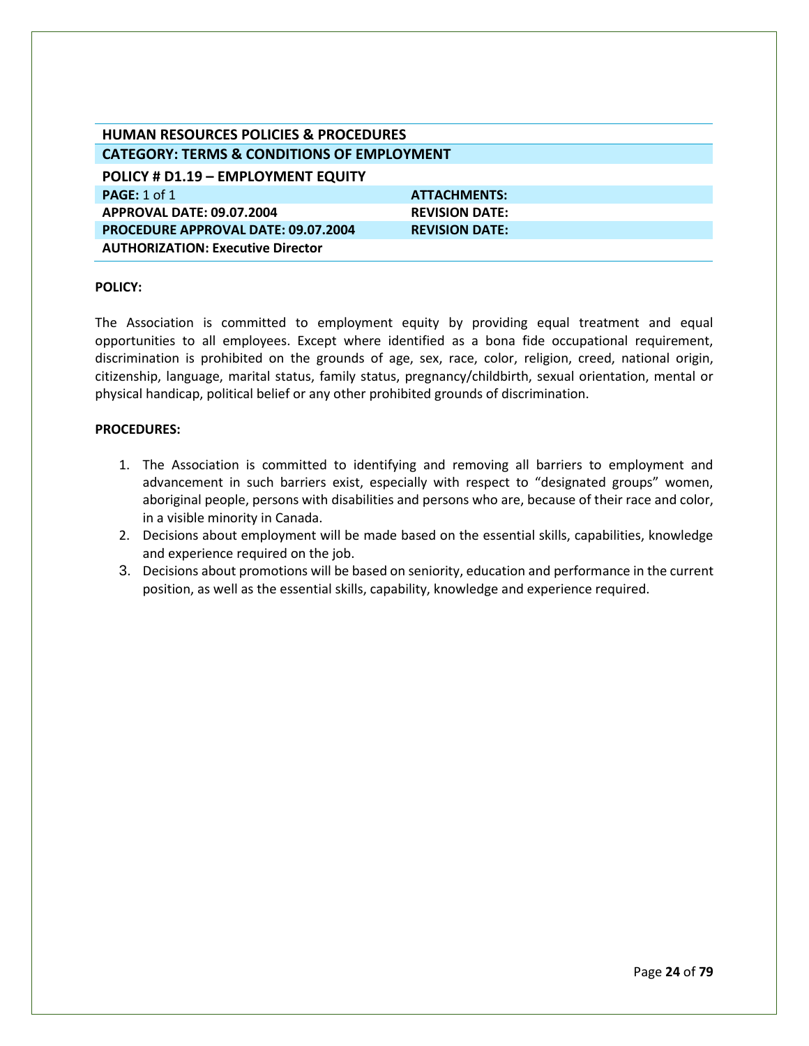| HUMAN RESOURCES POLICIES & PROCEDURES | |
|---|---|
| **CATEGORY: TERMS & CONDITIONS OF EMPLOYMENT** | |
| **POLICY # D1.19 – EMPLOYMENT EQUITY** | |
| **PAGE:** 1 of 1 | **ATTACHMENTS:** |
| **APPROVAL DATE: 09.07.2004** | **REVISION DATE:** |
| **PROCEDURE APPROVAL DATE: 09.07.2004** | **REVISION DATE:** |
| **AUTHORIZATION: Executive Director** | |

**POLICY:**

The Association is committed to employment equity by providing equal treatment and equal opportunities to all employees. Except where identified as a bona fide occupational requirement, discrimination is prohibited on the grounds of age, sex, race, color, religion, creed, national origin, citizenship, language, marital status, family status, pregnancy/childbirth, sexual orientation, mental or physical handicap, political belief or any other prohibited grounds of discrimination.

**PROCEDURES:**

1. The Association is committed to identifying and removing all barriers to employment and advancement in such barriers exist, especially with respect to "designated groups" women, aboriginal people, persons with disabilities and persons who are, because of their race and color, in a visible minority in Canada.
2. Decisions about employment will be made based on the essential skills, capabilities, knowledge and experience required on the job.
3. Decisions about promotions will be based on seniority, education and performance in the current position, as well as the essential skills, capability, knowledge and experience required.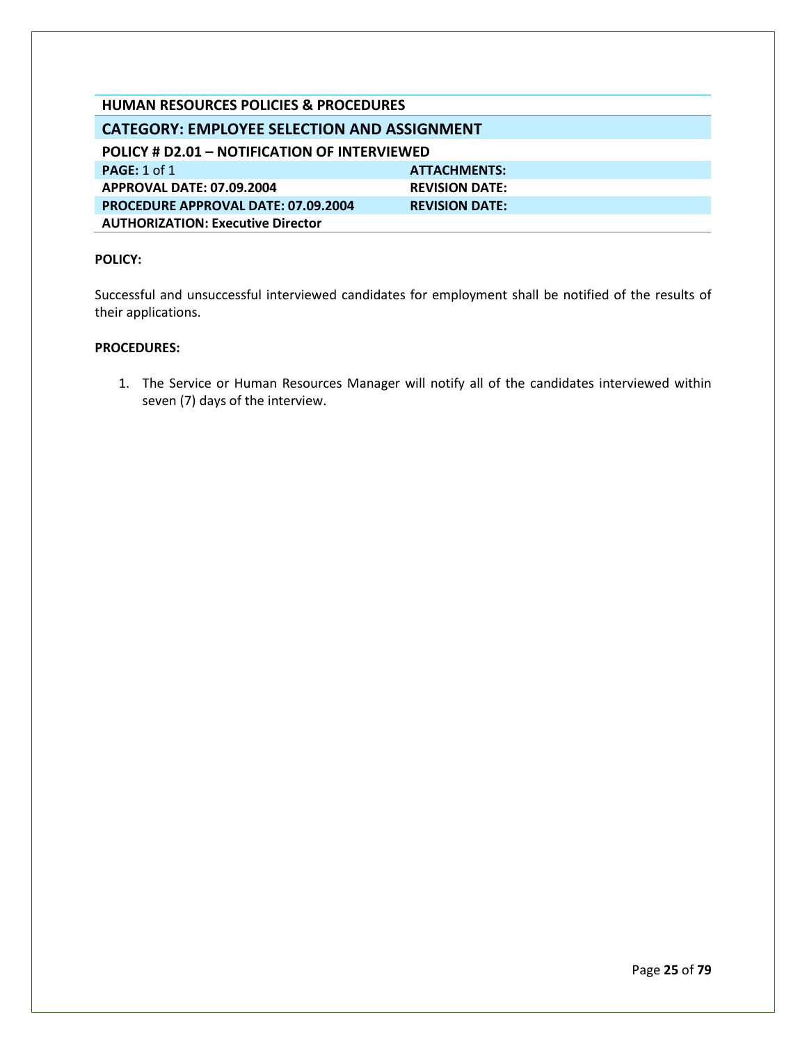## HUMAN RESOURCES POLICIES & PROCEDURES

### CATEGORY: EMPLOYEE SELECTION AND ASSIGNMENT

#### POLICY # D2.01 – NOTIFICATION OF INTERVIEWED

| | |
|---|---|
| **PAGE:** 1 of 1 | **ATTACHMENTS:** |
| **APPROVAL DATE: 07.09.2004** | **REVISION DATE:** |
| **PROCEDURE APPROVAL DATE: 07.09.2004** | **REVISION DATE:** |
| **AUTHORIZATION: Executive Director** | |

**POLICY:**

Successful and unsuccessful interviewed candidates for employment shall be notified of the results of their applications.

**PROCEDURES:**

1. The Service or Human Resources Manager will notify all of the candidates interviewed within seven (7) days of the interview.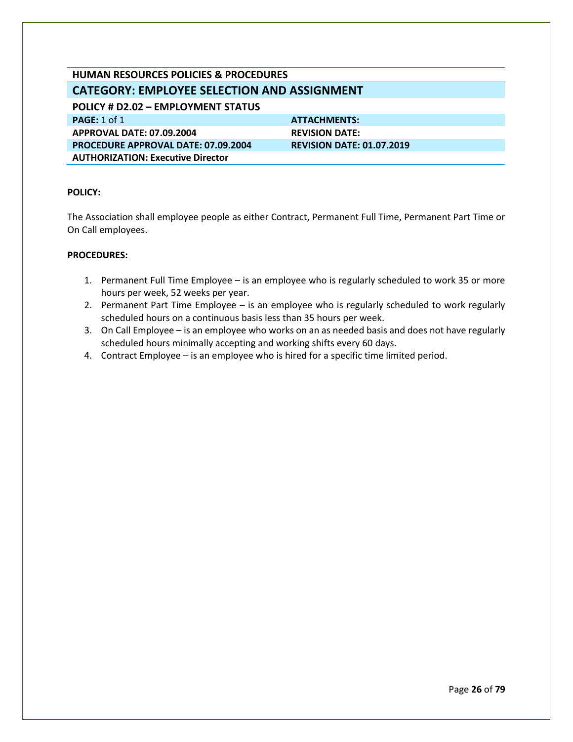# HUMAN RESOURCES POLICIES & PROCEDURES

## CATEGORY: EMPLOYEE SELECTION AND ASSIGNMENT

### POLICY # D2.02 – EMPLOYMENT STATUS

| | |
|---|---|
| **PAGE:** 1 of 1 | **ATTACHMENTS:** |
| **APPROVAL DATE: 07.09.2004** | **REVISION DATE:** |
| **PROCEDURE APPROVAL DATE: 07.09.2004** | **REVISION DATE: 01.07.2019** |
| **AUTHORIZATION: Executive Director** | |

**POLICY:**

The Association shall employee people as either Contract, Permanent Full Time, Permanent Part Time or On Call employees.

**PROCEDURES:**

1. Permanent Full Time Employee – is an employee who is regularly scheduled to work 35 or more hours per week, 52 weeks per year.
2. Permanent Part Time Employee – is an employee who is regularly scheduled to work regularly scheduled hours on a continuous basis less than 35 hours per week.
3. On Call Employee – is an employee who works on an as needed basis and does not have regularly scheduled hours minimally accepting and working shifts every 60 days.
4. Contract Employee – is an employee who is hired for a specific time limited period.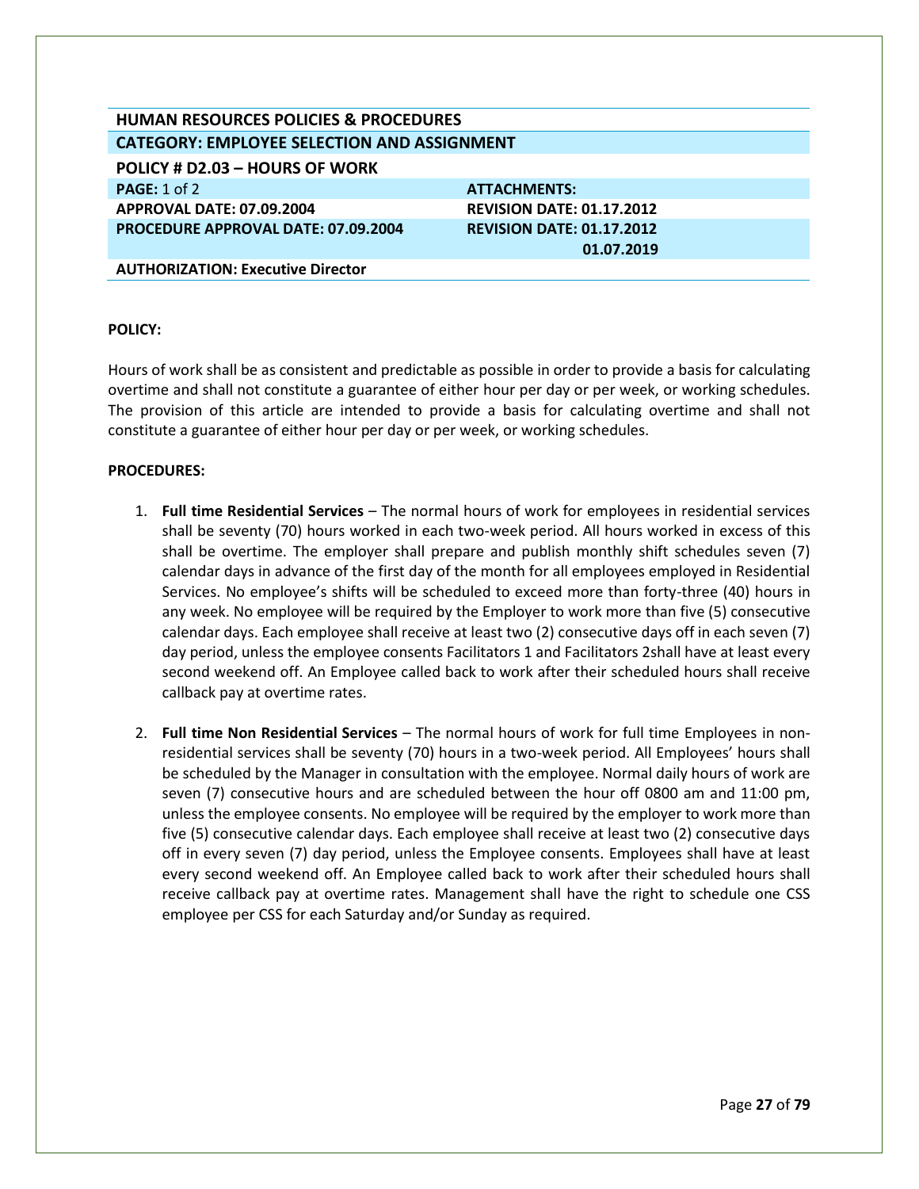| HUMAN RESOURCES POLICIES & PROCEDURES | |
|---|---|
| **CATEGORY: EMPLOYEE SELECTION AND ASSIGNMENT** | |
| **POLICY # D2.03 – HOURS OF WORK** | |
| **PAGE:** 1 of 2 | **ATTACHMENTS:** |
| **APPROVAL DATE: 07.09.2004** | **REVISION DATE: 01.17.2012** |
| **PROCEDURE APPROVAL DATE: 07.09.2004** | **REVISION DATE: 01.17.2012 01.07.2019** |
| **AUTHORIZATION: Executive Director** | |

**POLICY:**

Hours of work shall be as consistent and predictable as possible in order to provide a basis for calculating overtime and shall not constitute a guarantee of either hour per day or per week, or working schedules. The provision of this article are intended to provide a basis for calculating overtime and shall not constitute a guarantee of either hour per day or per week, or working schedules.

**PROCEDURES:**

1. **Full time Residential Services** – The normal hours of work for employees in residential services shall be seventy (70) hours worked in each two-week period. All hours worked in excess of this shall be overtime. The employer shall prepare and publish monthly shift schedules seven (7) calendar days in advance of the first day of the month for all employees employed in Residential Services. No employee's shifts will be scheduled to exceed more than forty-three (40) hours in any week. No employee will be required by the Employer to work more than five (5) consecutive calendar days. Each employee shall receive at least two (2) consecutive days off in each seven (7) day period, unless the employee consents Facilitators 1 and Facilitators 2shall have at least every second weekend off. An Employee called back to work after their scheduled hours shall receive callback pay at overtime rates.

2. **Full time Non Residential Services** – The normal hours of work for full time Employees in non-residential services shall be seventy (70) hours in a two-week period. All Employees' hours shall be scheduled by the Manager in consultation with the employee. Normal daily hours of work are seven (7) consecutive hours and are scheduled between the hour off 0800 am and 11:00 pm, unless the employee consents. No employee will be required by the employer to work more than five (5) consecutive calendar days. Each employee shall receive at least two (2) consecutive days off in every seven (7) day period, unless the Employee consents. Employees shall have at least every second weekend off. An Employee called back to work after their scheduled hours shall receive callback pay at overtime rates. Management shall have the right to schedule one CSS employee per CSS for each Saturday and/or Sunday as required.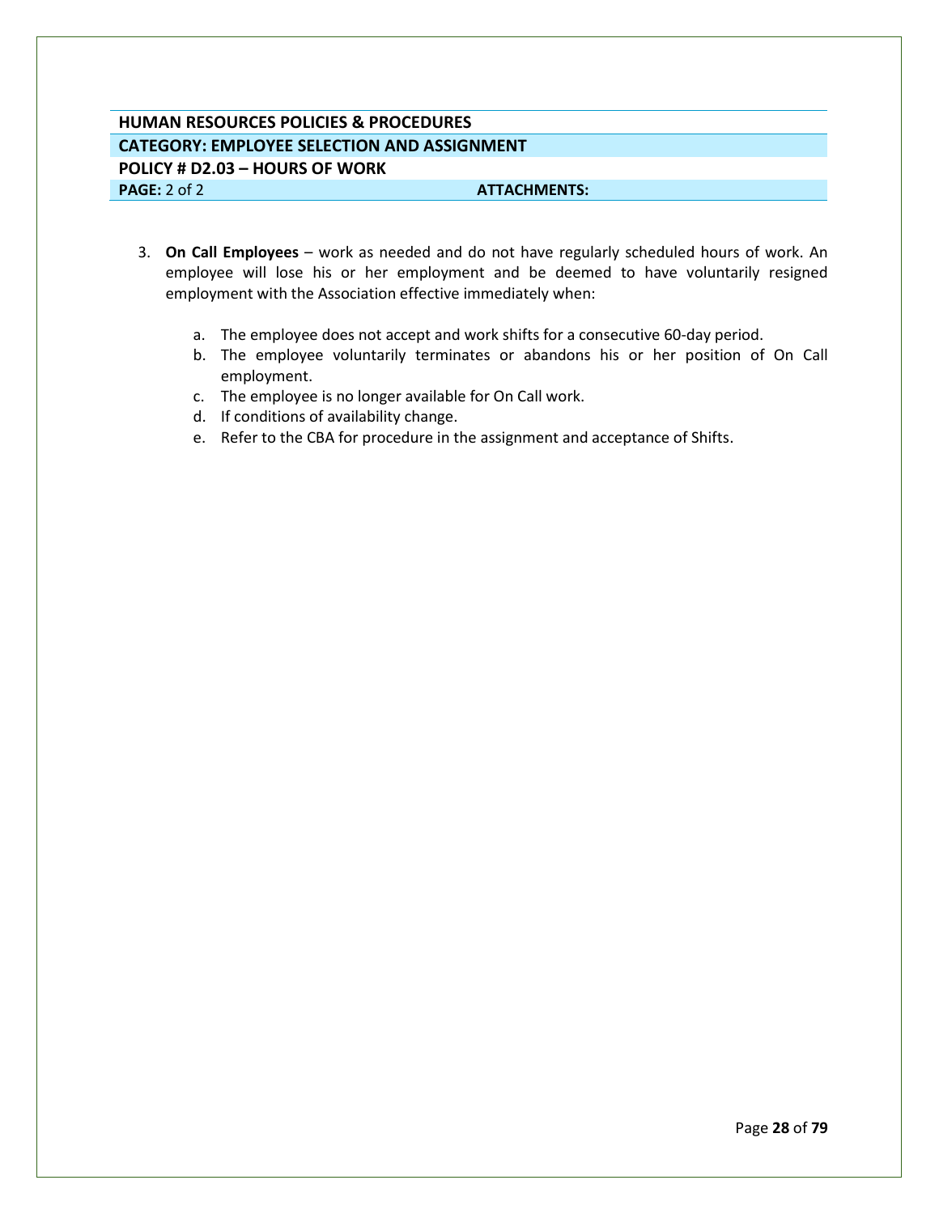| HUMAN RESOURCES POLICIES & PROCEDURES | |
| --- | --- |
| **CATEGORY: EMPLOYEE SELECTION AND ASSIGNMENT** | |
| **POLICY # D2.03 – HOURS OF WORK** | |
| **PAGE:** 2 of 2 | **ATTACHMENTS:** |

3. **On Call Employees** – work as needed and do not have regularly scheduled hours of work. An employee will lose his or her employment and be deemed to have voluntarily resigned employment with the Association effective immediately when:

   a. The employee does not accept and work shifts for a consecutive 60-day period.
   b. The employee voluntarily terminates or abandons his or her position of On Call employment.
   c. The employee is no longer available for On Call work.
   d. If conditions of availability change.
   e. Refer to the CBA for procedure in the assignment and acceptance of Shifts.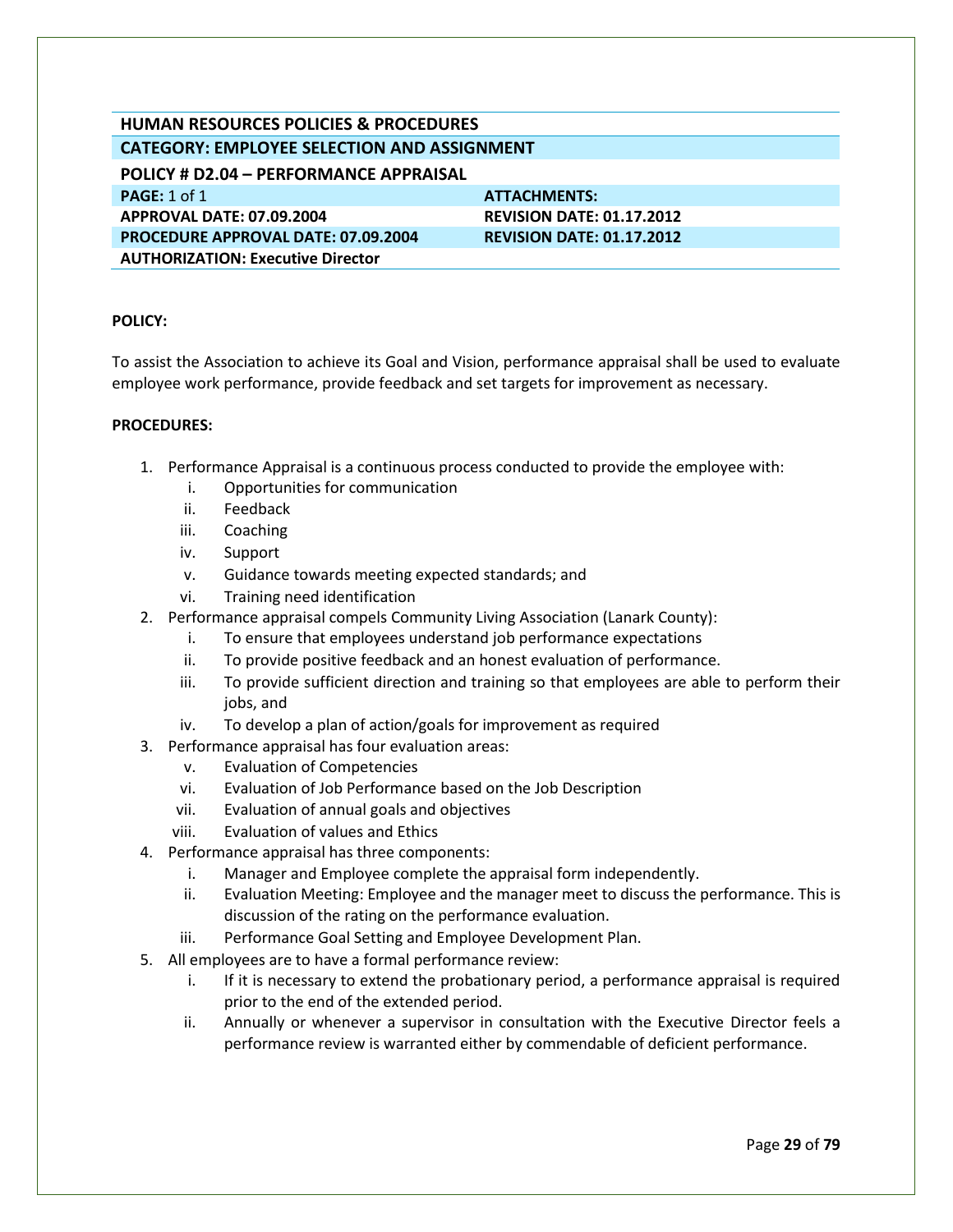| HUMAN RESOURCES POLICIES & PROCEDURES | |
|---|---|
| **CATEGORY: EMPLOYEE SELECTION AND ASSIGNMENT** | |
| **POLICY # D2.04 – PERFORMANCE APPRAISAL** | |
| **PAGE:** 1 of 1 | **ATTACHMENTS:** |
| **APPROVAL DATE: 07.09.2004** | **REVISION DATE: 01.17.2012** |
| **PROCEDURE APPROVAL DATE: 07.09.2004** | **REVISION DATE: 01.17.2012** |
| **AUTHORIZATION: Executive Director** | |

**POLICY:**

To assist the Association to achieve its Goal and Vision, performance appraisal shall be used to evaluate employee work performance, provide feedback and set targets for improvement as necessary.

**PROCEDURES:**

1. Performance Appraisal is a continuous process conducted to provide the employee with:
   i. Opportunities for communication
   ii. Feedback
   iii. Coaching
   iv. Support
   v. Guidance towards meeting expected standards; and
   vi. Training need identification
2. Performance appraisal compels Community Living Association (Lanark County):
   i. To ensure that employees understand job performance expectations
   ii. To provide positive feedback and an honest evaluation of performance.
   iii. To provide sufficient direction and training so that employees are able to perform their jobs, and
   iv. To develop a plan of action/goals for improvement as required
3. Performance appraisal has four evaluation areas:
   v. Evaluation of Competencies
   vi. Evaluation of Job Performance based on the Job Description
   vii. Evaluation of annual goals and objectives
   viii. Evaluation of values and Ethics
4. Performance appraisal has three components:
   i. Manager and Employee complete the appraisal form independently.
   ii. Evaluation Meeting: Employee and the manager meet to discuss the performance. This is discussion of the rating on the performance evaluation.
   iii. Performance Goal Setting and Employee Development Plan.
5. All employees are to have a formal performance review:
   i. If it is necessary to extend the probationary period, a performance appraisal is required prior to the end of the extended period.
   ii. Annually or whenever a supervisor in consultation with the Executive Director feels a performance review is warranted either by commendable of deficient performance.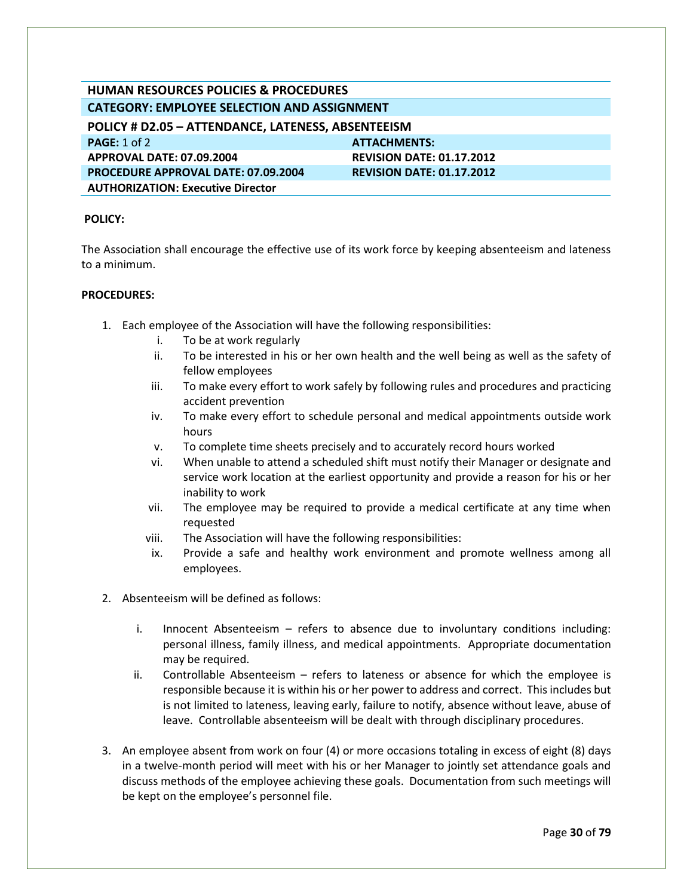| HUMAN RESOURCES POLICIES & PROCEDURES | |
|---|---|
| **CATEGORY: EMPLOYEE SELECTION AND ASSIGNMENT** | |
| **POLICY # D2.05 – ATTENDANCE, LATENESS, ABSENTEEISM** | |
| **PAGE:** 1 of 2 | **ATTACHMENTS:** |
| **APPROVAL DATE: 07.09.2004** | **REVISION DATE: 01.17.2012** |
| **PROCEDURE APPROVAL DATE: 07.09.2004** | **REVISION DATE: 01.17.2012** |
| **AUTHORIZATION: Executive Director** | |

**POLICY:**

The Association shall encourage the effective use of its work force by keeping absenteeism and lateness to a minimum.

**PROCEDURES:**

1. Each employee of the Association will have the following responsibilities:
   i. To be at work regularly
   ii. To be interested in his or her own health and the well being as well as the safety of fellow employees
   iii. To make every effort to work safely by following rules and procedures and practicing accident prevention
   iv. To make every effort to schedule personal and medical appointments outside work hours
   v. To complete time sheets precisely and to accurately record hours worked
   vi. When unable to attend a scheduled shift must notify their Manager or designate and service work location at the earliest opportunity and provide a reason for his or her inability to work
   vii. The employee may be required to provide a medical certificate at any time when requested
   viii. The Association will have the following responsibilities:
   ix. Provide a safe and healthy work environment and promote wellness among all employees.

2. Absenteeism will be defined as follows:

   i. Innocent Absenteeism – refers to absence due to involuntary conditions including: personal illness, family illness, and medical appointments. Appropriate documentation may be required.
   ii. Controllable Absenteeism – refers to lateness or absence for which the employee is responsible because it is within his or her power to address and correct. This includes but is not limited to lateness, leaving early, failure to notify, absence without leave, abuse of leave. Controllable absenteeism will be dealt with through disciplinary procedures.

3. An employee absent from work on four (4) or more occasions totaling in excess of eight (8) days in a twelve-month period will meet with his or her Manager to jointly set attendance goals and discuss methods of the employee achieving these goals. Documentation from such meetings will be kept on the employee's personnel file.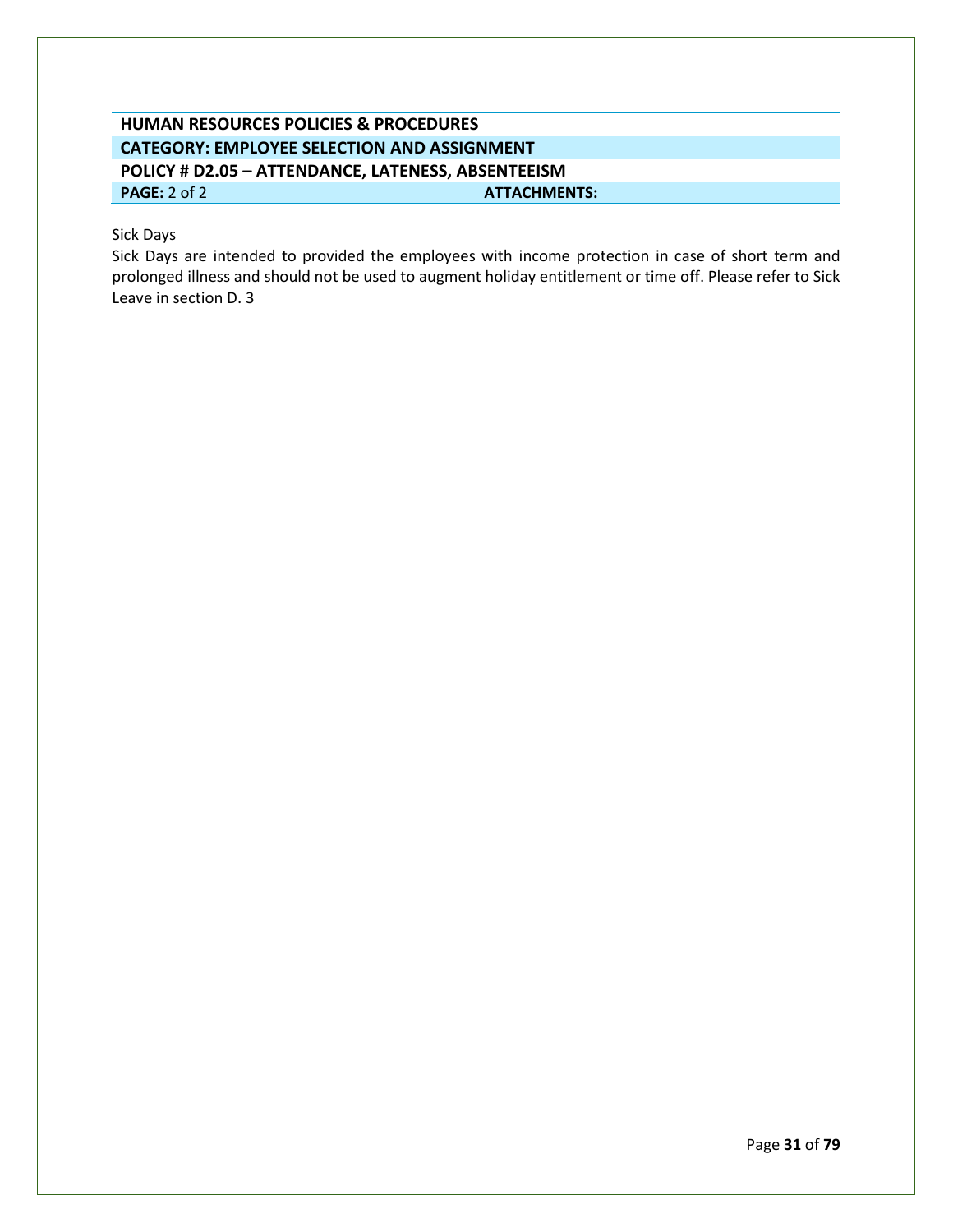| HUMAN RESOURCES POLICIES & PROCEDURES | |
|---|---|
| **CATEGORY: EMPLOYEE SELECTION AND ASSIGNMENT** | |
| **POLICY # D2.05 – ATTENDANCE, LATENESS, ABSENTEEISM** | |
| **PAGE:** 2 of 2 | **ATTACHMENTS:** |

Sick Days

Sick Days are intended to provided the employees with income protection in case of short term and prolonged illness and should not be used to augment holiday entitlement or time off. Please refer to Sick Leave in section D. 3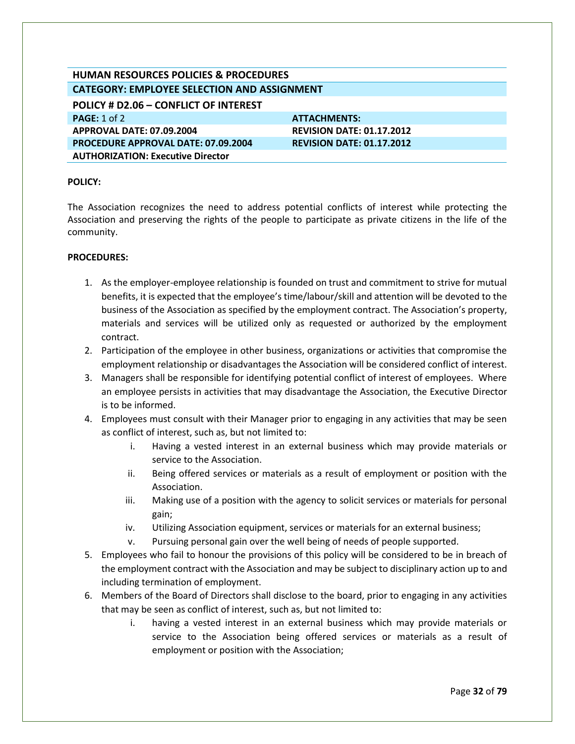| HUMAN RESOURCES POLICIES & PROCEDURES | |
|---|---|
| **CATEGORY: EMPLOYEE SELECTION AND ASSIGNMENT** | |
| **POLICY # D2.06 – CONFLICT OF INTEREST** | |
| **PAGE:** 1 of 2 | **ATTACHMENTS:** |
| **APPROVAL DATE: 07.09.2004** | **REVISION DATE: 01.17.2012** |
| **PROCEDURE APPROVAL DATE: 07.09.2004** | **REVISION DATE: 01.17.2012** |
| **AUTHORIZATION: Executive Director** | |

**POLICY:**

The Association recognizes the need to address potential conflicts of interest while protecting the Association and preserving the rights of the people to participate as private citizens in the life of the community.

**PROCEDURES:**

1. As the employer-employee relationship is founded on trust and commitment to strive for mutual benefits, it is expected that the employee's time/labour/skill and attention will be devoted to the business of the Association as specified by the employment contract. The Association's property, materials and services will be utilized only as requested or authorized by the employment contract.
2. Participation of the employee in other business, organizations or activities that compromise the employment relationship or disadvantages the Association will be considered conflict of interest.
3. Managers shall be responsible for identifying potential conflict of interest of employees. Where an employee persists in activities that may disadvantage the Association, the Executive Director is to be informed.
4. Employees must consult with their Manager prior to engaging in any activities that may be seen as conflict of interest, such as, but not limited to:
   i. Having a vested interest in an external business which may provide materials or service to the Association.
   ii. Being offered services or materials as a result of employment or position with the Association.
   iii. Making use of a position with the agency to solicit services or materials for personal gain;
   iv. Utilizing Association equipment, services or materials for an external business;
   v. Pursuing personal gain over the well being of needs of people supported.
5. Employees who fail to honour the provisions of this policy will be considered to be in breach of the employment contract with the Association and may be subject to disciplinary action up to and including termination of employment.
6. Members of the Board of Directors shall disclose to the board, prior to engaging in any activities that may be seen as conflict of interest, such as, but not limited to:
   i. having a vested interest in an external business which may provide materials or service to the Association being offered services or materials as a result of employment or position with the Association;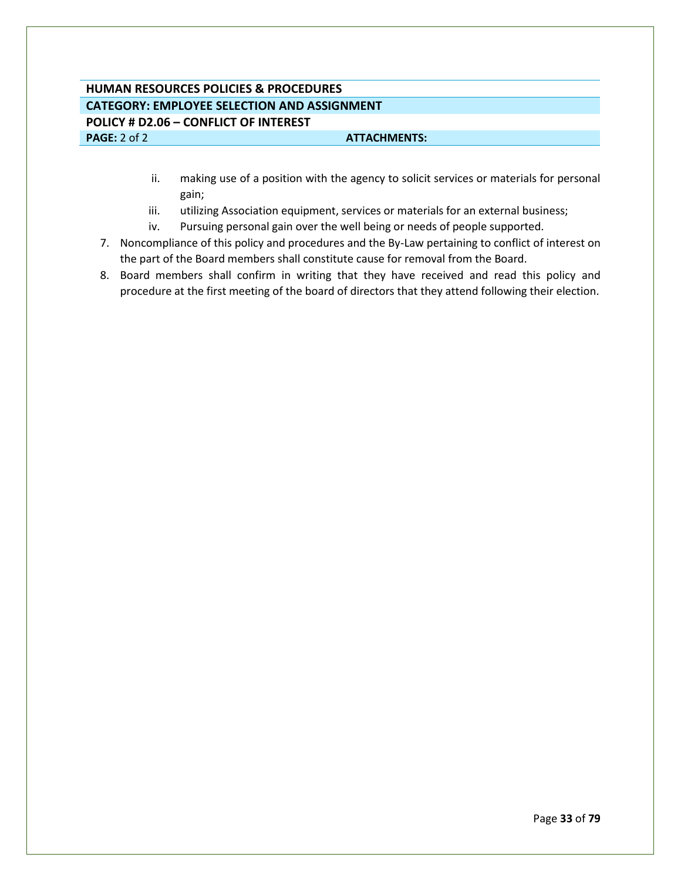**HUMAN RESOURCES POLICIES & PROCEDURES**

**CATEGORY: EMPLOYEE SELECTION AND ASSIGNMENT**

**POLICY # D2.06 – CONFLICT OF INTEREST**

**PAGE:** 2 of 2 **ATTACHMENTS:**

   ii. making use of a position with the agency to solicit services or materials for personal gain;
   iii. utilizing Association equipment, services or materials for an external business;
   iv. Pursuing personal gain over the well being or needs of people supported.

7. Noncompliance of this policy and procedures and the By-Law pertaining to conflict of interest on the part of the Board members shall constitute cause for removal from the Board.
8. Board members shall confirm in writing that they have received and read this policy and procedure at the first meeting of the board of directors that they attend following their election.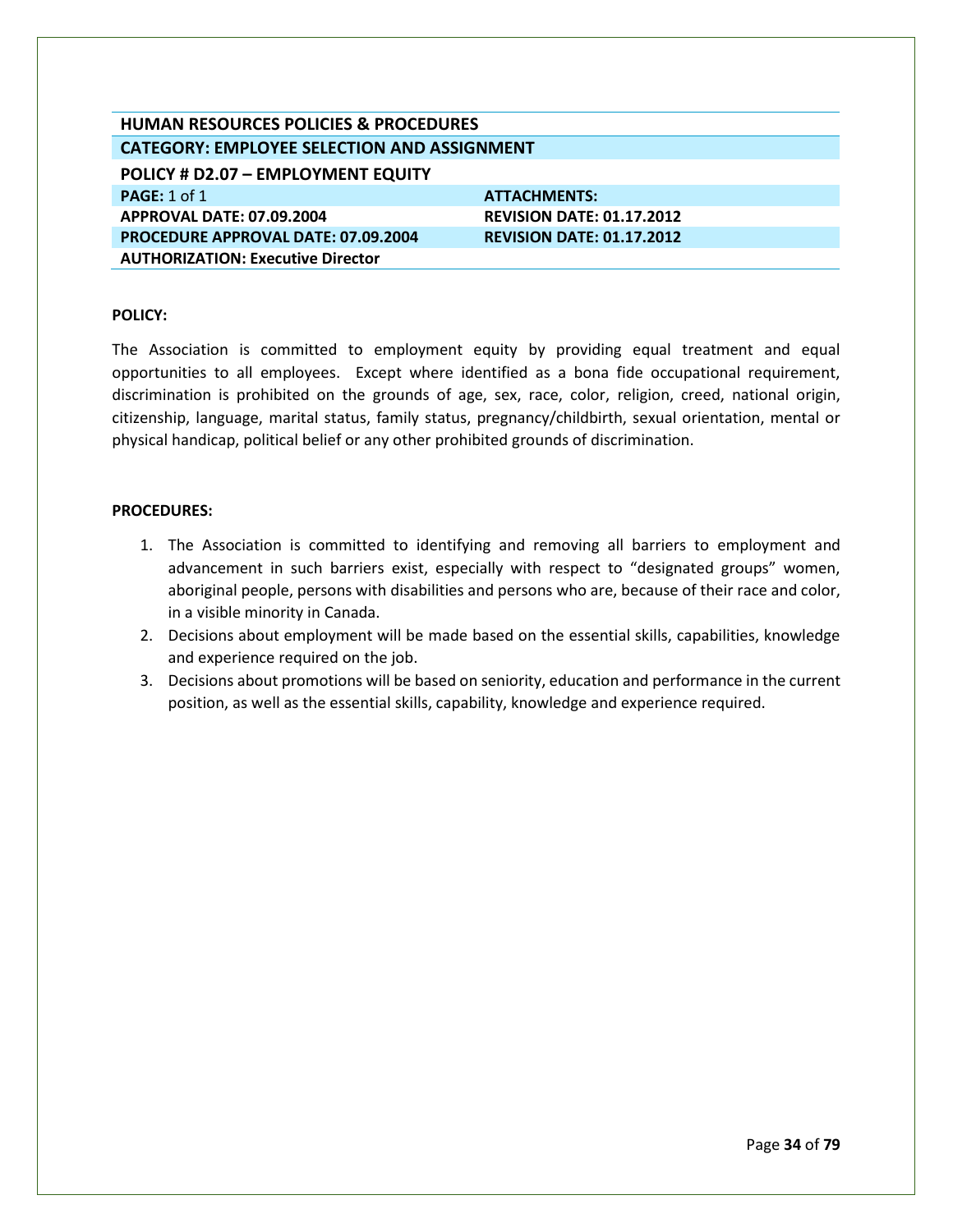| HUMAN RESOURCES POLICIES & PROCEDURES | |
|---|---|
| **CATEGORY: EMPLOYEE SELECTION AND ASSIGNMENT** | |
| **POLICY # D2.07 – EMPLOYMENT EQUITY** | |
| **PAGE:** 1 of 1 | **ATTACHMENTS:** |
| **APPROVAL DATE: 07.09.2004** | **REVISION DATE: 01.17.2012** |
| **PROCEDURE APPROVAL DATE: 07.09.2004** | **REVISION DATE: 01.17.2012** |
| **AUTHORIZATION: Executive Director** | |

**POLICY:**

The Association is committed to employment equity by providing equal treatment and equal opportunities to all employees. Except where identified as a bona fide occupational requirement, discrimination is prohibited on the grounds of age, sex, race, color, religion, creed, national origin, citizenship, language, marital status, family status, pregnancy/childbirth, sexual orientation, mental or physical handicap, political belief or any other prohibited grounds of discrimination.

**PROCEDURES:**

1. The Association is committed to identifying and removing all barriers to employment and advancement in such barriers exist, especially with respect to "designated groups" women, aboriginal people, persons with disabilities and persons who are, because of their race and color, in a visible minority in Canada.
2. Decisions about employment will be made based on the essential skills, capabilities, knowledge and experience required on the job.
3. Decisions about promotions will be based on seniority, education and performance in the current position, as well as the essential skills, capability, knowledge and experience required.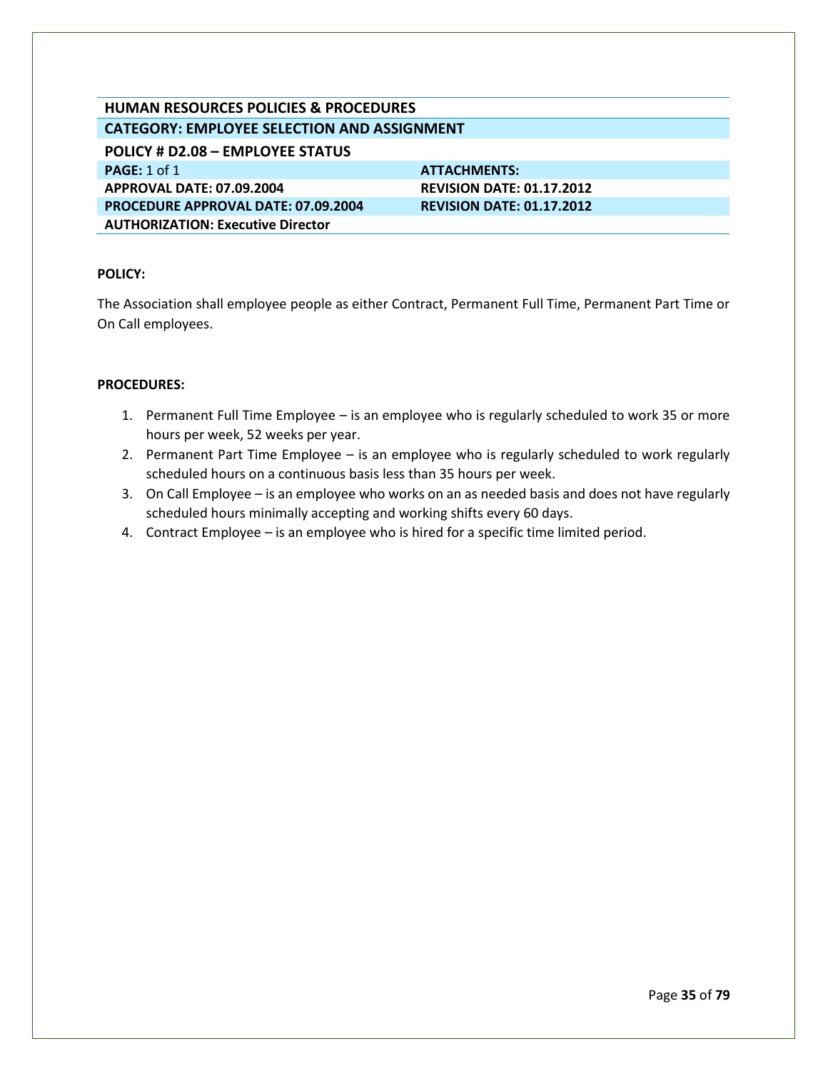| HUMAN RESOURCES POLICIES & PROCEDURES | |
|---|---|
| **CATEGORY: EMPLOYEE SELECTION AND ASSIGNMENT** | |
| **POLICY # D2.08 – EMPLOYEE STATUS** | |
| **PAGE:** 1 of 1 | **ATTACHMENTS:** |
| **APPROVAL DATE: 07.09.2004** | **REVISION DATE: 01.17.2012** |
| **PROCEDURE APPROVAL DATE: 07.09.2004** | **REVISION DATE: 01.17.2012** |
| **AUTHORIZATION: Executive Director** | |

**POLICY:**

The Association shall employee people as either Contract, Permanent Full Time, Permanent Part Time or On Call employees.

**PROCEDURES:**

1. Permanent Full Time Employee – is an employee who is regularly scheduled to work 35 or more hours per week, 52 weeks per year.
2. Permanent Part Time Employee – is an employee who is regularly scheduled to work regularly scheduled hours on a continuous basis less than 35 hours per week.
3. On Call Employee – is an employee who works on an as needed basis and does not have regularly scheduled hours minimally accepting and working shifts every 60 days.
4. Contract Employee – is an employee who is hired for a specific time limited period.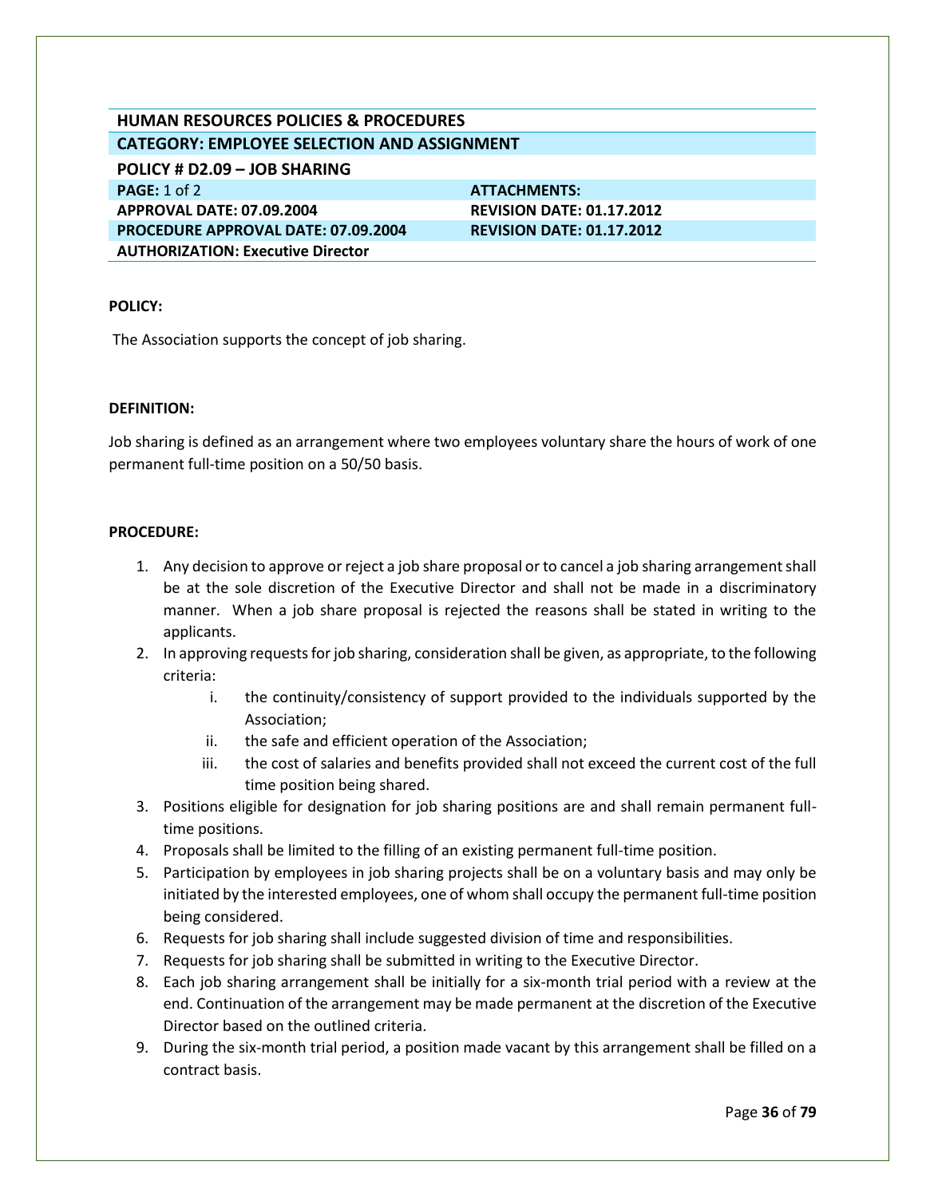| HUMAN RESOURCES POLICIES & PROCEDURES | |
|---|---|
| **CATEGORY: EMPLOYEE SELECTION AND ASSIGNMENT** | |
| **POLICY # D2.09 – JOB SHARING** | |
| **PAGE:** 1 of 2 | **ATTACHMENTS:** |
| **APPROVAL DATE: 07.09.2004** | **REVISION DATE: 01.17.2012** |
| **PROCEDURE APPROVAL DATE: 07.09.2004** | **REVISION DATE: 01.17.2012** |
| **AUTHORIZATION: Executive Director** | |

**POLICY:**

The Association supports the concept of job sharing.

**DEFINITION:**

Job sharing is defined as an arrangement where two employees voluntary share the hours of work of one permanent full-time position on a 50/50 basis.

**PROCEDURE:**

1. Any decision to approve or reject a job share proposal or to cancel a job sharing arrangement shall be at the sole discretion of the Executive Director and shall not be made in a discriminatory manner. When a job share proposal is rejected the reasons shall be stated in writing to the applicants.
2. In approving requests for job sharing, consideration shall be given, as appropriate, to the following criteria:
   i. the continuity/consistency of support provided to the individuals supported by the Association;
   ii. the safe and efficient operation of the Association;
   iii. the cost of salaries and benefits provided shall not exceed the current cost of the full time position being shared.
3. Positions eligible for designation for job sharing positions are and shall remain permanent full-time positions.
4. Proposals shall be limited to the filling of an existing permanent full-time position.
5. Participation by employees in job sharing projects shall be on a voluntary basis and may only be initiated by the interested employees, one of whom shall occupy the permanent full-time position being considered.
6. Requests for job sharing shall include suggested division of time and responsibilities.
7. Requests for job sharing shall be submitted in writing to the Executive Director.
8. Each job sharing arrangement shall be initially for a six-month trial period with a review at the end. Continuation of the arrangement may be made permanent at the discretion of the Executive Director based on the outlined criteria.
9. During the six-month trial period, a position made vacant by this arrangement shall be filled on a contract basis.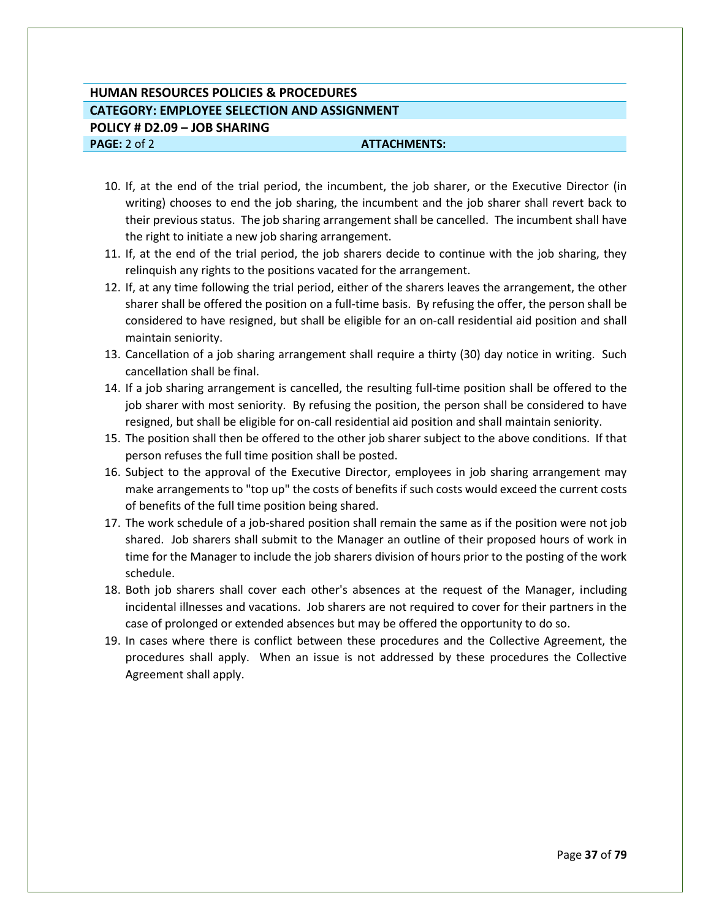**HUMAN RESOURCES POLICIES & PROCEDURES**

**CATEGORY: EMPLOYEE SELECTION AND ASSIGNMENT**

**POLICY # D2.09 – JOB SHARING**

**PAGE:** 2 of 2 **ATTACHMENTS:**

10. If, at the end of the trial period, the incumbent, the job sharer, or the Executive Director (in writing) chooses to end the job sharing, the incumbent and the job sharer shall revert back to their previous status. The job sharing arrangement shall be cancelled. The incumbent shall have the right to initiate a new job sharing arrangement.
11. If, at the end of the trial period, the job sharers decide to continue with the job sharing, they relinquish any rights to the positions vacated for the arrangement.
12. If, at any time following the trial period, either of the sharers leaves the arrangement, the other sharer shall be offered the position on a full-time basis. By refusing the offer, the person shall be considered to have resigned, but shall be eligible for an on-call residential aid position and shall maintain seniority.
13. Cancellation of a job sharing arrangement shall require a thirty (30) day notice in writing. Such cancellation shall be final.
14. If a job sharing arrangement is cancelled, the resulting full-time position shall be offered to the job sharer with most seniority. By refusing the position, the person shall be considered to have resigned, but shall be eligible for on-call residential aid position and shall maintain seniority.
15. The position shall then be offered to the other job sharer subject to the above conditions. If that person refuses the full time position shall be posted.
16. Subject to the approval of the Executive Director, employees in job sharing arrangement may make arrangements to "top up" the costs of benefits if such costs would exceed the current costs of benefits of the full time position being shared.
17. The work schedule of a job-shared position shall remain the same as if the position were not job shared. Job sharers shall submit to the Manager an outline of their proposed hours of work in time for the Manager to include the job sharers division of hours prior to the posting of the work schedule.
18. Both job sharers shall cover each other's absences at the request of the Manager, including incidental illnesses and vacations. Job sharers are not required to cover for their partners in the case of prolonged or extended absences but may be offered the opportunity to do so.
19. In cases where there is conflict between these procedures and the Collective Agreement, the procedures shall apply. When an issue is not addressed by these procedures the Collective Agreement shall apply.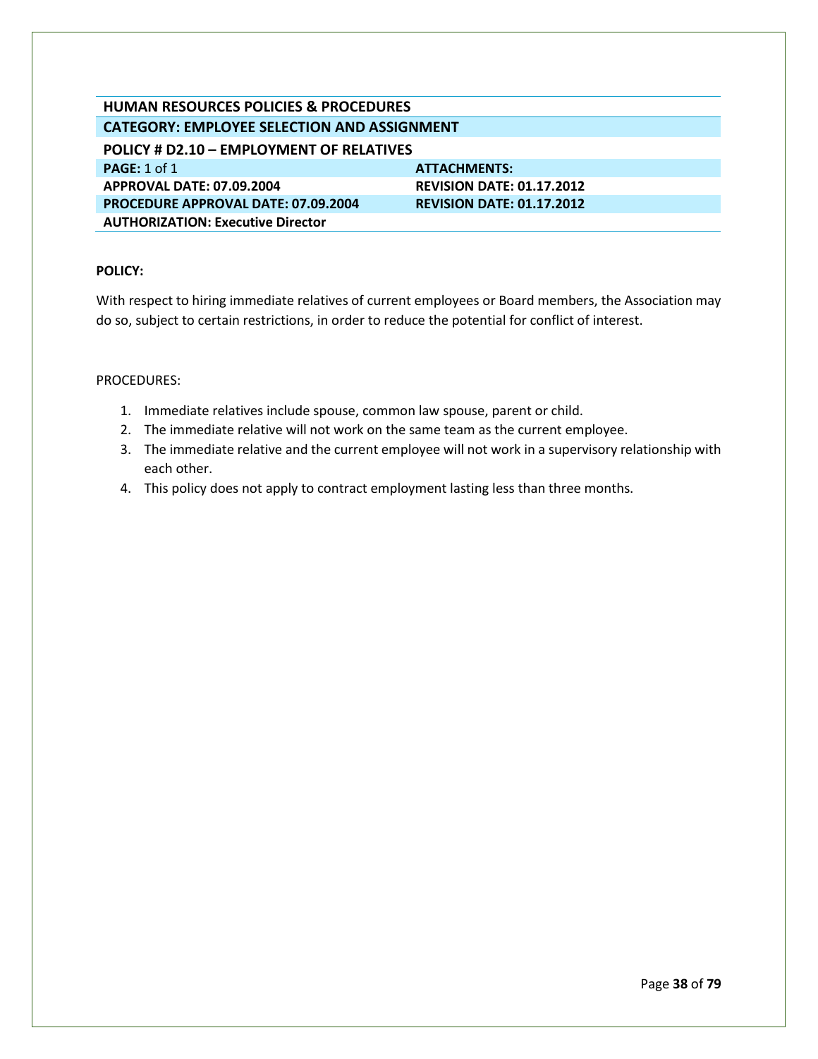## HUMAN RESOURCES POLICIES & PROCEDURES

**CATEGORY: EMPLOYEE SELECTION AND ASSIGNMENT**

**POLICY # D2.10 – EMPLOYMENT OF RELATIVES**

| | |
|---|---|
| **PAGE:** 1 of 1 | **ATTACHMENTS:** |
| **APPROVAL DATE: 07.09.2004** | **REVISION DATE: 01.17.2012** |
| **PROCEDURE APPROVAL DATE: 07.09.2004** | **REVISION DATE: 01.17.2012** |
| **AUTHORIZATION: Executive Director** | |

**POLICY:**

With respect to hiring immediate relatives of current employees or Board members, the Association may do so, subject to certain restrictions, in order to reduce the potential for conflict of interest.

PROCEDURES:

1. Immediate relatives include spouse, common law spouse, parent or child.
2. The immediate relative will not work on the same team as the current employee.
3. The immediate relative and the current employee will not work in a supervisory relationship with each other.
4. This policy does not apply to contract employment lasting less than three months.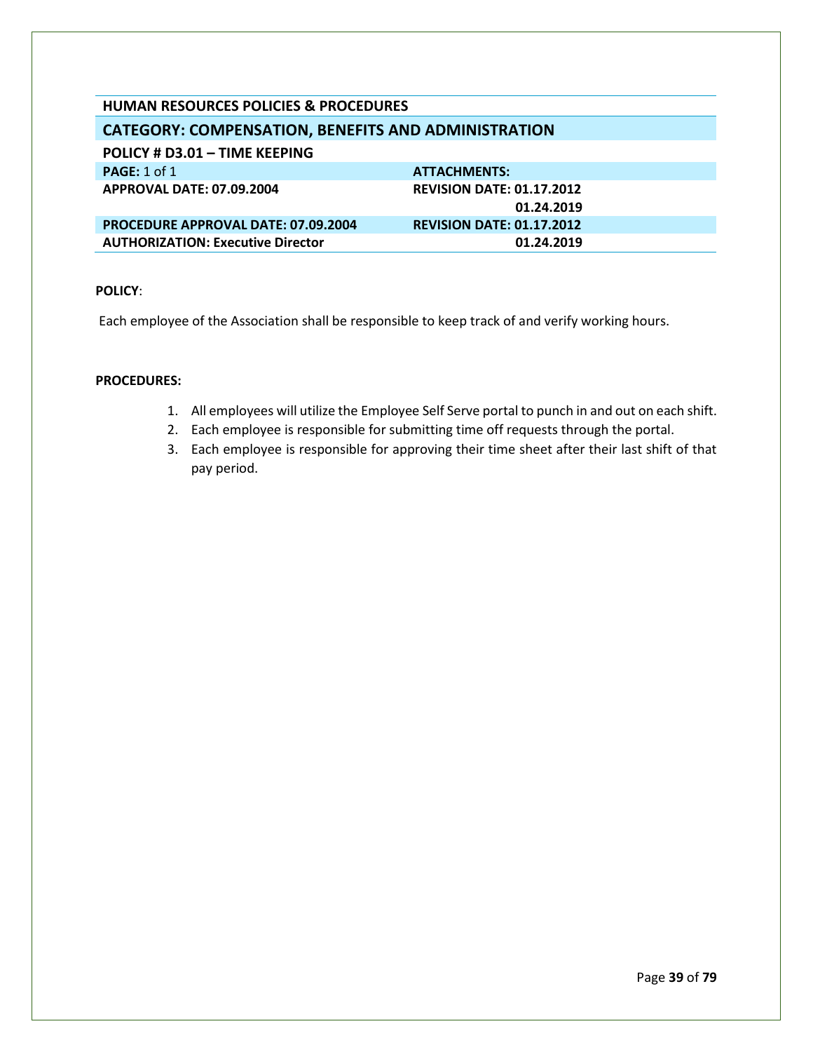## HUMAN RESOURCES POLICIES & PROCEDURES

### CATEGORY: COMPENSATION, BENEFITS AND ADMINISTRATION

**POLICY # D3.01 – TIME KEEPING**

| | |
|---|---|
| **PAGE:** 1 of 1 | **ATTACHMENTS:** |
| **APPROVAL DATE: 07.09.2004** | **REVISION DATE: 01.17.2012**<br>**01.24.2019** |
| **PROCEDURE APPROVAL DATE: 07.09.2004** | **REVISION DATE: 01.17.2012** |
| **AUTHORIZATION: Executive Director** | **01.24.2019** |

**POLICY**:

Each employee of the Association shall be responsible to keep track of and verify working hours.

**PROCEDURES:**

1. All employees will utilize the Employee Self Serve portal to punch in and out on each shift.
2. Each employee is responsible for submitting time off requests through the portal.
3. Each employee is responsible for approving their time sheet after their last shift of that pay period.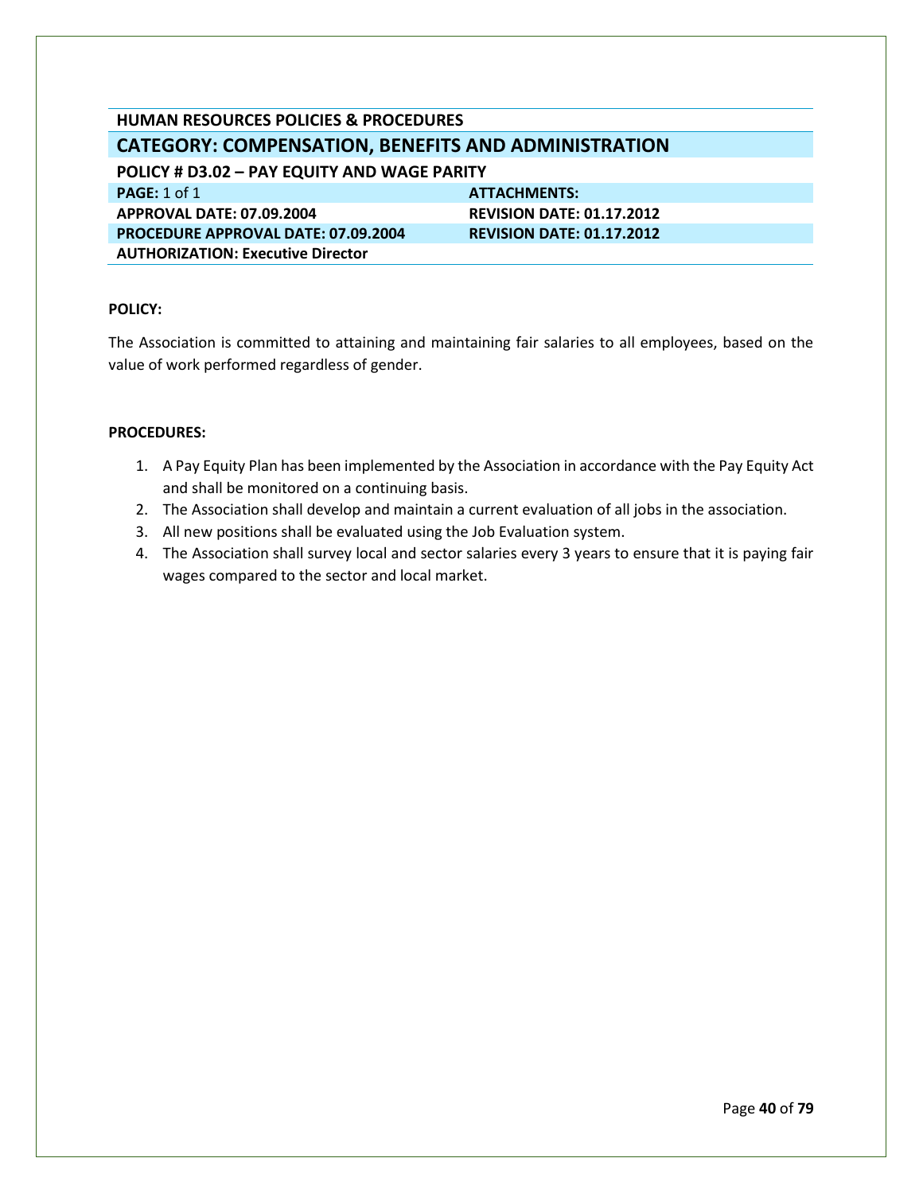**HUMAN RESOURCES POLICIES & PROCEDURES**

## CATEGORY: COMPENSATION, BENEFITS AND ADMINISTRATION

**POLICY # D3.02 – PAY EQUITY AND WAGE PARITY**

| | |
|---|---|
| **PAGE:** 1 of 1 | **ATTACHMENTS:** |
| **APPROVAL DATE: 07.09.2004** | **REVISION DATE: 01.17.2012** |
| **PROCEDURE APPROVAL DATE: 07.09.2004** | **REVISION DATE: 01.17.2012** |
| **AUTHORIZATION: Executive Director** | |

**POLICY:**

The Association is committed to attaining and maintaining fair salaries to all employees, based on the value of work performed regardless of gender.

**PROCEDURES:**

1. A Pay Equity Plan has been implemented by the Association in accordance with the Pay Equity Act and shall be monitored on a continuing basis.
2. The Association shall develop and maintain a current evaluation of all jobs in the association.
3. All new positions shall be evaluated using the Job Evaluation system.
4. The Association shall survey local and sector salaries every 3 years to ensure that it is paying fair wages compared to the sector and local market.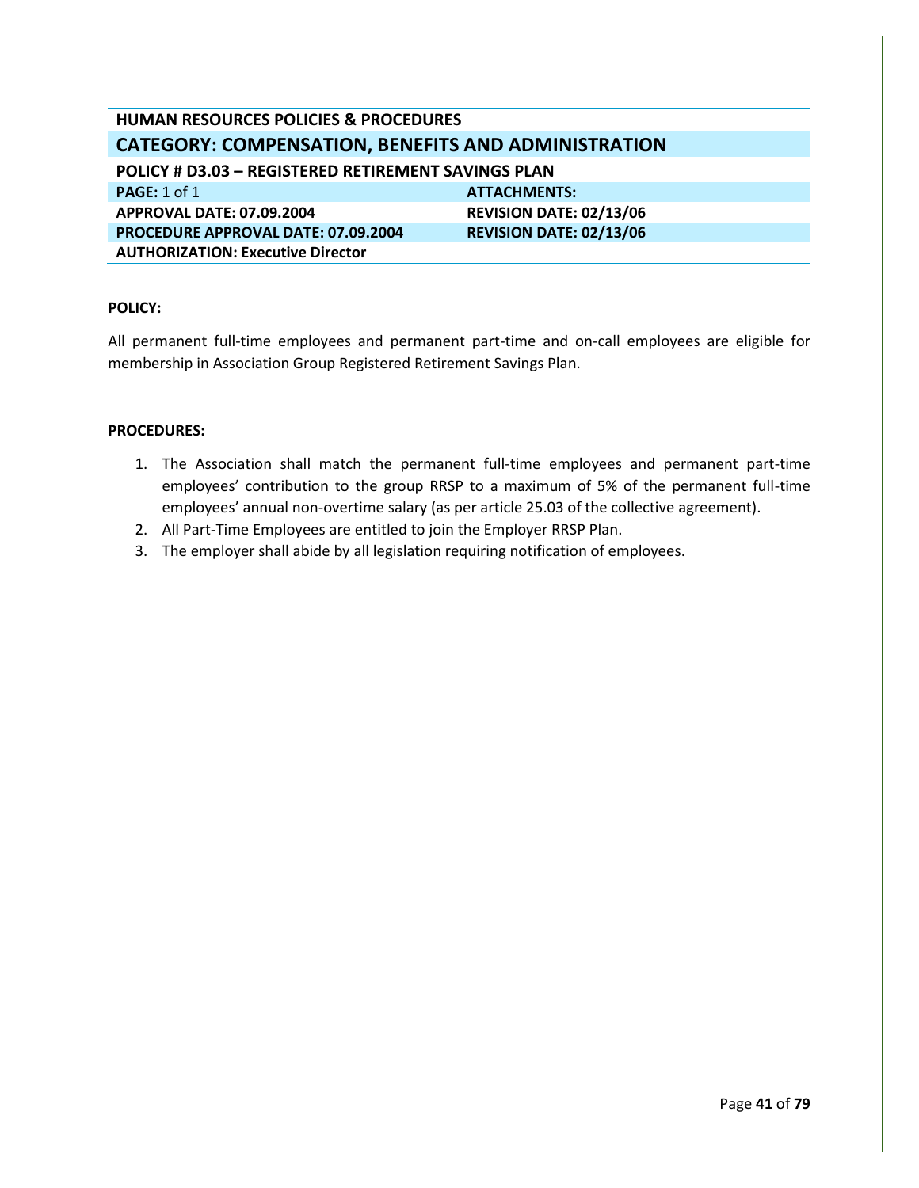**HUMAN RESOURCES POLICIES & PROCEDURES**

## CATEGORY: COMPENSATION, BENEFITS AND ADMINISTRATION

**POLICY # D3.03 – REGISTERED RETIREMENT SAVINGS PLAN**

| | |
|---|---|
| **PAGE:** 1 of 1 | **ATTACHMENTS:** |
| **APPROVAL DATE: 07.09.2004** | **REVISION DATE: 02/13/06** |
| **PROCEDURE APPROVAL DATE: 07.09.2004** | **REVISION DATE: 02/13/06** |
| **AUTHORIZATION: Executive Director** | |

**POLICY:**

All permanent full-time employees and permanent part-time and on-call employees are eligible for membership in Association Group Registered Retirement Savings Plan.

**PROCEDURES:**

1. The Association shall match the permanent full-time employees and permanent part-time employees' contribution to the group RRSP to a maximum of 5% of the permanent full-time employees' annual non-overtime salary (as per article 25.03 of the collective agreement).
2. All Part-Time Employees are entitled to join the Employer RRSP Plan.
3. The employer shall abide by all legislation requiring notification of employees.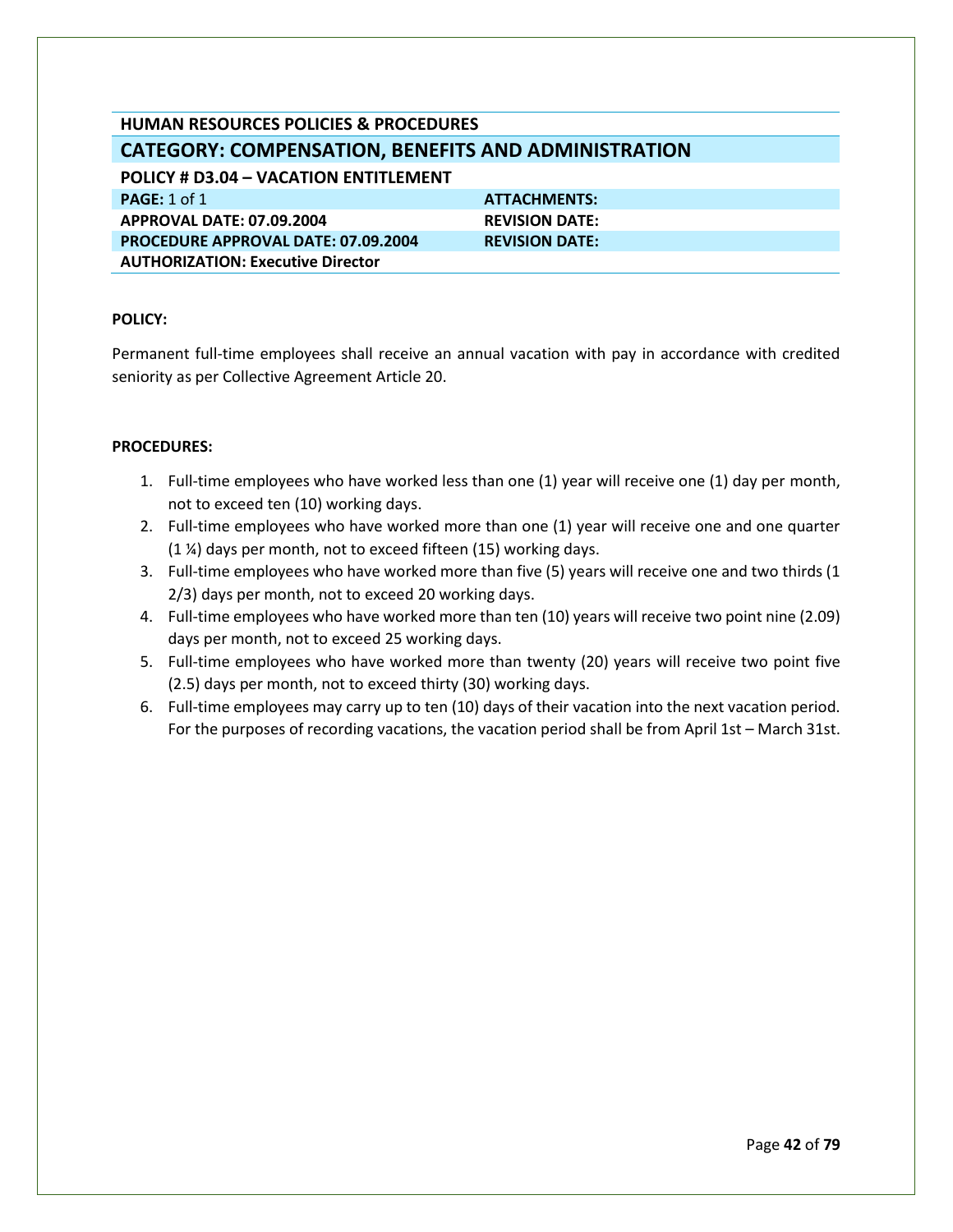**HUMAN RESOURCES POLICIES & PROCEDURES**

## CATEGORY: COMPENSATION, BENEFITS AND ADMINISTRATION

**POLICY # D3.04 – VACATION ENTITLEMENT**

| | |
|---|---|
| **PAGE:** 1 of 1 | **ATTACHMENTS:** |
| **APPROVAL DATE: 07.09.2004** | **REVISION DATE:** |
| **PROCEDURE APPROVAL DATE: 07.09.2004** | **REVISION DATE:** |
| **AUTHORIZATION: Executive Director** | |

**POLICY:**

Permanent full-time employees shall receive an annual vacation with pay in accordance with credited seniority as per Collective Agreement Article 20.

**PROCEDURES:**

1. Full-time employees who have worked less than one (1) year will receive one (1) day per month, not to exceed ten (10) working days.
2. Full-time employees who have worked more than one (1) year will receive one and one quarter (1 ¼) days per month, not to exceed fifteen (15) working days.
3. Full-time employees who have worked more than five (5) years will receive one and two thirds (1 2/3) days per month, not to exceed 20 working days.
4. Full-time employees who have worked more than ten (10) years will receive two point nine (2.09) days per month, not to exceed 25 working days.
5. Full-time employees who have worked more than twenty (20) years will receive two point five (2.5) days per month, not to exceed thirty (30) working days.
6. Full-time employees may carry up to ten (10) days of their vacation into the next vacation period. For the purposes of recording vacations, the vacation period shall be from April 1st – March 31st.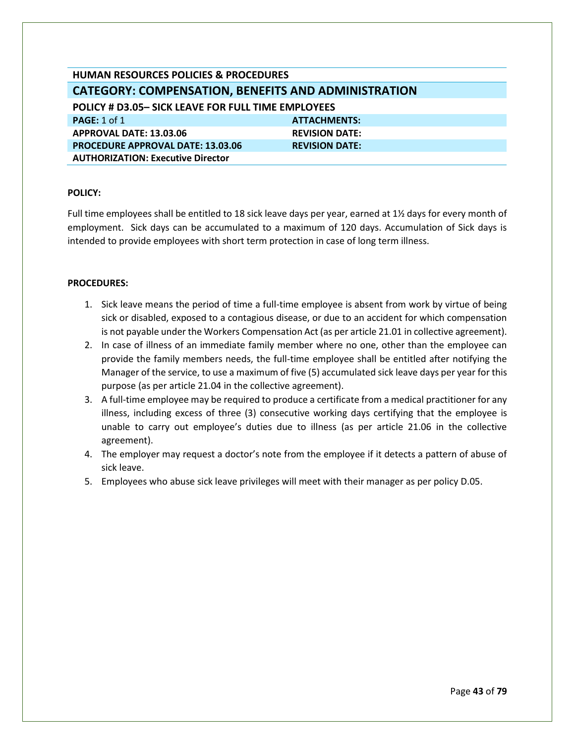**HUMAN RESOURCES POLICIES & PROCEDURES**

## CATEGORY: COMPENSATION, BENEFITS AND ADMINISTRATION

**POLICY # D3.05– SICK LEAVE FOR FULL TIME EMPLOYEES**

| | |
|---|---|
| **PAGE:** 1 of 1 | **ATTACHMENTS:** |
| **APPROVAL DATE: 13.03.06** | **REVISION DATE:** |
| **PROCEDURE APPROVAL DATE: 13.03.06** | **REVISION DATE:** |
| **AUTHORIZATION: Executive Director** | |

**POLICY:**

Full time employees shall be entitled to 18 sick leave days per year, earned at 1½ days for every month of employment. Sick days can be accumulated to a maximum of 120 days. Accumulation of Sick days is intended to provide employees with short term protection in case of long term illness.

**PROCEDURES:**

1. Sick leave means the period of time a full-time employee is absent from work by virtue of being sick or disabled, exposed to a contagious disease, or due to an accident for which compensation is not payable under the Workers Compensation Act (as per article 21.01 in collective agreement).
2. In case of illness of an immediate family member where no one, other than the employee can provide the family members needs, the full-time employee shall be entitled after notifying the Manager of the service, to use a maximum of five (5) accumulated sick leave days per year for this purpose (as per article 21.04 in the collective agreement).
3. A full-time employee may be required to produce a certificate from a medical practitioner for any illness, including excess of three (3) consecutive working days certifying that the employee is unable to carry out employee's duties due to illness (as per article 21.06 in the collective agreement).
4. The employer may request a doctor's note from the employee if it detects a pattern of abuse of sick leave.
5. Employees who abuse sick leave privileges will meet with their manager as per policy D.05.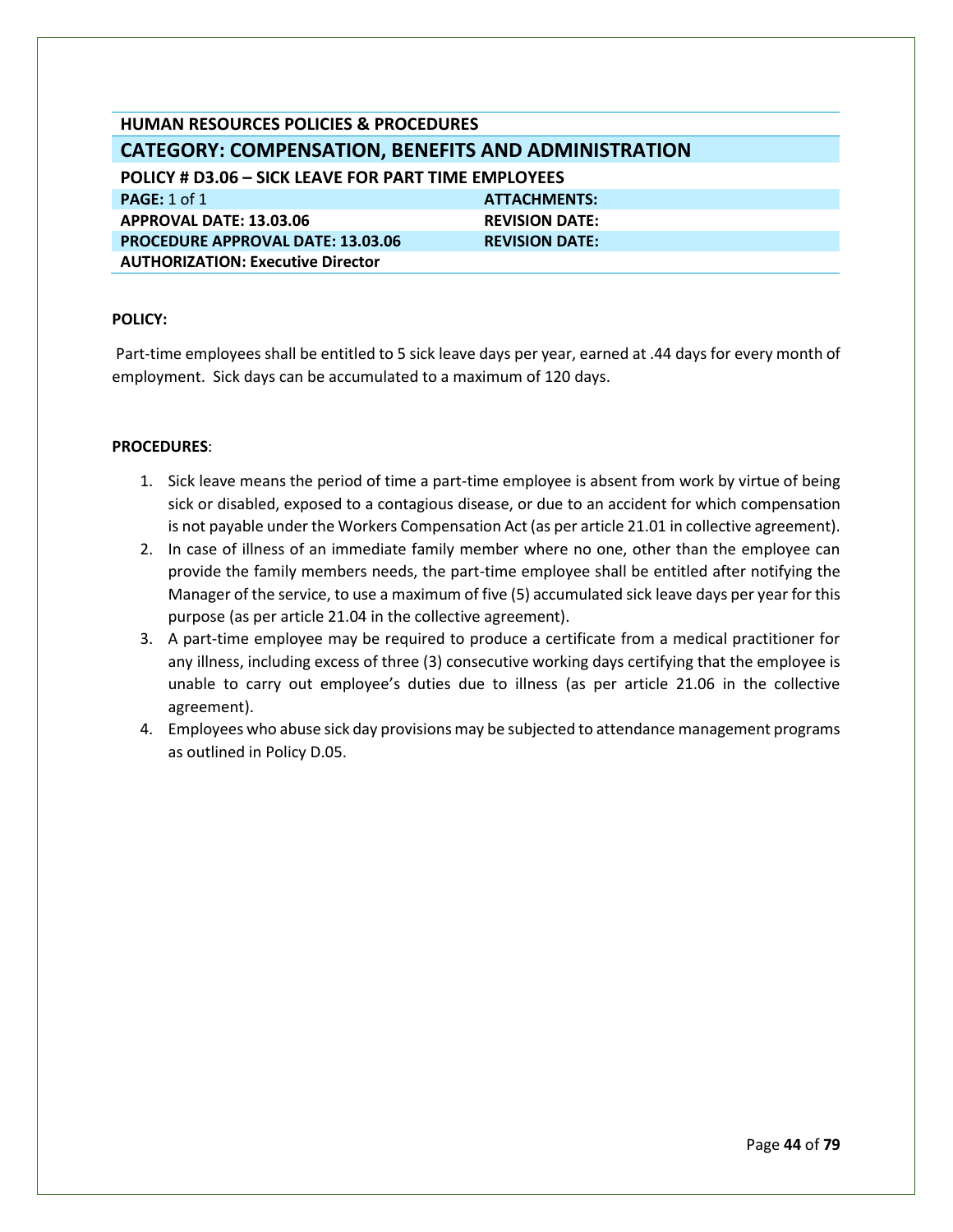## HUMAN RESOURCES POLICIES & PROCEDURES

## CATEGORY: COMPENSATION, BENEFITS AND ADMINISTRATION

### POLICY # D3.06 – SICK LEAVE FOR PART TIME EMPLOYEES

| | |
|---|---|
| **PAGE:** 1 of 1 | **ATTACHMENTS:** |
| **APPROVAL DATE: 13.03.06** | **REVISION DATE:** |
| **PROCEDURE APPROVAL DATE: 13.03.06** | **REVISION DATE:** |
| **AUTHORIZATION: Executive Director** | |

**POLICY:**

Part-time employees shall be entitled to 5 sick leave days per year, earned at .44 days for every month of employment. Sick days can be accumulated to a maximum of 120 days.

**PROCEDURES**:

1. Sick leave means the period of time a part-time employee is absent from work by virtue of being sick or disabled, exposed to a contagious disease, or due to an accident for which compensation is not payable under the Workers Compensation Act (as per article 21.01 in collective agreement).
2. In case of illness of an immediate family member where no one, other than the employee can provide the family members needs, the part-time employee shall be entitled after notifying the Manager of the service, to use a maximum of five (5) accumulated sick leave days per year for this purpose (as per article 21.04 in the collective agreement).
3. A part-time employee may be required to produce a certificate from a medical practitioner for any illness, including excess of three (3) consecutive working days certifying that the employee is unable to carry out employee's duties due to illness (as per article 21.06 in the collective agreement).
4. Employees who abuse sick day provisions may be subjected to attendance management programs as outlined in Policy D.05.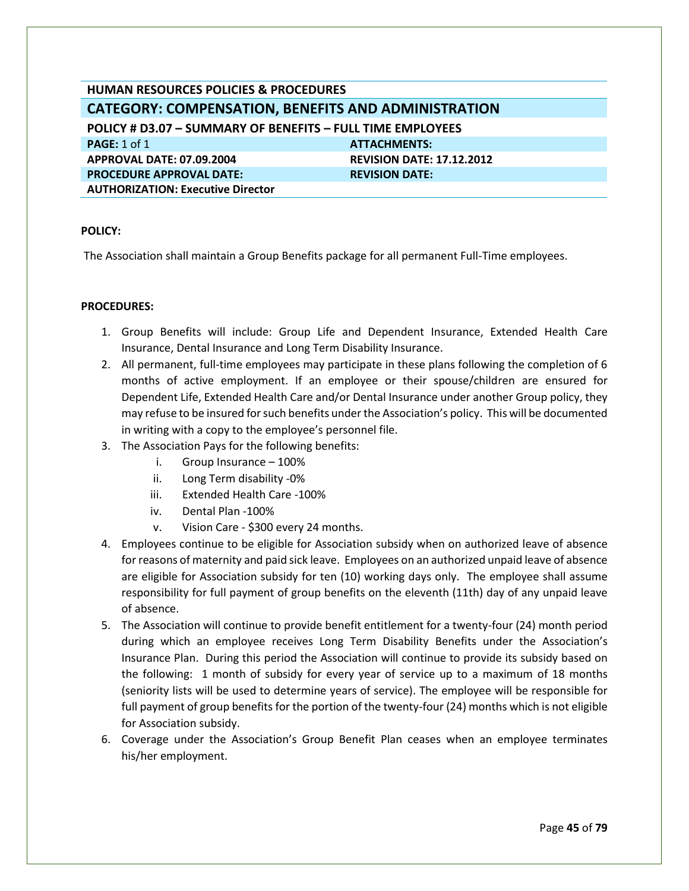**HUMAN RESOURCES POLICIES & PROCEDURES**

## CATEGORY: COMPENSATION, BENEFITS AND ADMINISTRATION

**POLICY # D3.07 – SUMMARY OF BENEFITS – FULL TIME EMPLOYEES**

| | |
|---|---|
| **PAGE:** 1 of 1 | **ATTACHMENTS:** |
| **APPROVAL DATE: 07.09.2004** | **REVISION DATE: 17.12.2012** |
| **PROCEDURE APPROVAL DATE:** | **REVISION DATE:** |
| **AUTHORIZATION: Executive Director** | |

**POLICY:**

The Association shall maintain a Group Benefits package for all permanent Full-Time employees.

**PROCEDURES:**

1. Group Benefits will include: Group Life and Dependent Insurance, Extended Health Care Insurance, Dental Insurance and Long Term Disability Insurance.
2. All permanent, full-time employees may participate in these plans following the completion of 6 months of active employment. If an employee or their spouse/children are ensured for Dependent Life, Extended Health Care and/or Dental Insurance under another Group policy, they may refuse to be insured for such benefits under the Association's policy. This will be documented in writing with a copy to the employee's personnel file.
3. The Association Pays for the following benefits:
   i. Group Insurance – 100%
   ii. Long Term disability -0%
   iii. Extended Health Care -100%
   iv. Dental Plan -100%
   v. Vision Care - $300 every 24 months.
4. Employees continue to be eligible for Association subsidy when on authorized leave of absence for reasons of maternity and paid sick leave. Employees on an authorized unpaid leave of absence are eligible for Association subsidy for ten (10) working days only. The employee shall assume responsibility for full payment of group benefits on the eleventh (11th) day of any unpaid leave of absence.
5. The Association will continue to provide benefit entitlement for a twenty-four (24) month period during which an employee receives Long Term Disability Benefits under the Association's Insurance Plan. During this period the Association will continue to provide its subsidy based on the following: 1 month of subsidy for every year of service up to a maximum of 18 months (seniority lists will be used to determine years of service). The employee will be responsible for full payment of group benefits for the portion of the twenty-four (24) months which is not eligible for Association subsidy.
6. Coverage under the Association's Group Benefit Plan ceases when an employee terminates his/her employment.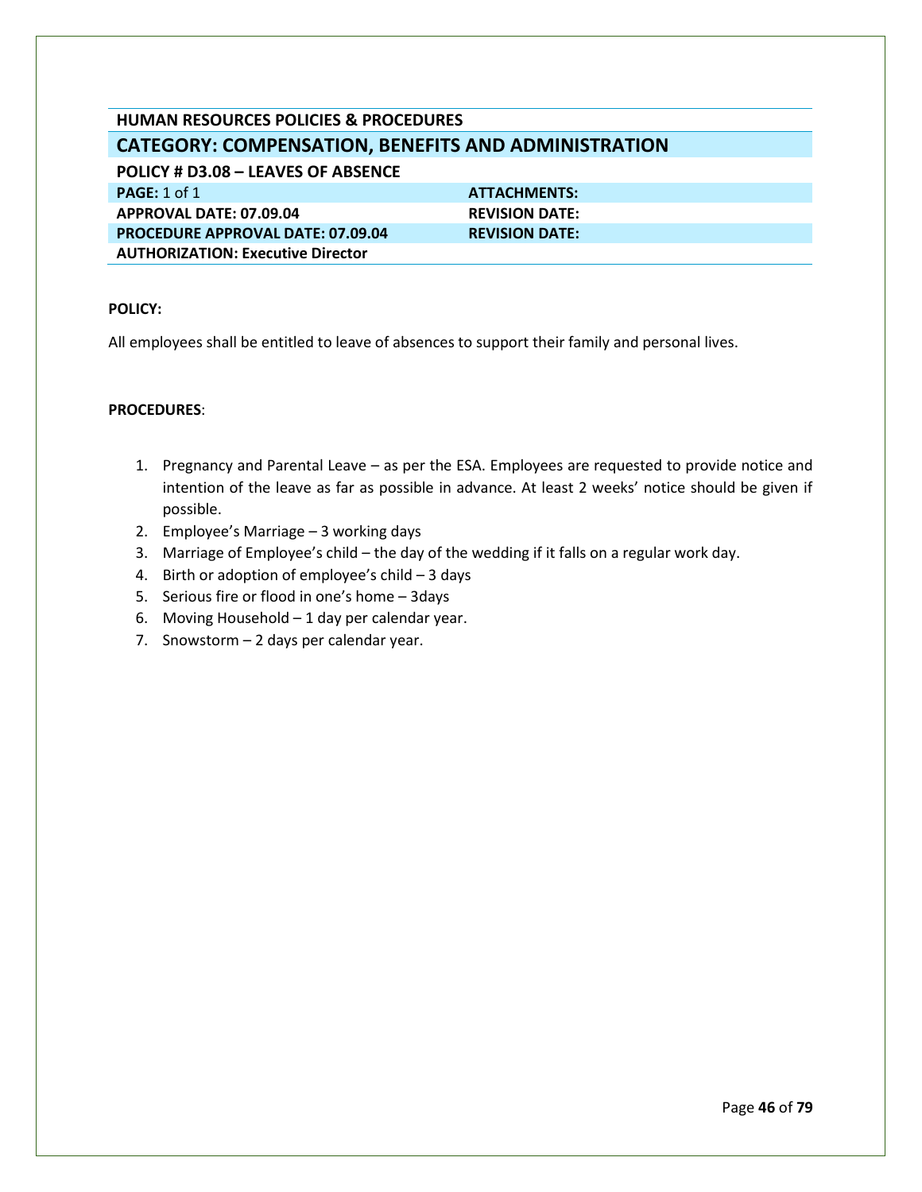## HUMAN RESOURCES POLICIES & PROCEDURES

## CATEGORY: COMPENSATION, BENEFITS AND ADMINISTRATION

**POLICY # D3.08 – LEAVES OF ABSENCE**

| | |
|---|---|
| **PAGE:** 1 of 1 | **ATTACHMENTS:** |
| **APPROVAL DATE: 07.09.04** | **REVISION DATE:** |
| **PROCEDURE APPROVAL DATE: 07.09.04** | **REVISION DATE:** |
| **AUTHORIZATION: Executive Director** | |

**POLICY:**

All employees shall be entitled to leave of absences to support their family and personal lives.

**PROCEDURES**:

1. Pregnancy and Parental Leave – as per the ESA. Employees are requested to provide notice and intention of the leave as far as possible in advance. At least 2 weeks' notice should be given if possible.
2. Employee's Marriage – 3 working days
3. Marriage of Employee's child – the day of the wedding if it falls on a regular work day.
4. Birth or adoption of employee's child – 3 days
5. Serious fire or flood in one's home – 3days
6. Moving Household – 1 day per calendar year.
7. Snowstorm – 2 days per calendar year.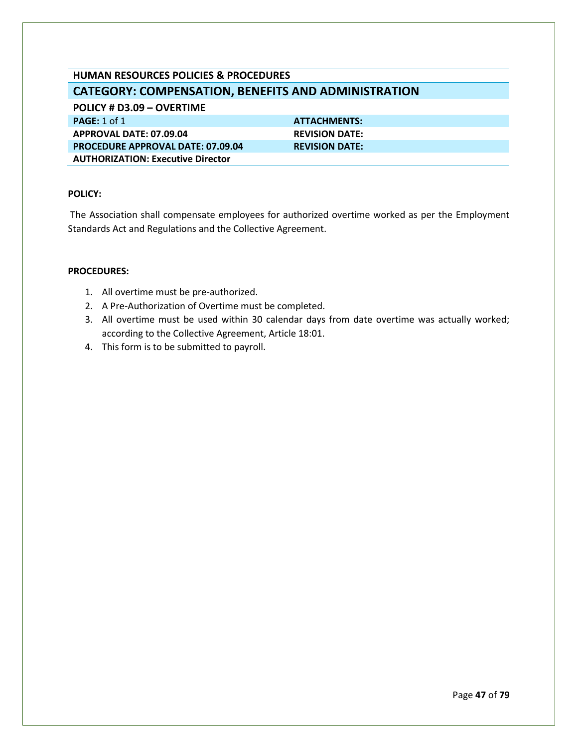## HUMAN RESOURCES POLICIES & PROCEDURES

## CATEGORY: COMPENSATION, BENEFITS AND ADMINISTRATION

### POLICY # D3.09 – OVERTIME

| | |
|---|---|
| **PAGE:** 1 of 1 | **ATTACHMENTS:** |
| **APPROVAL DATE: 07.09.04** | **REVISION DATE:** |
| **PROCEDURE APPROVAL DATE: 07.09.04** | **REVISION DATE:** |
| **AUTHORIZATION: Executive Director** | |

**POLICY:**

The Association shall compensate employees for authorized overtime worked as per the Employment Standards Act and Regulations and the Collective Agreement.

**PROCEDURES:**

1. All overtime must be pre-authorized.
2. A Pre-Authorization of Overtime must be completed.
3. All overtime must be used within 30 calendar days from date overtime was actually worked; according to the Collective Agreement, Article 18:01.
4. This form is to be submitted to payroll.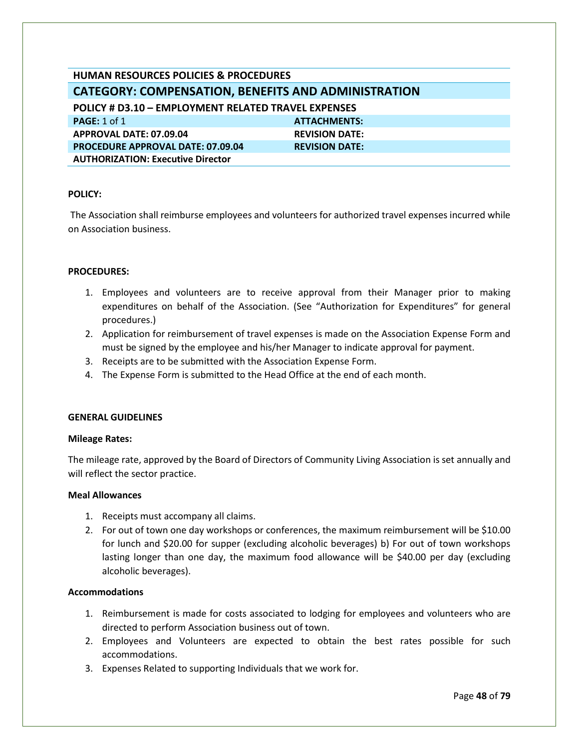## HUMAN RESOURCES POLICIES & PROCEDURES

### CATEGORY: COMPENSATION, BENEFITS AND ADMINISTRATION

| **POLICY # D3.10 – EMPLOYMENT RELATED TRAVEL EXPENSES** | |
|---|---|
| **PAGE:** 1 of 1 | **ATTACHMENTS:** |
| **APPROVAL DATE: 07.09.04** | **REVISION DATE:** |
| **PROCEDURE APPROVAL DATE: 07.09.04** | **REVISION DATE:** |
| **AUTHORIZATION: Executive Director** | |

**POLICY:**

The Association shall reimburse employees and volunteers for authorized travel expenses incurred while on Association business.

**PROCEDURES:**

1. Employees and volunteers are to receive approval from their Manager prior to making expenditures on behalf of the Association. (See "Authorization for Expenditures" for general procedures.)
2. Application for reimbursement of travel expenses is made on the Association Expense Form and must be signed by the employee and his/her Manager to indicate approval for payment.
3. Receipts are to be submitted with the Association Expense Form.
4. The Expense Form is submitted to the Head Office at the end of each month.

**GENERAL GUIDELINES**

**Mileage Rates:**

The mileage rate, approved by the Board of Directors of Community Living Association is set annually and will reflect the sector practice.

**Meal Allowances**

1. Receipts must accompany all claims.
2. For out of town one day workshops or conferences, the maximum reimbursement will be $10.00 for lunch and $20.00 for supper (excluding alcoholic beverages) b) For out of town workshops lasting longer than one day, the maximum food allowance will be $40.00 per day (excluding alcoholic beverages).

**Accommodations**

1. Reimbursement is made for costs associated to lodging for employees and volunteers who are directed to perform Association business out of town.
2. Employees and Volunteers are expected to obtain the best rates possible for such accommodations.
3. Expenses Related to supporting Individuals that we work for.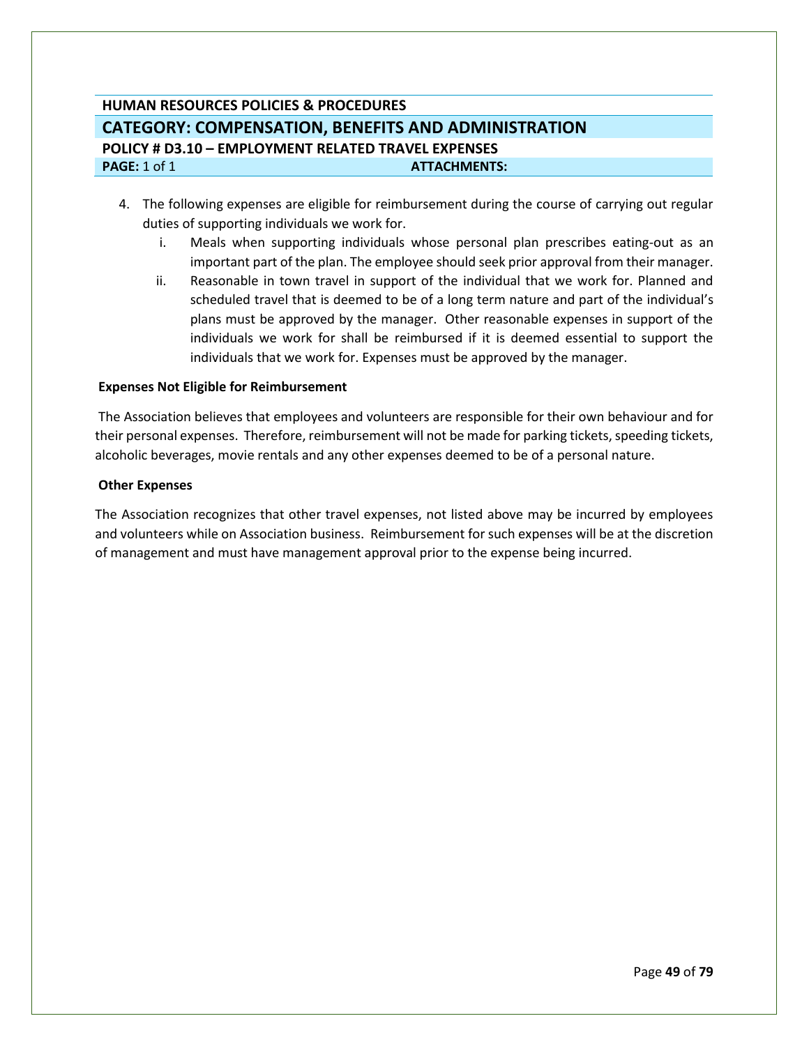# HUMAN RESOURCES POLICIES & PROCEDURES

## CATEGORY: COMPENSATION, BENEFITS AND ADMINISTRATION

### POLICY # D3.10 – EMPLOYMENT RELATED TRAVEL EXPENSES

**PAGE:** 1 of 1 **ATTACHMENTS:**

4. The following expenses are eligible for reimbursement during the course of carrying out regular duties of supporting individuals we work for.
   i. Meals when supporting individuals whose personal plan prescribes eating-out as an important part of the plan. The employee should seek prior approval from their manager.
   ii. Reasonable in town travel in support of the individual that we work for. Planned and scheduled travel that is deemed to be of a long term nature and part of the individual's plans must be approved by the manager. Other reasonable expenses in support of the individuals we work for shall be reimbursed if it is deemed essential to support the individuals that we work for. Expenses must be approved by the manager.

**Expenses Not Eligible for Reimbursement**

The Association believes that employees and volunteers are responsible for their own behaviour and for their personal expenses. Therefore, reimbursement will not be made for parking tickets, speeding tickets, alcoholic beverages, movie rentals and any other expenses deemed to be of a personal nature.

**Other Expenses**

The Association recognizes that other travel expenses, not listed above may be incurred by employees and volunteers while on Association business. Reimbursement for such expenses will be at the discretion of management and must have management approval prior to the expense being incurred.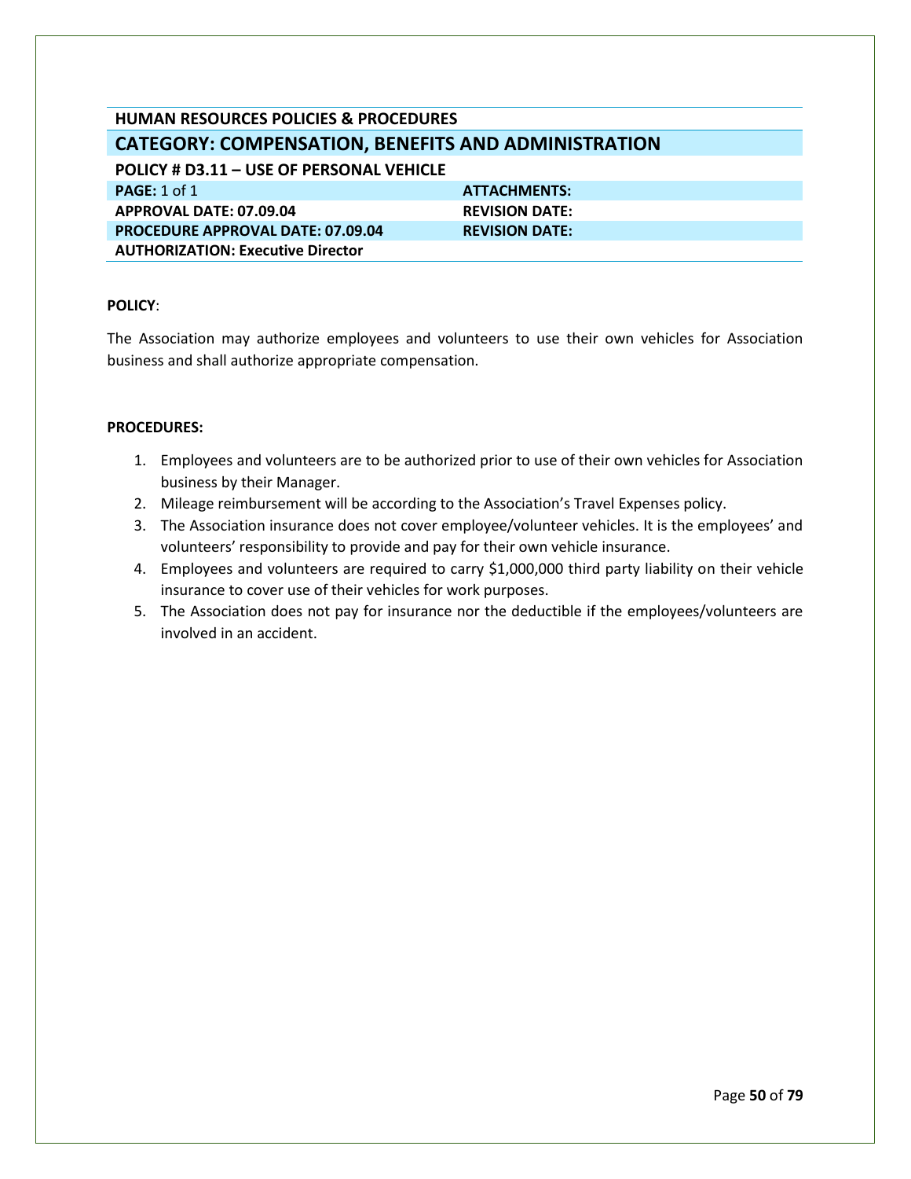## HUMAN RESOURCES POLICIES & PROCEDURES

## CATEGORY: COMPENSATION, BENEFITS AND ADMINISTRATION

### POLICY # D3.11 – USE OF PERSONAL VEHICLE

| | |
|---|---|
| **PAGE:** 1 of 1 | **ATTACHMENTS:** |
| **APPROVAL DATE: 07.09.04** | **REVISION DATE:** |
| **PROCEDURE APPROVAL DATE: 07.09.04** | **REVISION DATE:** |
| **AUTHORIZATION: Executive Director** | |

**POLICY**:

The Association may authorize employees and volunteers to use their own vehicles for Association business and shall authorize appropriate compensation.

**PROCEDURES:**

1. Employees and volunteers are to be authorized prior to use of their own vehicles for Association business by their Manager.
2. Mileage reimbursement will be according to the Association's Travel Expenses policy.
3. The Association insurance does not cover employee/volunteer vehicles. It is the employees' and volunteers' responsibility to provide and pay for their own vehicle insurance.
4. Employees and volunteers are required to carry $1,000,000 third party liability on their vehicle insurance to cover use of their vehicles for work purposes.
5. The Association does not pay for insurance nor the deductible if the employees/volunteers are involved in an accident.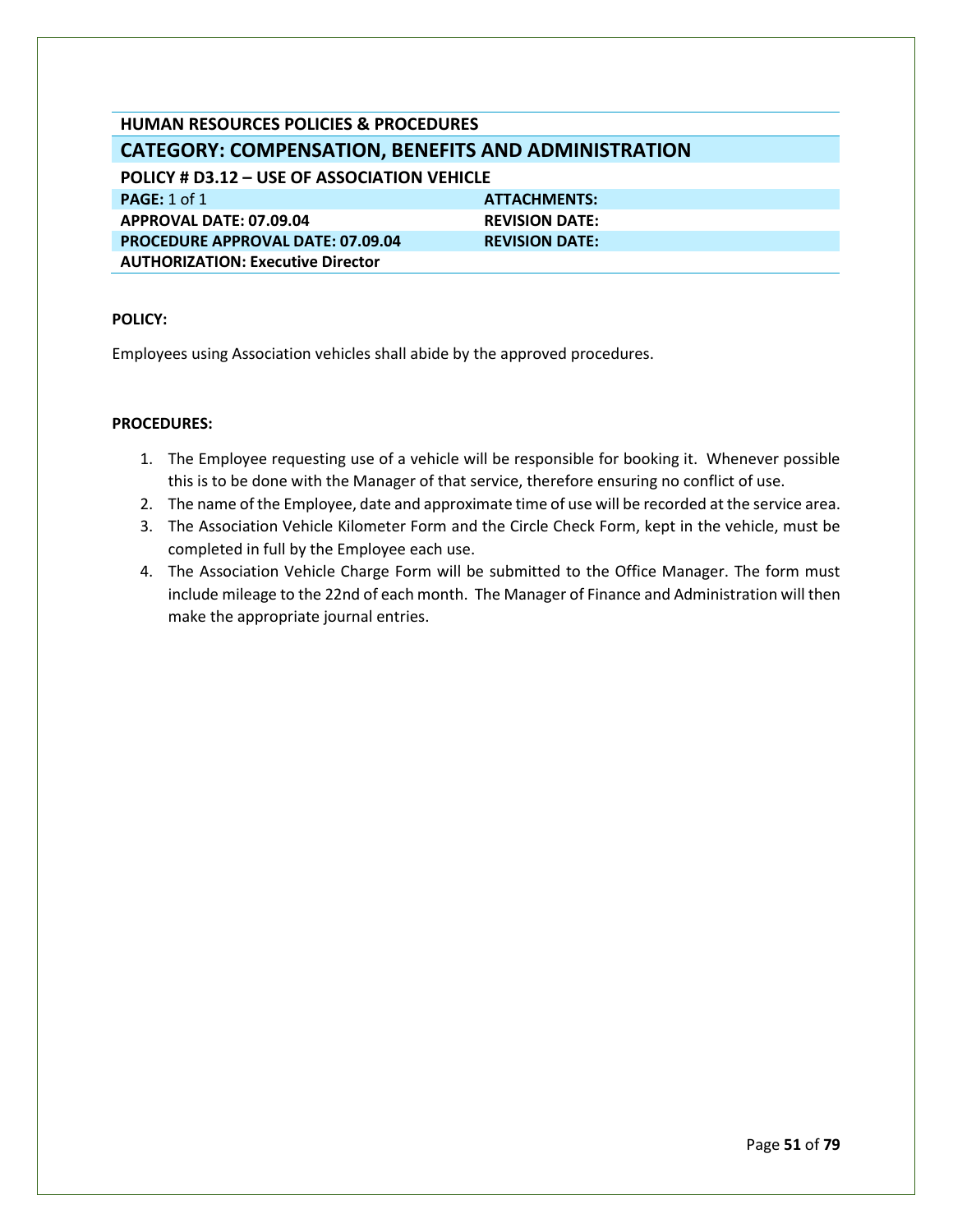## HUMAN RESOURCES POLICIES & PROCEDURES

## CATEGORY: COMPENSATION, BENEFITS AND ADMINISTRATION

### POLICY # D3.12 – USE OF ASSOCIATION VEHICLE

| | |
|---|---|
| **PAGE:** 1 of 1 | **ATTACHMENTS:** |
| **APPROVAL DATE: 07.09.04** | **REVISION DATE:** |
| **PROCEDURE APPROVAL DATE: 07.09.04** | **REVISION DATE:** |
| **AUTHORIZATION: Executive Director** | |

**POLICY:**

Employees using Association vehicles shall abide by the approved procedures.

**PROCEDURES:**

1. The Employee requesting use of a vehicle will be responsible for booking it. Whenever possible this is to be done with the Manager of that service, therefore ensuring no conflict of use.
2. The name of the Employee, date and approximate time of use will be recorded at the service area.
3. The Association Vehicle Kilometer Form and the Circle Check Form, kept in the vehicle, must be completed in full by the Employee each use.
4. The Association Vehicle Charge Form will be submitted to the Office Manager. The form must include mileage to the 22nd of each month. The Manager of Finance and Administration will then make the appropriate journal entries.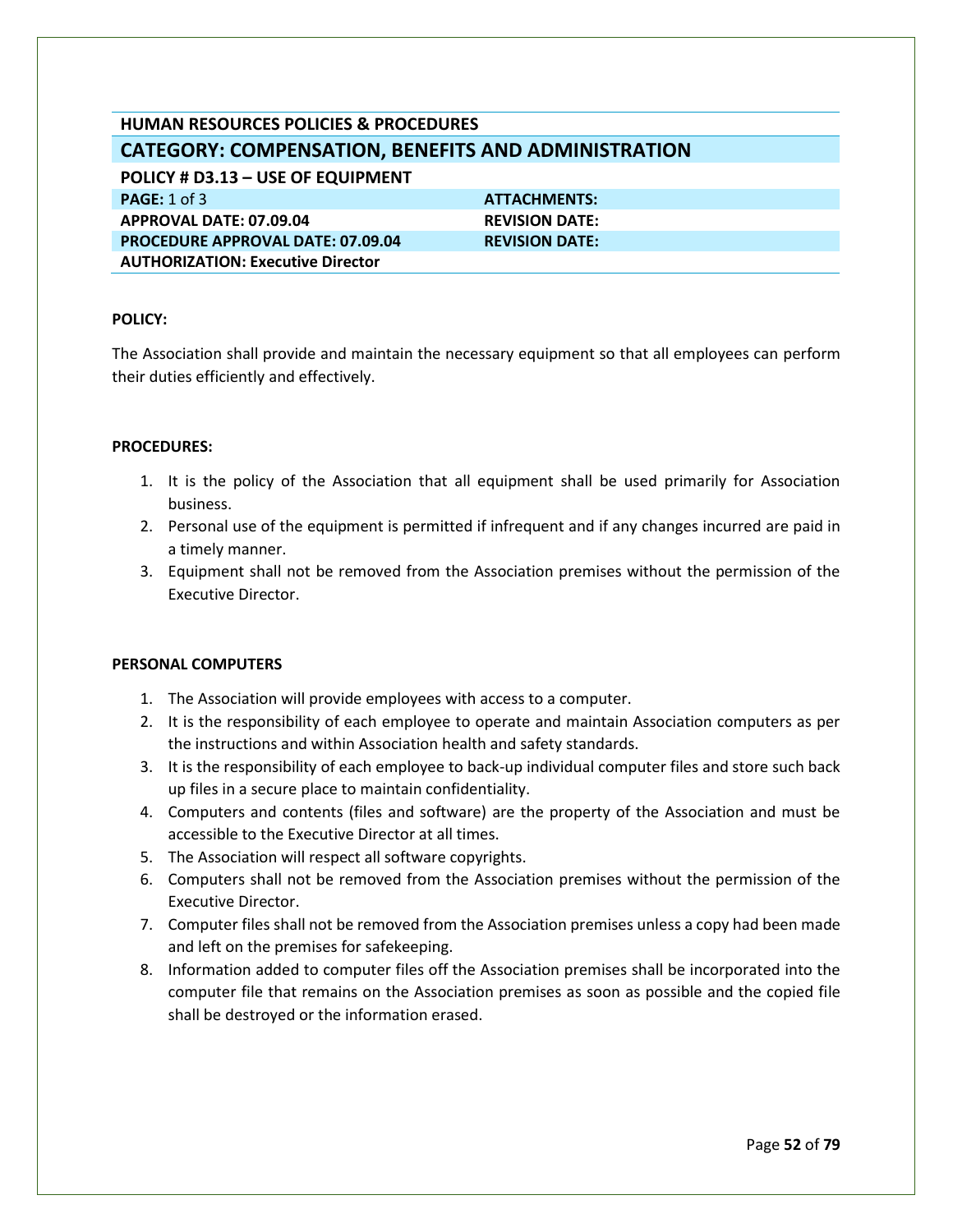**HUMAN RESOURCES POLICIES & PROCEDURES**

## CATEGORY: COMPENSATION, BENEFITS AND ADMINISTRATION

| **POLICY # D3.13 – USE OF EQUIPMENT** | |
|---|---|
| **PAGE:** 1 of 3 | **ATTACHMENTS:** |
| **APPROVAL DATE: 07.09.04** | **REVISION DATE:** |
| **PROCEDURE APPROVAL DATE: 07.09.04** | **REVISION DATE:** |
| **AUTHORIZATION: Executive Director** | |

**POLICY:**

The Association shall provide and maintain the necessary equipment so that all employees can perform their duties efficiently and effectively.

**PROCEDURES:**

1. It is the policy of the Association that all equipment shall be used primarily for Association business.
2. Personal use of the equipment is permitted if infrequent and if any changes incurred are paid in a timely manner.
3. Equipment shall not be removed from the Association premises without the permission of the Executive Director.

**PERSONAL COMPUTERS**

1. The Association will provide employees with access to a computer.
2. It is the responsibility of each employee to operate and maintain Association computers as per the instructions and within Association health and safety standards.
3. It is the responsibility of each employee to back-up individual computer files and store such back up files in a secure place to maintain confidentiality.
4. Computers and contents (files and software) are the property of the Association and must be accessible to the Executive Director at all times.
5. The Association will respect all software copyrights.
6. Computers shall not be removed from the Association premises without the permission of the Executive Director.
7. Computer files shall not be removed from the Association premises unless a copy had been made and left on the premises for safekeeping.
8. Information added to computer files off the Association premises shall be incorporated into the computer file that remains on the Association premises as soon as possible and the copied file shall be destroyed or the information erased.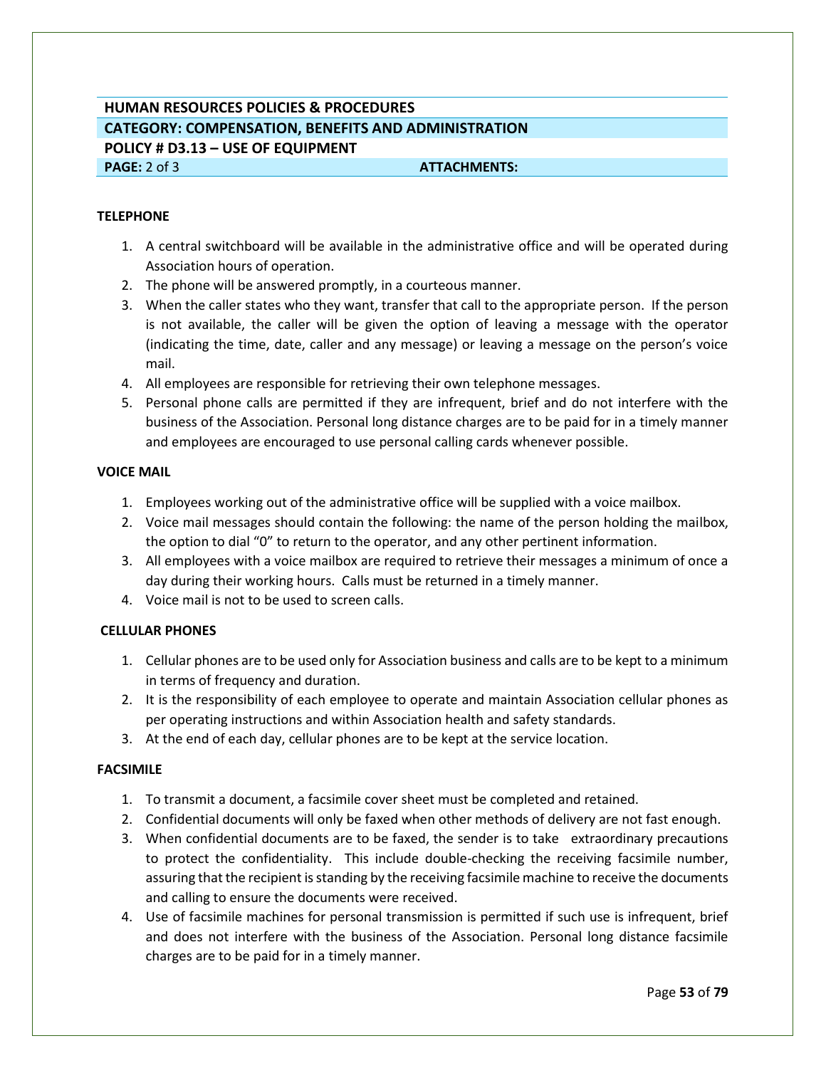| HUMAN RESOURCES POLICIES & PROCEDURES | |
|---|---|
| **CATEGORY: COMPENSATION, BENEFITS AND ADMINISTRATION** | |
| **POLICY # D3.13 – USE OF EQUIPMENT** | |
| **PAGE:** 2 of 3 | **ATTACHMENTS:** |

**TELEPHONE**

1. A central switchboard will be available in the administrative office and will be operated during Association hours of operation.
2. The phone will be answered promptly, in a courteous manner.
3. When the caller states who they want, transfer that call to the appropriate person. If the person is not available, the caller will be given the option of leaving a message with the operator (indicating the time, date, caller and any message) or leaving a message on the person's voice mail.
4. All employees are responsible for retrieving their own telephone messages.
5. Personal phone calls are permitted if they are infrequent, brief and do not interfere with the business of the Association. Personal long distance charges are to be paid for in a timely manner and employees are encouraged to use personal calling cards whenever possible.

**VOICE MAIL**

1. Employees working out of the administrative office will be supplied with a voice mailbox.
2. Voice mail messages should contain the following: the name of the person holding the mailbox, the option to dial "0" to return to the operator, and any other pertinent information.
3. All employees with a voice mailbox are required to retrieve their messages a minimum of once a day during their working hours. Calls must be returned in a timely manner.
4. Voice mail is not to be used to screen calls.

**CELLULAR PHONES**

1. Cellular phones are to be used only for Association business and calls are to be kept to a minimum in terms of frequency and duration.
2. It is the responsibility of each employee to operate and maintain Association cellular phones as per operating instructions and within Association health and safety standards.
3. At the end of each day, cellular phones are to be kept at the service location.

**FACSIMILE**

1. To transmit a document, a facsimile cover sheet must be completed and retained.
2. Confidential documents will only be faxed when other methods of delivery are not fast enough.
3. When confidential documents are to be faxed, the sender is to take extraordinary precautions to protect the confidentiality. This include double-checking the receiving facsimile number, assuring that the recipient is standing by the receiving facsimile machine to receive the documents and calling to ensure the documents were received.
4. Use of facsimile machines for personal transmission is permitted if such use is infrequent, brief and does not interfere with the business of the Association. Personal long distance facsimile charges are to be paid for in a timely manner.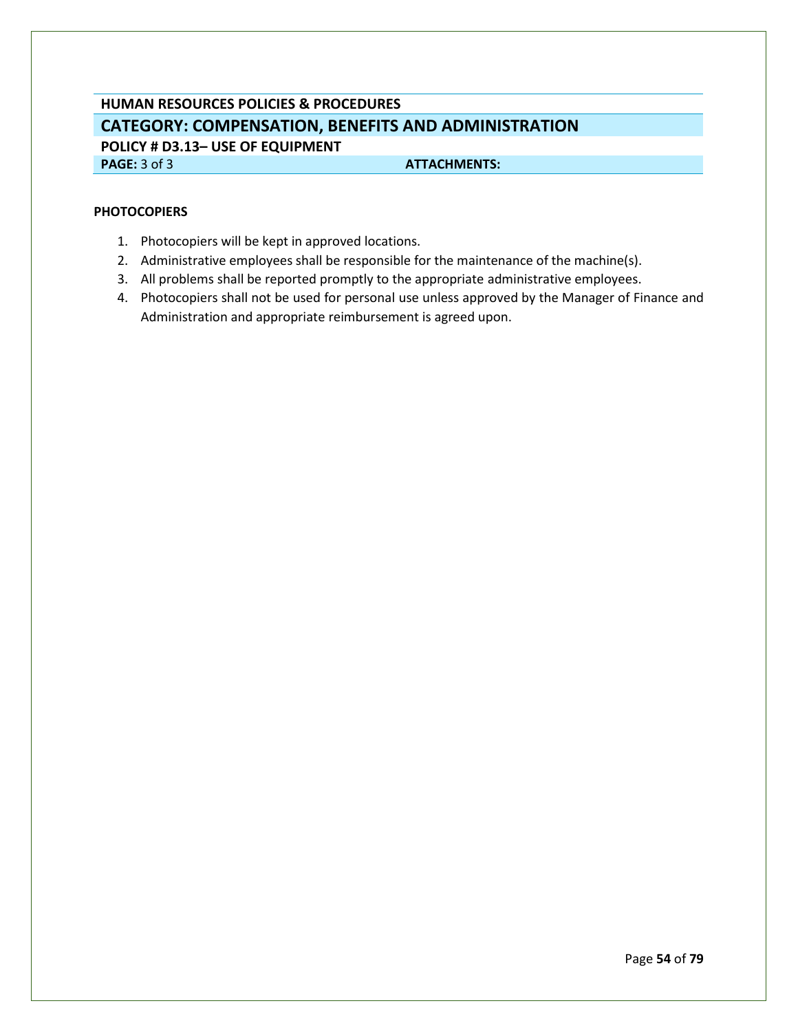HUMAN RESOURCES POLICIES & PROCEDURES

**CATEGORY: COMPENSATION, BENEFITS AND ADMINISTRATION**

**POLICY # D3.13– USE OF EQUIPMENT**

**PAGE:** 3 of 3 **ATTACHMENTS:**

**PHOTOCOPIERS**

1. Photocopiers will be kept in approved locations.
2. Administrative employees shall be responsible for the maintenance of the machine(s).
3. All problems shall be reported promptly to the appropriate administrative employees.
4. Photocopiers shall not be used for personal use unless approved by the Manager of Finance and Administration and appropriate reimbursement is agreed upon.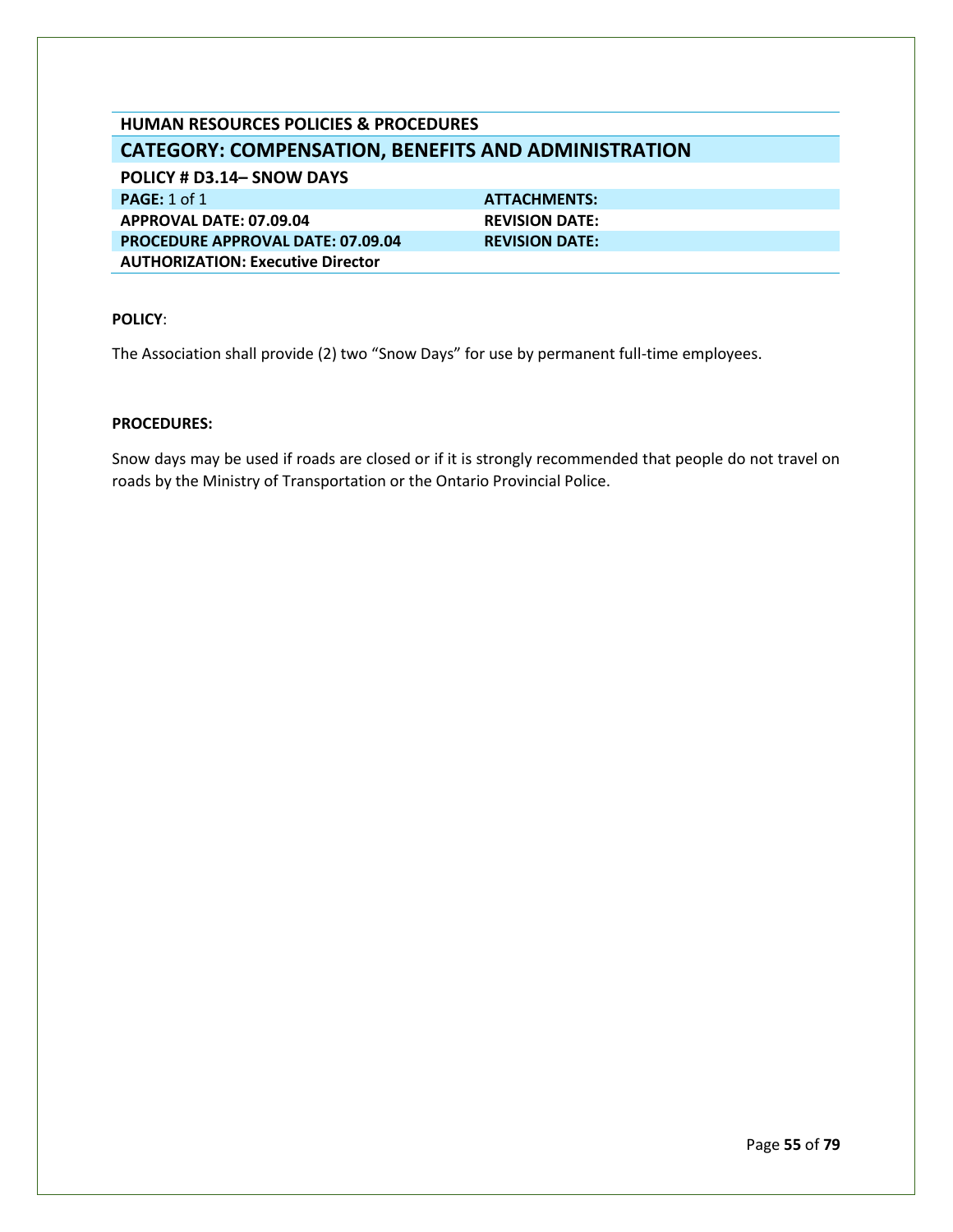**HUMAN RESOURCES POLICIES & PROCEDURES**

## CATEGORY: COMPENSATION, BENEFITS AND ADMINISTRATION

**POLICY # D3.14– SNOW DAYS**

| | |
|---|---|
| **PAGE:** 1 of 1 | **ATTACHMENTS:** |
| **APPROVAL DATE: 07.09.04** | **REVISION DATE:** |
| **PROCEDURE APPROVAL DATE: 07.09.04** | **REVISION DATE:** |
| **AUTHORIZATION: Executive Director** | |

**POLICY**:

The Association shall provide (2) two "Snow Days" for use by permanent full-time employees.

**PROCEDURES:**

Snow days may be used if roads are closed or if it is strongly recommended that people do not travel on roads by the Ministry of Transportation or the Ontario Provincial Police.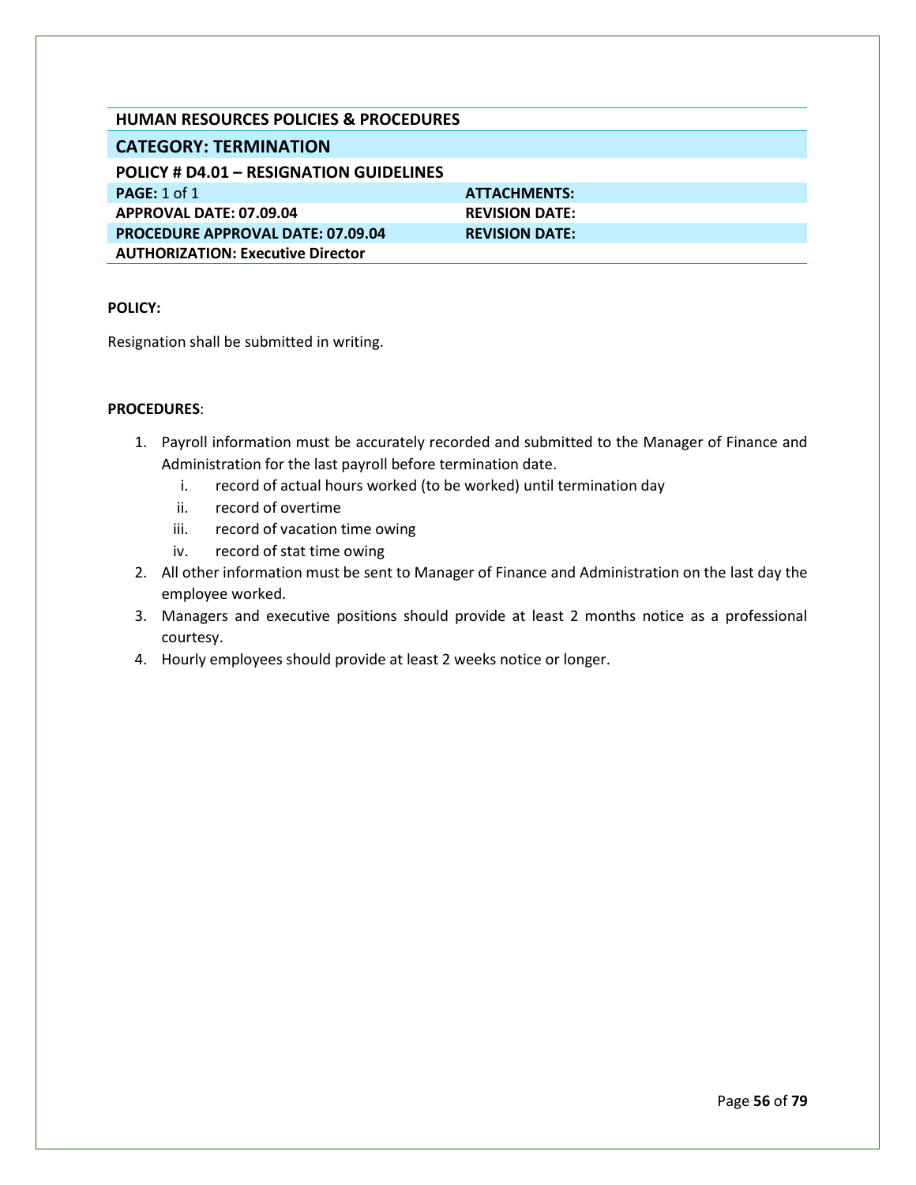## HUMAN RESOURCES POLICIES & PROCEDURES

## CATEGORY: TERMINATION

### POLICY # D4.01 – RESIGNATION GUIDELINES

| | |
|---|---|
| **PAGE:** 1 of 1 | **ATTACHMENTS:** |
| **APPROVAL DATE: 07.09.04** | **REVISION DATE:** |
| **PROCEDURE APPROVAL DATE: 07.09.04** | **REVISION DATE:** |
| **AUTHORIZATION: Executive Director** | |

**POLICY:**

Resignation shall be submitted in writing.

**PROCEDURES**:

1. Payroll information must be accurately recorded and submitted to the Manager of Finance and Administration for the last payroll before termination date.
   i. record of actual hours worked (to be worked) until termination day
   ii. record of overtime
   iii. record of vacation time owing
   iv. record of stat time owing
2. All other information must be sent to Manager of Finance and Administration on the last day the employee worked.
3. Managers and executive positions should provide at least 2 months notice as a professional courtesy.
4. Hourly employees should provide at least 2 weeks notice or longer.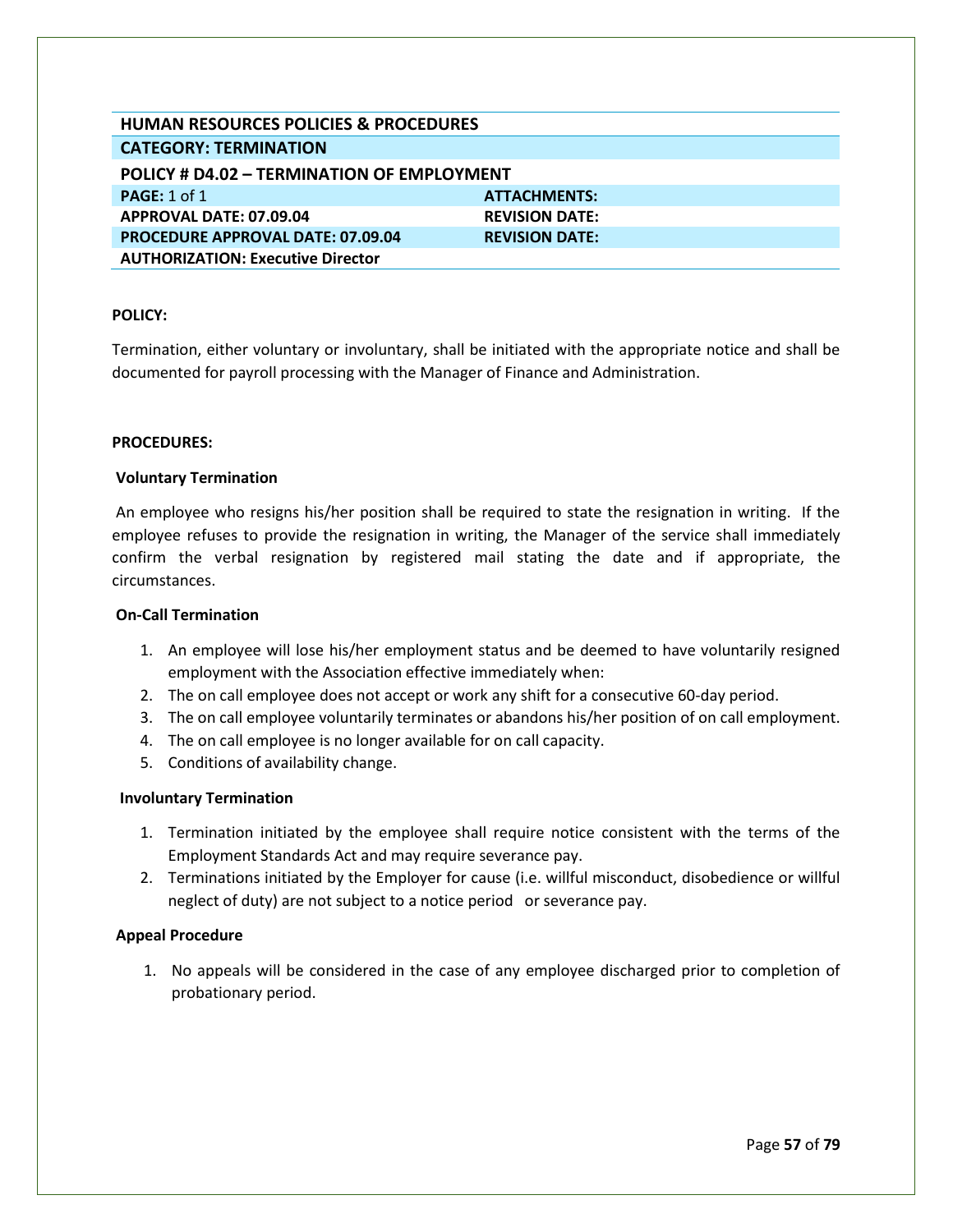| HUMAN RESOURCES POLICIES & PROCEDURES | |
|---|---|
| **CATEGORY: TERMINATION** | |
| **POLICY # D4.02 – TERMINATION OF EMPLOYMENT** | |
| **PAGE:** 1 of 1 | **ATTACHMENTS:** |
| **APPROVAL DATE: 07.09.04** | **REVISION DATE:** |
| **PROCEDURE APPROVAL DATE: 07.09.04** | **REVISION DATE:** |
| **AUTHORIZATION: Executive Director** | |

**POLICY:**

Termination, either voluntary or involuntary, shall be initiated with the appropriate notice and shall be documented for payroll processing with the Manager of Finance and Administration.

**PROCEDURES:**

**Voluntary Termination**

An employee who resigns his/her position shall be required to state the resignation in writing. If the employee refuses to provide the resignation in writing, the Manager of the service shall immediately confirm the verbal resignation by registered mail stating the date and if appropriate, the circumstances.

**On-Call Termination**

1. An employee will lose his/her employment status and be deemed to have voluntarily resigned employment with the Association effective immediately when:
2. The on call employee does not accept or work any shift for a consecutive 60-day period.
3. The on call employee voluntarily terminates or abandons his/her position of on call employment.
4. The on call employee is no longer available for on call capacity.
5. Conditions of availability change.

**Involuntary Termination**

1. Termination initiated by the employee shall require notice consistent with the terms of the Employment Standards Act and may require severance pay.
2. Terminations initiated by the Employer for cause (i.e. willful misconduct, disobedience or willful neglect of duty) are not subject to a notice period or severance pay.

**Appeal Procedure**

1. No appeals will be considered in the case of any employee discharged prior to completion of probationary period.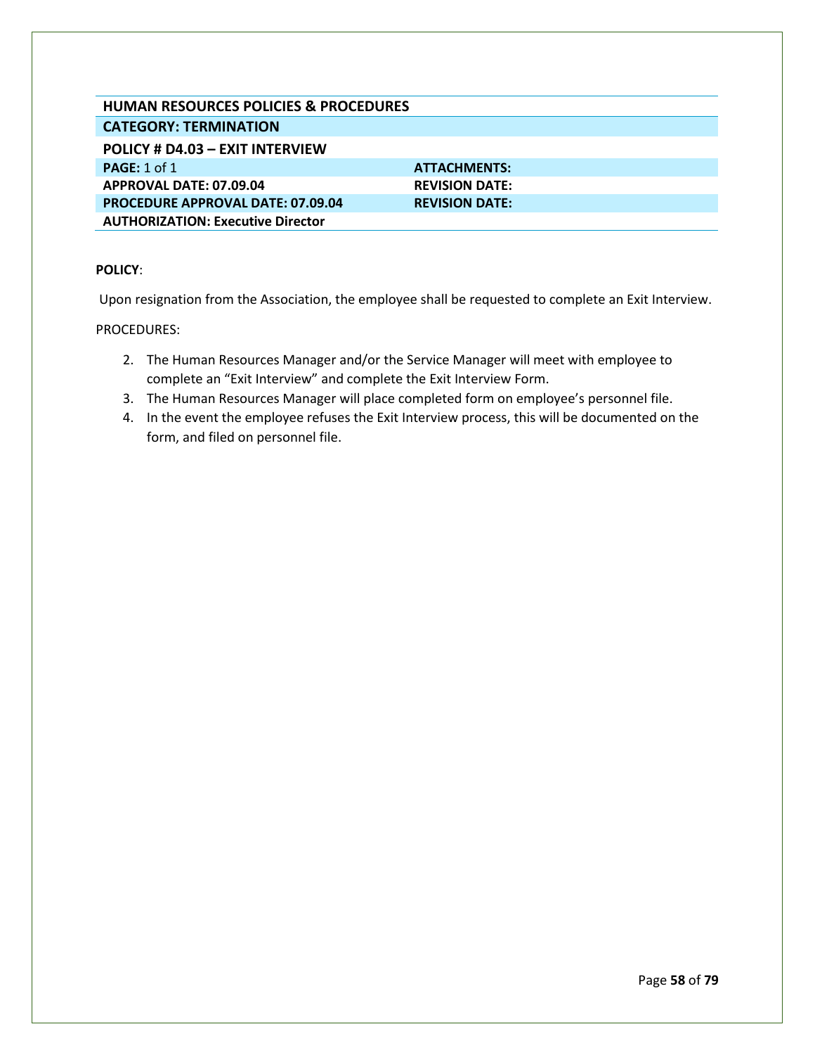**HUMAN RESOURCES POLICIES & PROCEDURES**

**CATEGORY: TERMINATION**

**POLICY # D4.03 – EXIT INTERVIEW**

| | |
|---|---|
| **PAGE:** 1 of 1 | **ATTACHMENTS:** |
| **APPROVAL DATE: 07.09.04** | **REVISION DATE:** |
| **PROCEDURE APPROVAL DATE: 07.09.04** | **REVISION DATE:** |
| **AUTHORIZATION: Executive Director** | |

**POLICY**:

Upon resignation from the Association, the employee shall be requested to complete an Exit Interview.

PROCEDURES:

2. The Human Resources Manager and/or the Service Manager will meet with employee to complete an "Exit Interview" and complete the Exit Interview Form.
3. The Human Resources Manager will place completed form on employee's personnel file.
4. In the event the employee refuses the Exit Interview process, this will be documented on the form, and filed on personnel file.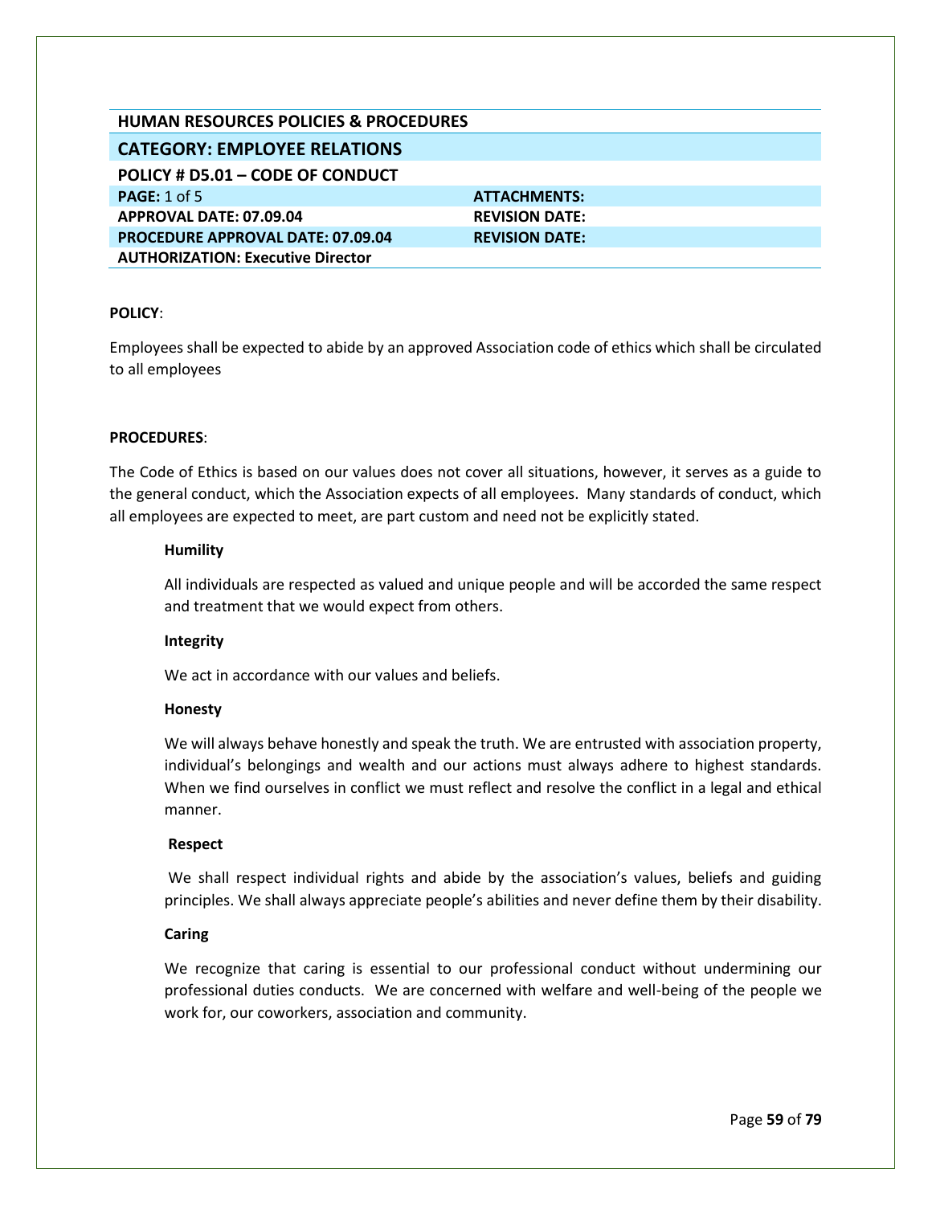| HUMAN RESOURCES POLICIES & PROCEDURES | |
|---|---|
| **CATEGORY: EMPLOYEE RELATIONS** | |
| **POLICY # D5.01 – CODE OF CONDUCT** | |
| **PAGE:** 1 of 5 | **ATTACHMENTS:** |
| **APPROVAL DATE: 07.09.04** | **REVISION DATE:** |
| **PROCEDURE APPROVAL DATE: 07.09.04** | **REVISION DATE:** |
| **AUTHORIZATION: Executive Director** | |

**POLICY**:

Employees shall be expected to abide by an approved Association code of ethics which shall be circulated to all employees

**PROCEDURES**:

The Code of Ethics is based on our values does not cover all situations, however, it serves as a guide to the general conduct, which the Association expects of all employees. Many standards of conduct, which all employees are expected to meet, are part custom and need not be explicitly stated.

**Humility**

All individuals are respected as valued and unique people and will be accorded the same respect and treatment that we would expect from others.

**Integrity**

We act in accordance with our values and beliefs.

**Honesty**

We will always behave honestly and speak the truth. We are entrusted with association property, individual's belongings and wealth and our actions must always adhere to highest standards. When we find ourselves in conflict we must reflect and resolve the conflict in a legal and ethical manner.

**Respect**

We shall respect individual rights and abide by the association's values, beliefs and guiding principles. We shall always appreciate people's abilities and never define them by their disability.

**Caring**

We recognize that caring is essential to our professional conduct without undermining our professional duties conducts. We are concerned with welfare and well-being of the people we work for, our coworkers, association and community.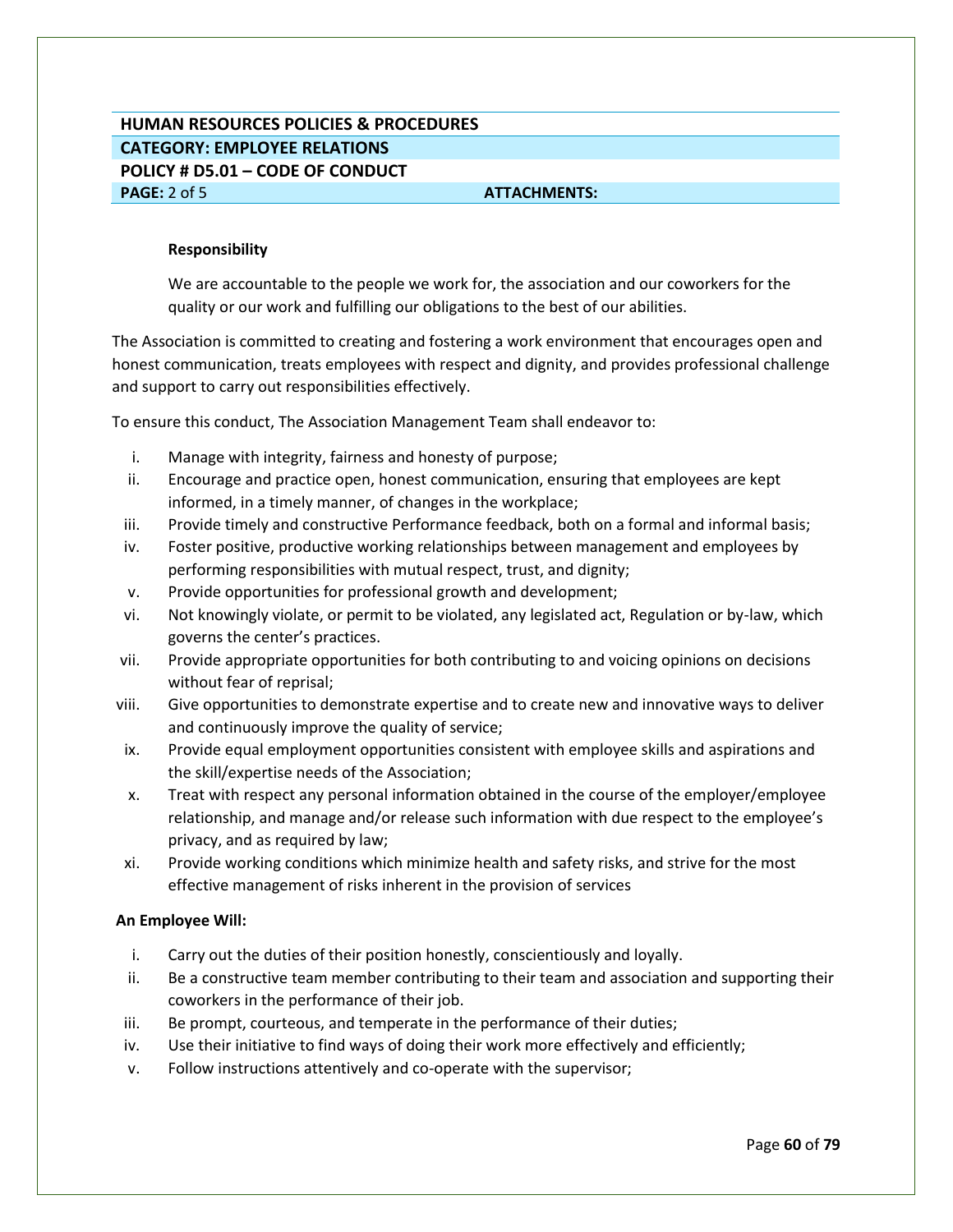**Responsibility**

We are accountable to the people we work for, the association and our coworkers for the quality or our work and fulfilling our obligations to the best of our abilities.

The Association is committed to creating and fostering a work environment that encourages open and honest communication, treats employees with respect and dignity, and provides professional challenge and support to carry out responsibilities effectively.

To ensure this conduct, The Association Management Team shall endeavor to:

i. Manage with integrity, fairness and honesty of purpose;
ii. Encourage and practice open, honest communication, ensuring that employees are kept informed, in a timely manner, of changes in the workplace;
iii. Provide timely and constructive Performance feedback, both on a formal and informal basis;
iv. Foster positive, productive working relationships between management and employees by performing responsibilities with mutual respect, trust, and dignity;
v. Provide opportunities for professional growth and development;
vi. Not knowingly violate, or permit to be violated, any legislated act, Regulation or by-law, which governs the center's practices.
vii. Provide appropriate opportunities for both contributing to and voicing opinions on decisions without fear of reprisal;
viii. Give opportunities to demonstrate expertise and to create new and innovative ways to deliver and continuously improve the quality of service;
ix. Provide equal employment opportunities consistent with employee skills and aspirations and the skill/expertise needs of the Association;
x. Treat with respect any personal information obtained in the course of the employer/employee relationship, and manage and/or release such information with due respect to the employee's privacy, and as required by law;
xi. Provide working conditions which minimize health and safety risks, and strive for the most effective management of risks inherent in the provision of services

**An Employee Will:**

i. Carry out the duties of their position honestly, conscientiously and loyally.
ii. Be a constructive team member contributing to their team and association and supporting their coworkers in the performance of their job.
iii. Be prompt, courteous, and temperate in the performance of their duties;
iv. Use their initiative to find ways of doing their work more effectively and efficiently;
v. Follow instructions attentively and co-operate with the supervisor;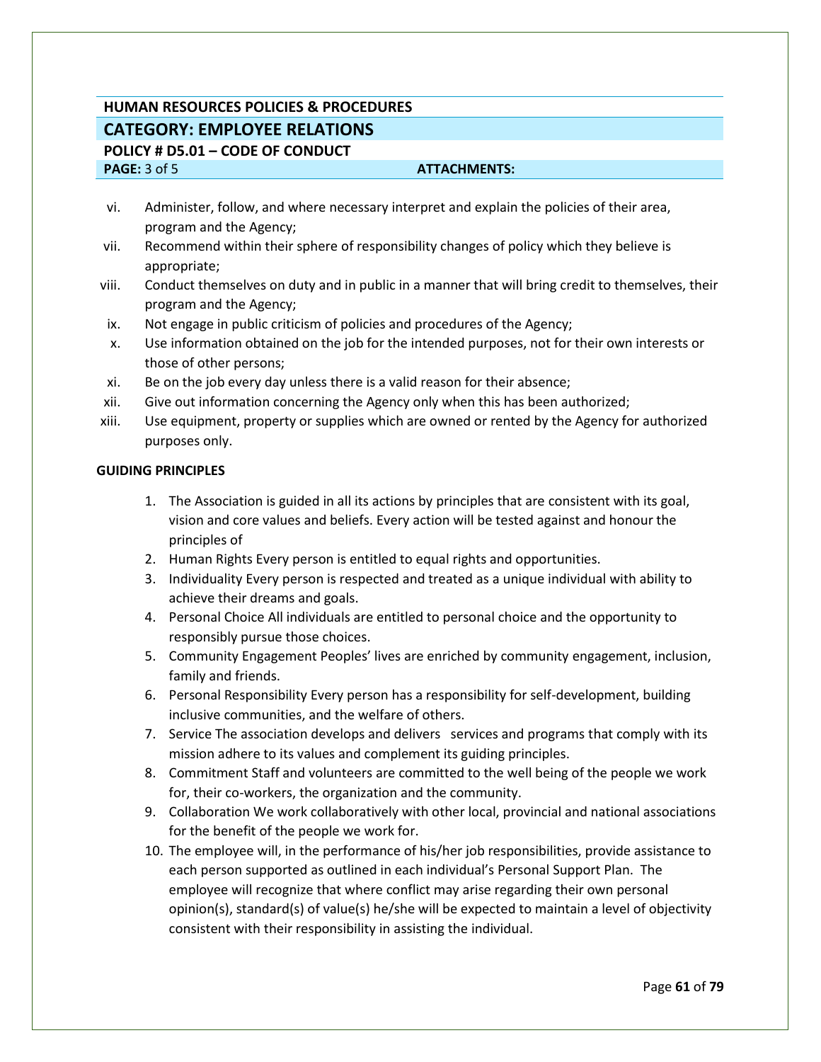vi. Administer, follow, and where necessary interpret and explain the policies of their area, program and the Agency;
vii. Recommend within their sphere of responsibility changes of policy which they believe is appropriate;
viii. Conduct themselves on duty and in public in a manner that will bring credit to themselves, their program and the Agency;
ix. Not engage in public criticism of policies and procedures of the Agency;
x. Use information obtained on the job for the intended purposes, not for their own interests or those of other persons;
xi. Be on the job every day unless there is a valid reason for their absence;
xii. Give out information concerning the Agency only when this has been authorized;
xiii. Use equipment, property or supplies which are owned or rented by the Agency for authorized purposes only.

**GUIDING PRINCIPLES**

1. The Association is guided in all its actions by principles that are consistent with its goal, vision and core values and beliefs. Every action will be tested against and honour the principles of
2. Human Rights Every person is entitled to equal rights and opportunities.
3. Individuality Every person is respected and treated as a unique individual with ability to achieve their dreams and goals.
4. Personal Choice All individuals are entitled to personal choice and the opportunity to responsibly pursue those choices.
5. Community Engagement Peoples' lives are enriched by community engagement, inclusion, family and friends.
6. Personal Responsibility Every person has a responsibility for self-development, building inclusive communities, and the welfare of others.
7. Service The association develops and delivers services and programs that comply with its mission adhere to its values and complement its guiding principles.
8. Commitment Staff and volunteers are committed to the well being of the people we work for, their co-workers, the organization and the community.
9. Collaboration We work collaboratively with other local, provincial and national associations for the benefit of the people we work for.
10. The employee will, in the performance of his/her job responsibilities, provide assistance to each person supported as outlined in each individual's Personal Support Plan. The employee will recognize that where conflict may arise regarding their own personal opinion(s), standard(s) of value(s) he/she will be expected to maintain a level of objectivity consistent with their responsibility in assisting the individual.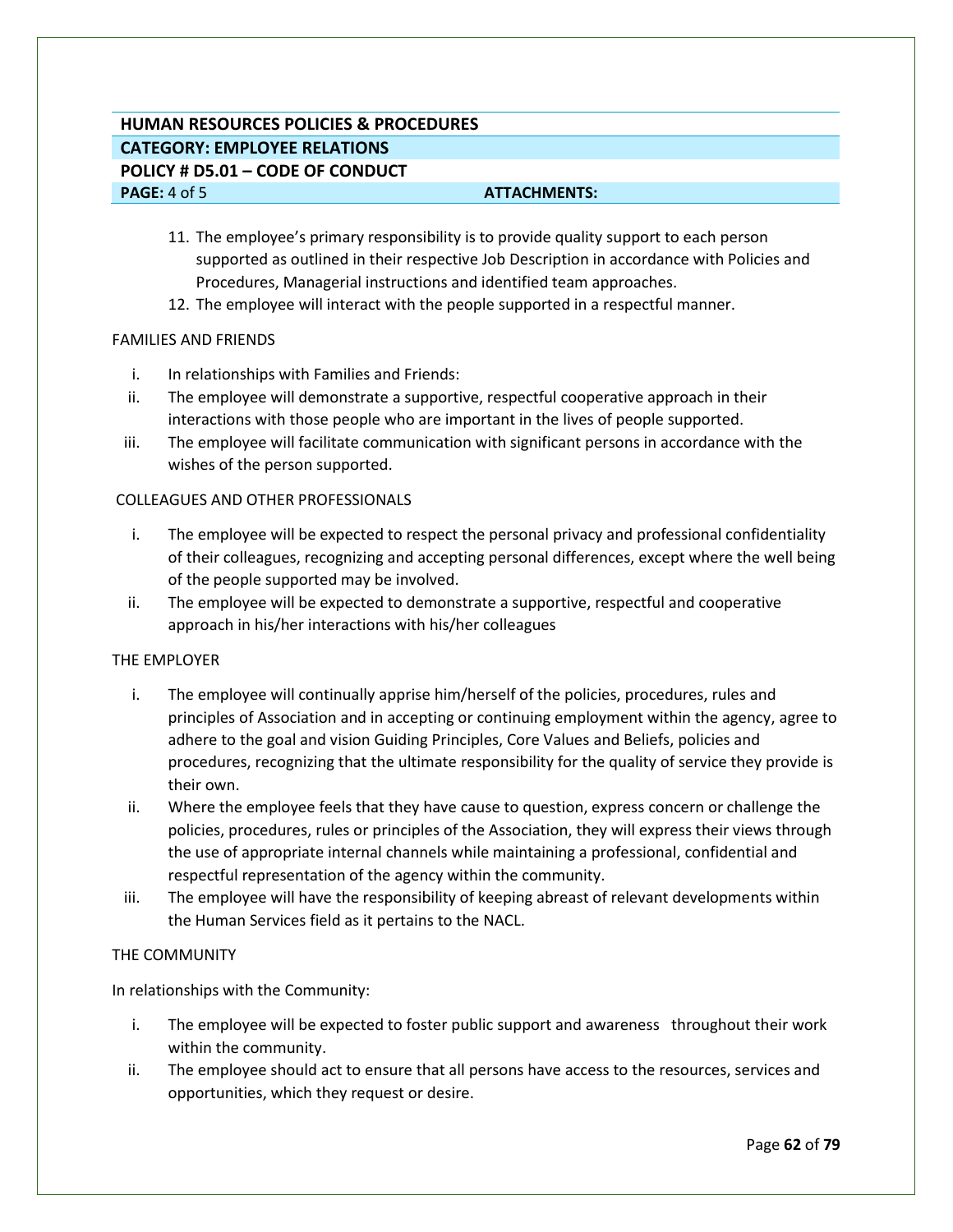11. The employee's primary responsibility is to provide quality support to each person supported as outlined in their respective Job Description in accordance with Policies and Procedures, Managerial instructions and identified team approaches.
12. The employee will interact with the people supported in a respectful manner.

FAMILIES AND FRIENDS

i. In relationships with Families and Friends:
ii. The employee will demonstrate a supportive, respectful cooperative approach in their interactions with those people who are important in the lives of people supported.
iii. The employee will facilitate communication with significant persons in accordance with the wishes of the person supported.

COLLEAGUES AND OTHER PROFESSIONALS

i. The employee will be expected to respect the personal privacy and professional confidentiality of their colleagues, recognizing and accepting personal differences, except where the well being of the people supported may be involved.
ii. The employee will be expected to demonstrate a supportive, respectful and cooperative approach in his/her interactions with his/her colleagues

THE EMPLOYER

i. The employee will continually apprise him/herself of the policies, procedures, rules and principles of Association and in accepting or continuing employment within the agency, agree to adhere to the goal and vision Guiding Principles, Core Values and Beliefs, policies and procedures, recognizing that the ultimate responsibility for the quality of service they provide is their own.
ii. Where the employee feels that they have cause to question, express concern or challenge the policies, procedures, rules or principles of the Association, they will express their views through the use of appropriate internal channels while maintaining a professional, confidential and respectful representation of the agency within the community.
iii. The employee will have the responsibility of keeping abreast of relevant developments within the Human Services field as it pertains to the NACL.

THE COMMUNITY

In relationships with the Community:

i. The employee will be expected to foster public support and awareness throughout their work within the community.
ii. The employee should act to ensure that all persons have access to the resources, services and opportunities, which they request or desire.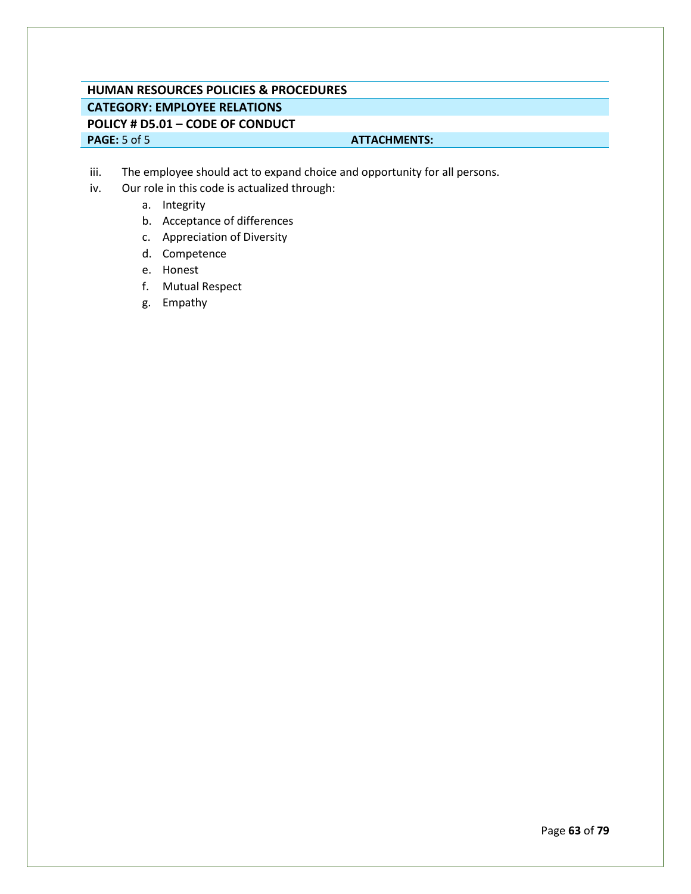**HUMAN RESOURCES POLICIES & PROCEDURES**

**CATEGORY: EMPLOYEE RELATIONS**

**POLICY # D5.01 – CODE OF CONDUCT**

**PAGE:** 5 of 5 **ATTACHMENTS:**

iii. The employee should act to expand choice and opportunity for all persons.

iv. Our role in this code is actualized through:

   a. Integrity
   b. Acceptance of differences
   c. Appreciation of Diversity
   d. Competence
   e. Honest
   f. Mutual Respect
   g. Empathy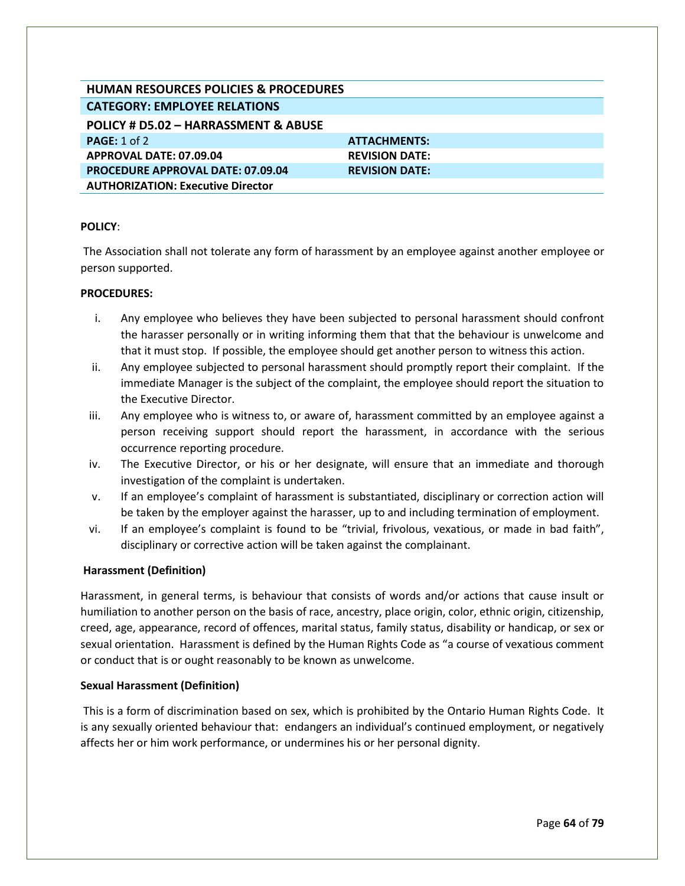| HUMAN RESOURCES POLICIES & PROCEDURES | |
|---|---|
| **CATEGORY: EMPLOYEE RELATIONS** | |
| **POLICY # D5.02 – HARRASSMENT & ABUSE** | |
| **PAGE:** 1 of 2 | **ATTACHMENTS:** |
| **APPROVAL DATE: 07.09.04** | **REVISION DATE:** |
| **PROCEDURE APPROVAL DATE: 07.09.04** | **REVISION DATE:** |
| **AUTHORIZATION: Executive Director** | |

**POLICY**:

The Association shall not tolerate any form of harassment by an employee against another employee or person supported.

**PROCEDURES:**

i. Any employee who believes they have been subjected to personal harassment should confront the harasser personally or in writing informing them that that the behaviour is unwelcome and that it must stop. If possible, the employee should get another person to witness this action.
ii. Any employee subjected to personal harassment should promptly report their complaint. If the immediate Manager is the subject of the complaint, the employee should report the situation to the Executive Director.
iii. Any employee who is witness to, or aware of, harassment committed by an employee against a person receiving support should report the harassment, in accordance with the serious occurrence reporting procedure.
iv. The Executive Director, or his or her designate, will ensure that an immediate and thorough investigation of the complaint is undertaken.
v. If an employee's complaint of harassment is substantiated, disciplinary or correction action will be taken by the employer against the harasser, up to and including termination of employment.
vi. If an employee's complaint is found to be "trivial, frivolous, vexatious, or made in bad faith", disciplinary or corrective action will be taken against the complainant.

**Harassment (Definition)**

Harassment, in general terms, is behaviour that consists of words and/or actions that cause insult or humiliation to another person on the basis of race, ancestry, place origin, color, ethnic origin, citizenship, creed, age, appearance, record of offences, marital status, family status, disability or handicap, or sex or sexual orientation. Harassment is defined by the Human Rights Code as "a course of vexatious comment or conduct that is or ought reasonably to be known as unwelcome.

**Sexual Harassment (Definition)**

This is a form of discrimination based on sex, which is prohibited by the Ontario Human Rights Code. It is any sexually oriented behaviour that: endangers an individual's continued employment, or negatively affects her or him work performance, or undermines his or her personal dignity.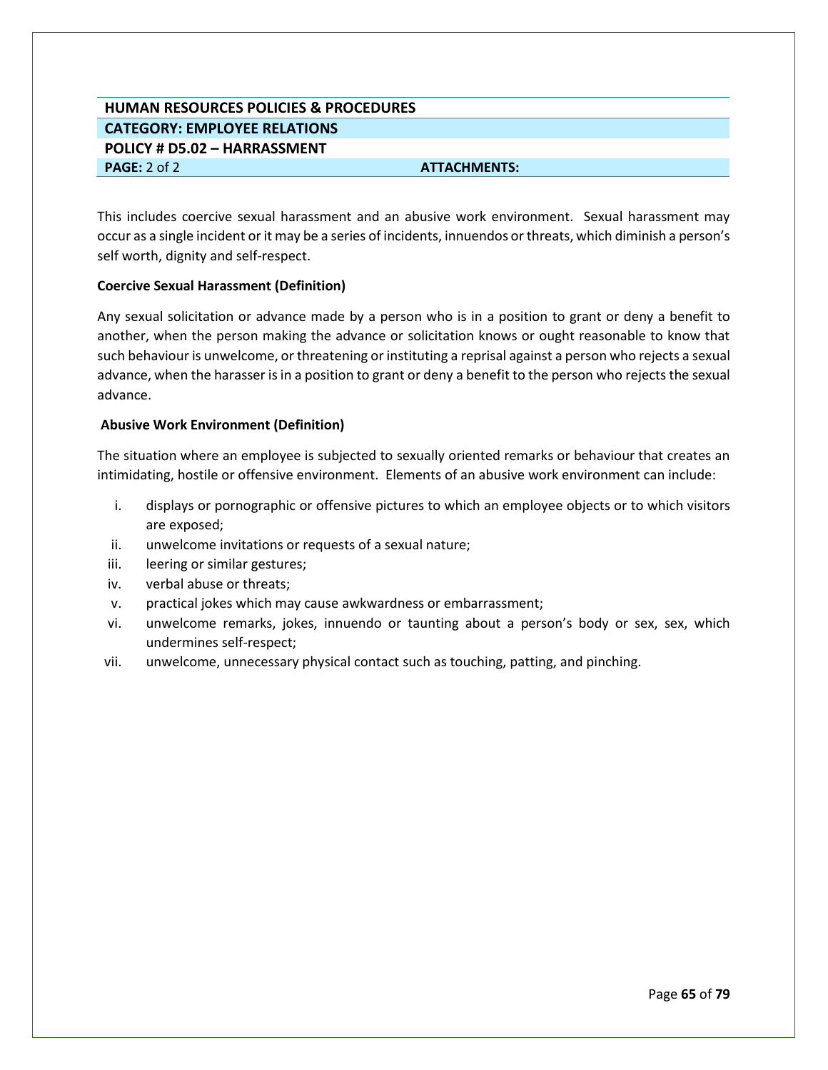**HUMAN RESOURCES POLICIES & PROCEDURES**

**CATEGORY: EMPLOYEE RELATIONS**

**POLICY # D5.02 – HARRASSMENT**

**PAGE:** 2 of 2 **ATTACHMENTS:**

This includes coercive sexual harassment and an abusive work environment. Sexual harassment may occur as a single incident or it may be a series of incidents, innuendos or threats, which diminish a person's self worth, dignity and self-respect.

**Coercive Sexual Harassment (Definition)**

Any sexual solicitation or advance made by a person who is in a position to grant or deny a benefit to another, when the person making the advance or solicitation knows or ought reasonable to know that such behaviour is unwelcome, or threatening or instituting a reprisal against a person who rejects a sexual advance, when the harasser is in a position to grant or deny a benefit to the person who rejects the sexual advance.

**Abusive Work Environment (Definition)**

The situation where an employee is subjected to sexually oriented remarks or behaviour that creates an intimidating, hostile or offensive environment. Elements of an abusive work environment can include:

i. displays or pornographic or offensive pictures to which an employee objects or to which visitors are exposed;
ii. unwelcome invitations or requests of a sexual nature;
iii. leering or similar gestures;
iv. verbal abuse or threats;
v. practical jokes which may cause awkwardness or embarrassment;
vi. unwelcome remarks, jokes, innuendo or taunting about a person's body or sex, sex, which undermines self-respect;
vii. unwelcome, unnecessary physical contact such as touching, patting, and pinching.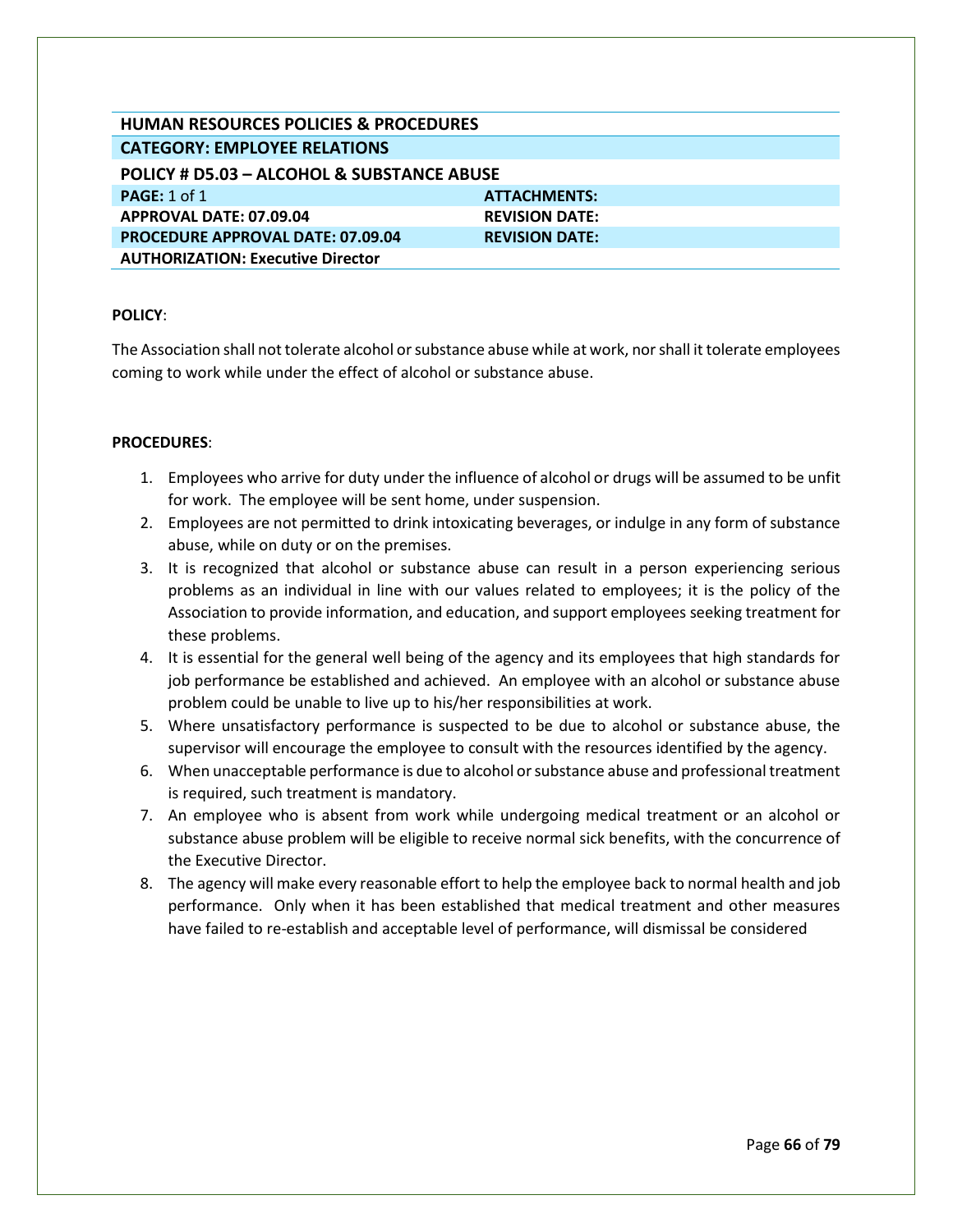| HUMAN RESOURCES POLICIES & PROCEDURES | |
|---|---|
| **CATEGORY: EMPLOYEE RELATIONS** | |
| **POLICY # D5.03 – ALCOHOL & SUBSTANCE ABUSE** | |
| **PAGE:** 1 of 1 | **ATTACHMENTS:** |
| **APPROVAL DATE: 07.09.04** | **REVISION DATE:** |
| **PROCEDURE APPROVAL DATE: 07.09.04** | **REVISION DATE:** |
| **AUTHORIZATION: Executive Director** | |

**POLICY**:

The Association shall not tolerate alcohol or substance abuse while at work, nor shall it tolerate employees coming to work while under the effect of alcohol or substance abuse.

**PROCEDURES**:

1. Employees who arrive for duty under the influence of alcohol or drugs will be assumed to be unfit for work. The employee will be sent home, under suspension.
2. Employees are not permitted to drink intoxicating beverages, or indulge in any form of substance abuse, while on duty or on the premises.
3. It is recognized that alcohol or substance abuse can result in a person experiencing serious problems as an individual in line with our values related to employees; it is the policy of the Association to provide information, and education, and support employees seeking treatment for these problems.
4. It is essential for the general well being of the agency and its employees that high standards for job performance be established and achieved. An employee with an alcohol or substance abuse problem could be unable to live up to his/her responsibilities at work.
5. Where unsatisfactory performance is suspected to be due to alcohol or substance abuse, the supervisor will encourage the employee to consult with the resources identified by the agency.
6. When unacceptable performance is due to alcohol or substance abuse and professional treatment is required, such treatment is mandatory.
7. An employee who is absent from work while undergoing medical treatment or an alcohol or substance abuse problem will be eligible to receive normal sick benefits, with the concurrence of the Executive Director.
8. The agency will make every reasonable effort to help the employee back to normal health and job performance. Only when it has been established that medical treatment and other measures have failed to re-establish and acceptable level of performance, will dismissal be considered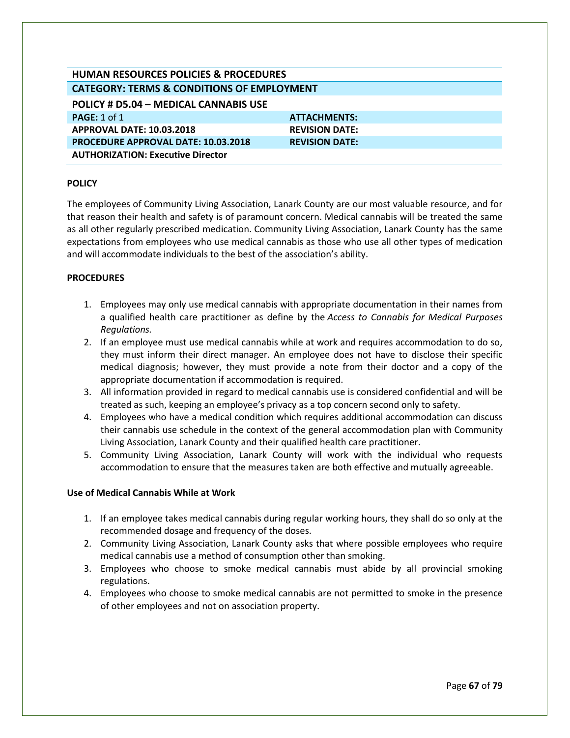| HUMAN RESOURCES POLICIES & PROCEDURES | |
|---|---|
| **CATEGORY: TERMS & CONDITIONS OF EMPLOYMENT** | |
| **POLICY # D5.04 – MEDICAL CANNABIS USE** | |
| **PAGE:** 1 of 1 | **ATTACHMENTS:** |
| **APPROVAL DATE: 10.03.2018** | **REVISION DATE:** |
| **PROCEDURE APPROVAL DATE: 10.03.2018** | **REVISION DATE:** |
| **AUTHORIZATION: Executive Director** | |

**POLICY**

The employees of Community Living Association, Lanark County are our most valuable resource, and for that reason their health and safety is of paramount concern. Medical cannabis will be treated the same as all other regularly prescribed medication. Community Living Association, Lanark County has the same expectations from employees who use medical cannabis as those who use all other types of medication and will accommodate individuals to the best of the association's ability.

**PROCEDURES**

1. Employees may only use medical cannabis with appropriate documentation in their names from a qualified health care practitioner as define by the *Access to Cannabis for Medical Purposes Regulations.*
2. If an employee must use medical cannabis while at work and requires accommodation to do so, they must inform their direct manager. An employee does not have to disclose their specific medical diagnosis; however, they must provide a note from their doctor and a copy of the appropriate documentation if accommodation is required.
3. All information provided in regard to medical cannabis use is considered confidential and will be treated as such, keeping an employee's privacy as a top concern second only to safety.
4. Employees who have a medical condition which requires additional accommodation can discuss their cannabis use schedule in the context of the general accommodation plan with Community Living Association, Lanark County and their qualified health care practitioner.
5. Community Living Association, Lanark County will work with the individual who requests accommodation to ensure that the measures taken are both effective and mutually agreeable.

**Use of Medical Cannabis While at Work**

1. If an employee takes medical cannabis during regular working hours, they shall do so only at the recommended dosage and frequency of the doses.
2. Community Living Association, Lanark County asks that where possible employees who require medical cannabis use a method of consumption other than smoking.
3. Employees who choose to smoke medical cannabis must abide by all provincial smoking regulations.
4. Employees who choose to smoke medical cannabis are not permitted to smoke in the presence of other employees and not on association property.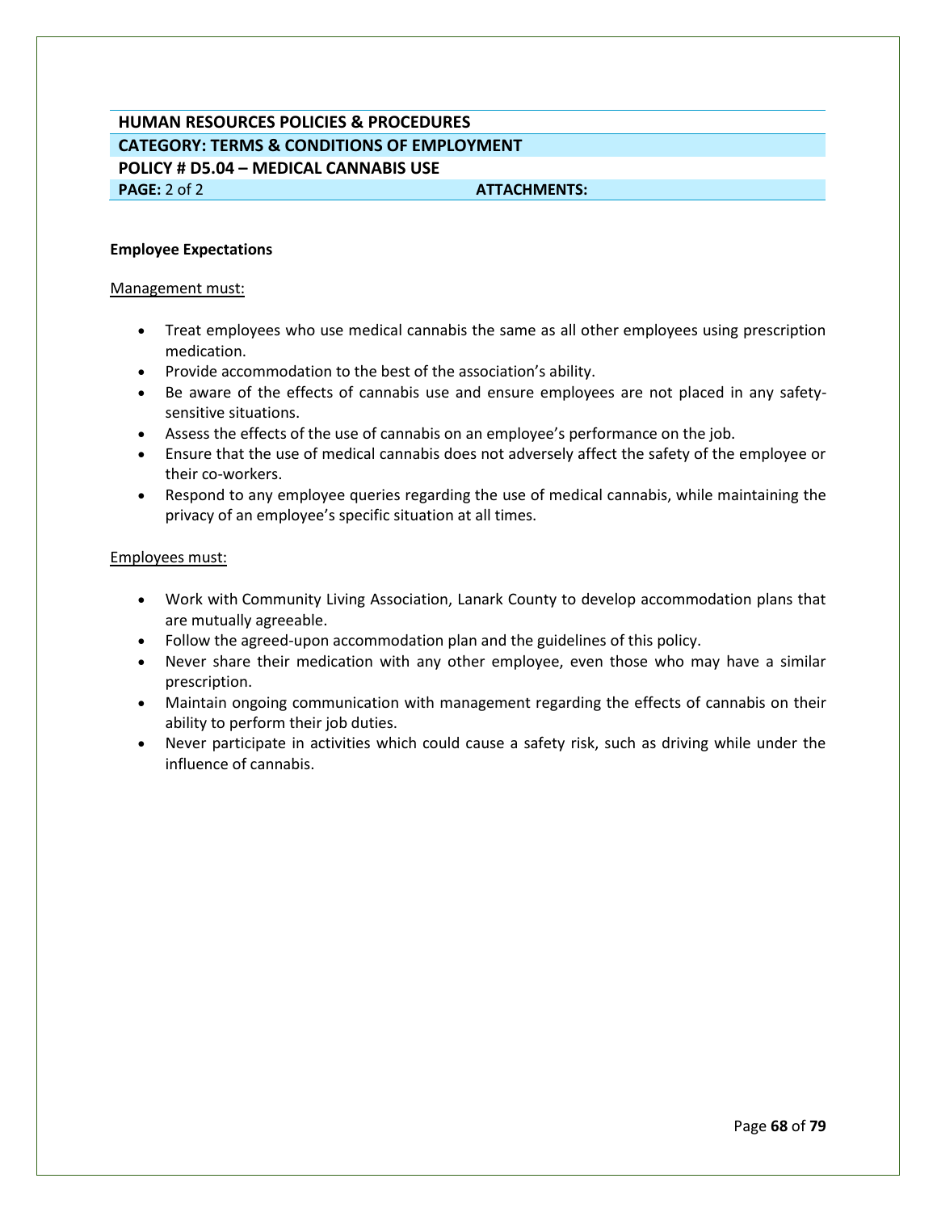**HUMAN RESOURCES POLICIES & PROCEDURES**

**CATEGORY: TERMS & CONDITIONS OF EMPLOYMENT**

**POLICY # D5.04 – MEDICAL CANNABIS USE**

**PAGE:** 2 of 2 **ATTACHMENTS:**

**Employee Expectations**

Management must:

- Treat employees who use medical cannabis the same as all other employees using prescription medication.
- Provide accommodation to the best of the association's ability.
- Be aware of the effects of cannabis use and ensure employees are not placed in any safety-sensitive situations.
- Assess the effects of the use of cannabis on an employee's performance on the job.
- Ensure that the use of medical cannabis does not adversely affect the safety of the employee or their co-workers.
- Respond to any employee queries regarding the use of medical cannabis, while maintaining the privacy of an employee's specific situation at all times.

Employees must:

- Work with Community Living Association, Lanark County to develop accommodation plans that are mutually agreeable.
- Follow the agreed-upon accommodation plan and the guidelines of this policy.
- Never share their medication with any other employee, even those who may have a similar prescription.
- Maintain ongoing communication with management regarding the effects of cannabis on their ability to perform their job duties.
- Never participate in activities which could cause a safety risk, such as driving while under the influence of cannabis.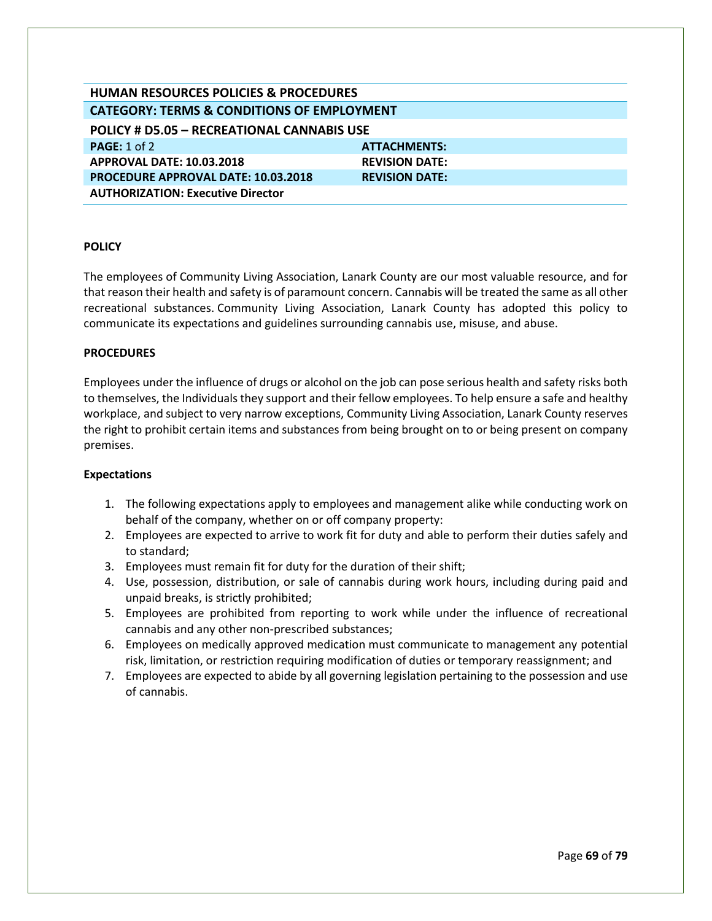| HUMAN RESOURCES POLICIES & PROCEDURES | |
|---|---|
| **CATEGORY: TERMS & CONDITIONS OF EMPLOYMENT** | |
| **POLICY # D5.05 – RECREATIONAL CANNABIS USE** | |
| **PAGE:** 1 of 2 | **ATTACHMENTS:** |
| **APPROVAL DATE: 10.03.2018** | **REVISION DATE:** |
| **PROCEDURE APPROVAL DATE: 10.03.2018** | **REVISION DATE:** |
| **AUTHORIZATION: Executive Director** | |

**POLICY**

The employees of Community Living Association, Lanark County are our most valuable resource, and for that reason their health and safety is of paramount concern. Cannabis will be treated the same as all other recreational substances. Community Living Association, Lanark County has adopted this policy to communicate its expectations and guidelines surrounding cannabis use, misuse, and abuse.

**PROCEDURES**

Employees under the influence of drugs or alcohol on the job can pose serious health and safety risks both to themselves, the Individuals they support and their fellow employees. To help ensure a safe and healthy workplace, and subject to very narrow exceptions, Community Living Association, Lanark County reserves the right to prohibit certain items and substances from being brought on to or being present on company premises.

**Expectations**

1. The following expectations apply to employees and management alike while conducting work on behalf of the company, whether on or off company property:
2. Employees are expected to arrive to work fit for duty and able to perform their duties safely and to standard;
3. Employees must remain fit for duty for the duration of their shift;
4. Use, possession, distribution, or sale of cannabis during work hours, including during paid and unpaid breaks, is strictly prohibited;
5. Employees are prohibited from reporting to work while under the influence of recreational cannabis and any other non-prescribed substances;
6. Employees on medically approved medication must communicate to management any potential risk, limitation, or restriction requiring modification of duties or temporary reassignment; and
7. Employees are expected to abide by all governing legislation pertaining to the possession and use of cannabis.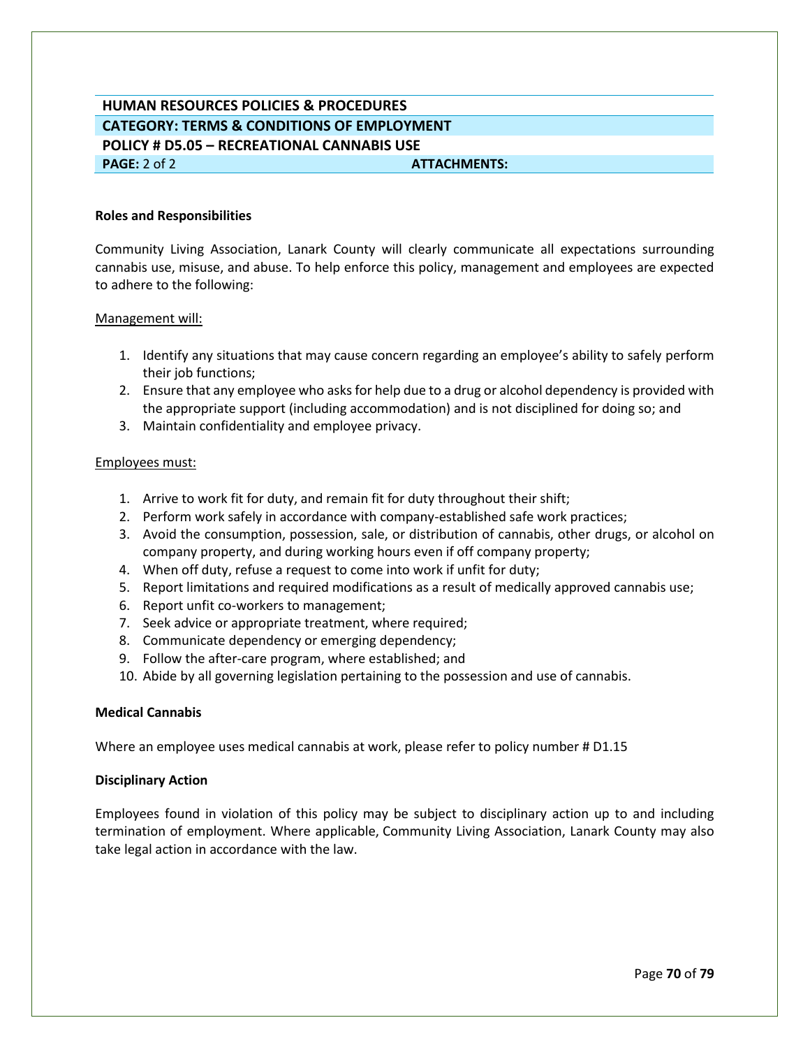| HUMAN RESOURCES POLICIES & PROCEDURES | |
|---|---|
| CATEGORY: TERMS & CONDITIONS OF EMPLOYMENT | |
| POLICY # D5.05 – RECREATIONAL CANNABIS USE | |
| **PAGE:** 2 of 2 | **ATTACHMENTS:** |

**Roles and Responsibilities**

Community Living Association, Lanark County will clearly communicate all expectations surrounding cannabis use, misuse, and abuse. To help enforce this policy, management and employees are expected to adhere to the following:

Management will:

1. Identify any situations that may cause concern regarding an employee's ability to safely perform their job functions;
2. Ensure that any employee who asks for help due to a drug or alcohol dependency is provided with the appropriate support (including accommodation) and is not disciplined for doing so; and
3. Maintain confidentiality and employee privacy.

Employees must:

1. Arrive to work fit for duty, and remain fit for duty throughout their shift;
2. Perform work safely in accordance with company-established safe work practices;
3. Avoid the consumption, possession, sale, or distribution of cannabis, other drugs, or alcohol on company property, and during working hours even if off company property;
4. When off duty, refuse a request to come into work if unfit for duty;
5. Report limitations and required modifications as a result of medically approved cannabis use;
6. Report unfit co-workers to management;
7. Seek advice or appropriate treatment, where required;
8. Communicate dependency or emerging dependency;
9. Follow the after-care program, where established; and
10. Abide by all governing legislation pertaining to the possession and use of cannabis.

**Medical Cannabis**

Where an employee uses medical cannabis at work, please refer to policy number # D1.15

**Disciplinary Action**

Employees found in violation of this policy may be subject to disciplinary action up to and including termination of employment. Where applicable, Community Living Association, Lanark County may also take legal action in accordance with the law.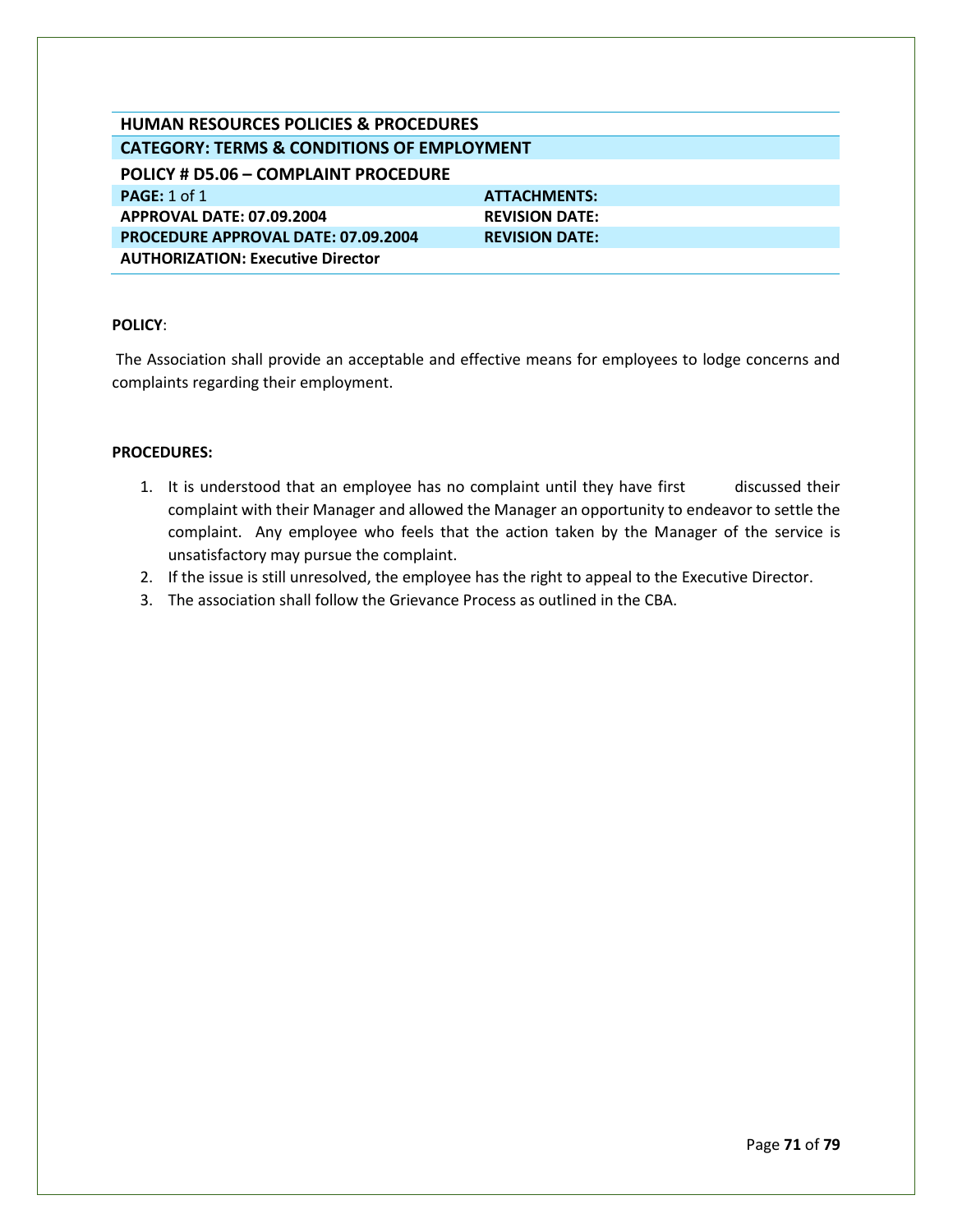| HUMAN RESOURCES POLICIES & PROCEDURES | |
|---|---|
| **CATEGORY: TERMS & CONDITIONS OF EMPLOYMENT** | |
| **POLICY # D5.06 – COMPLAINT PROCEDURE** | |
| **PAGE:** 1 of 1 | **ATTACHMENTS:** |
| **APPROVAL DATE: 07.09.2004** | **REVISION DATE:** |
| **PROCEDURE APPROVAL DATE: 07.09.2004** | **REVISION DATE:** |
| **AUTHORIZATION: Executive Director** | |

**POLICY**:

The Association shall provide an acceptable and effective means for employees to lodge concerns and complaints regarding their employment.

**PROCEDURES:**

1. It is understood that an employee has no complaint until they have first discussed their complaint with their Manager and allowed the Manager an opportunity to endeavor to settle the complaint. Any employee who feels that the action taken by the Manager of the service is unsatisfactory may pursue the complaint.
2. If the issue is still unresolved, the employee has the right to appeal to the Executive Director.
3. The association shall follow the Grievance Process as outlined in the CBA.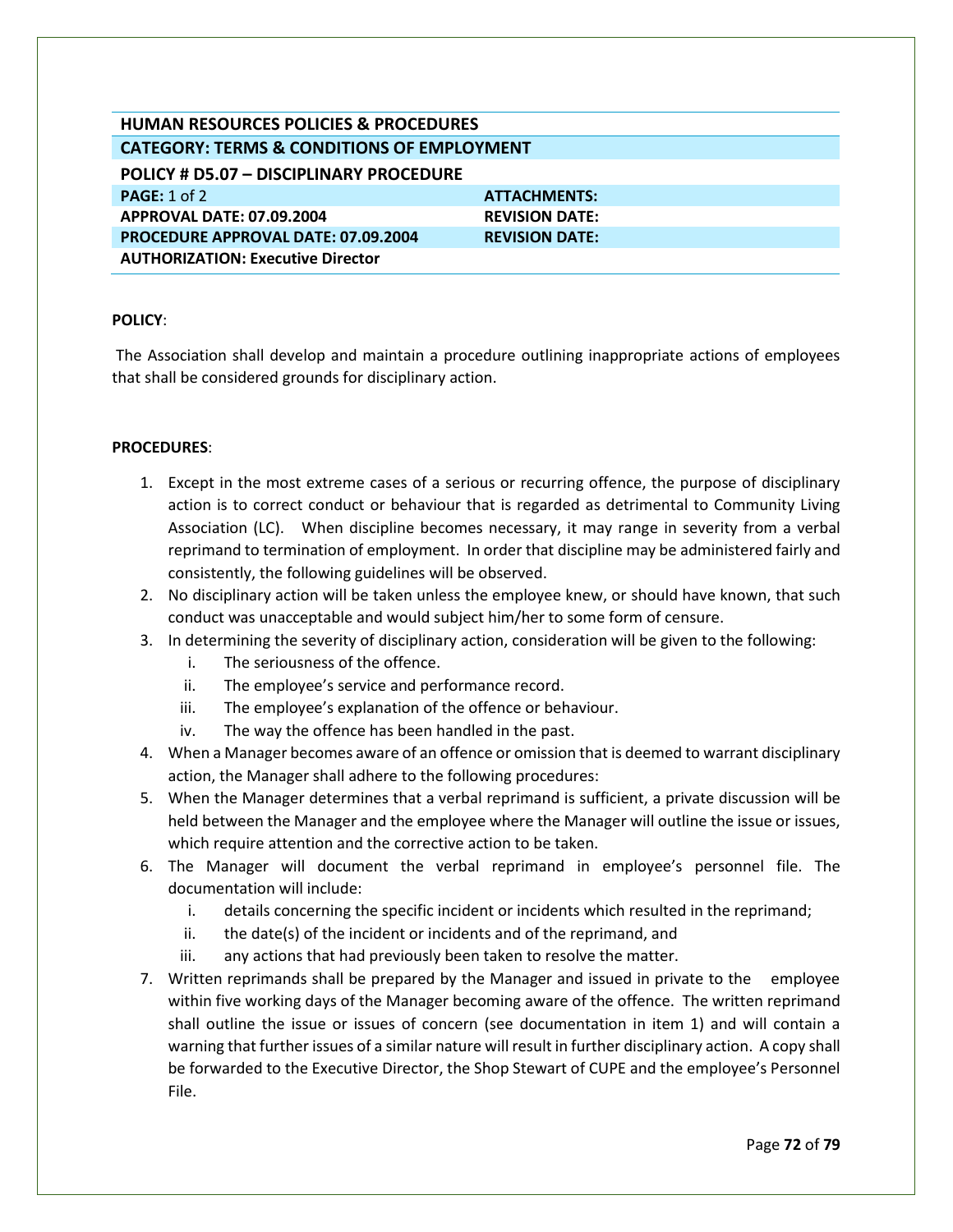| HUMAN RESOURCES POLICIES & PROCEDURES | |
|---|---|
| **CATEGORY: TERMS & CONDITIONS OF EMPLOYMENT** | |
| **POLICY # D5.07 – DISCIPLINARY PROCEDURE** | |
| **PAGE:** 1 of 2 | **ATTACHMENTS:** |
| **APPROVAL DATE: 07.09.2004** | **REVISION DATE:** |
| **PROCEDURE APPROVAL DATE: 07.09.2004** | **REVISION DATE:** |
| **AUTHORIZATION: Executive Director** | |

**POLICY**:

The Association shall develop and maintain a procedure outlining inappropriate actions of employees that shall be considered grounds for disciplinary action.

**PROCEDURES**:

1. Except in the most extreme cases of a serious or recurring offence, the purpose of disciplinary action is to correct conduct or behaviour that is regarded as detrimental to Community Living Association (LC). When discipline becomes necessary, it may range in severity from a verbal reprimand to termination of employment. In order that discipline may be administered fairly and consistently, the following guidelines will be observed.
2. No disciplinary action will be taken unless the employee knew, or should have known, that such conduct was unacceptable and would subject him/her to some form of censure.
3. In determining the severity of disciplinary action, consideration will be given to the following:
   i. The seriousness of the offence.
   ii. The employee's service and performance record.
   iii. The employee's explanation of the offence or behaviour.
   iv. The way the offence has been handled in the past.
4. When a Manager becomes aware of an offence or omission that is deemed to warrant disciplinary action, the Manager shall adhere to the following procedures:
5. When the Manager determines that a verbal reprimand is sufficient, a private discussion will be held between the Manager and the employee where the Manager will outline the issue or issues, which require attention and the corrective action to be taken.
6. The Manager will document the verbal reprimand in employee's personnel file. The documentation will include:
   i. details concerning the specific incident or incidents which resulted in the reprimand;
   ii. the date(s) of the incident or incidents and of the reprimand, and
   iii. any actions that had previously been taken to resolve the matter.
7. Written reprimands shall be prepared by the Manager and issued in private to the employee within five working days of the Manager becoming aware of the offence. The written reprimand shall outline the issue or issues of concern (see documentation in item 1) and will contain a warning that further issues of a similar nature will result in further disciplinary action. A copy shall be forwarded to the Executive Director, the Shop Stewart of CUPE and the employee's Personnel File.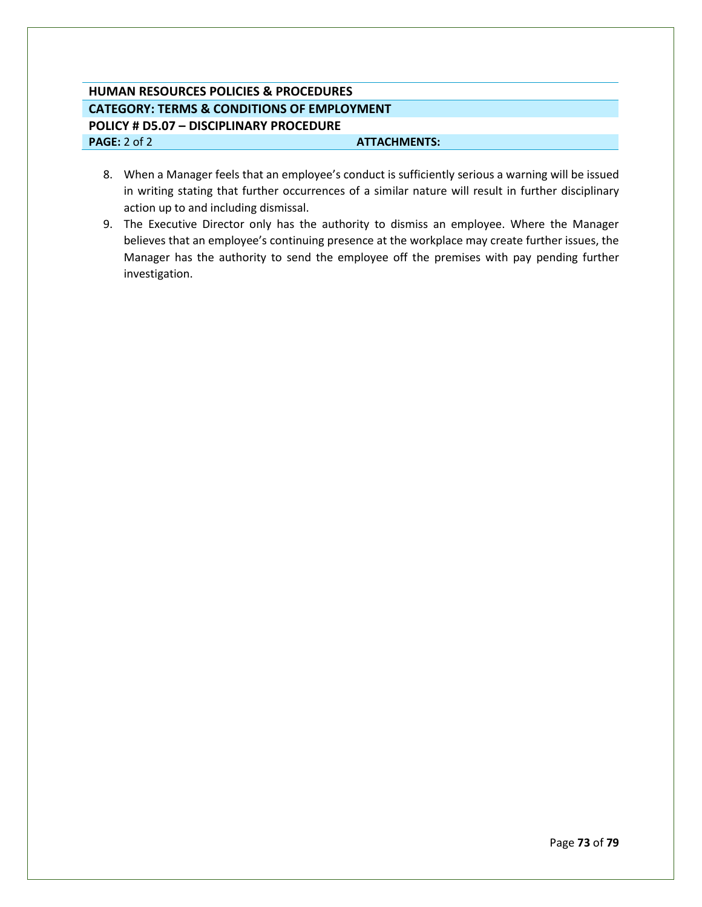**HUMAN RESOURCES POLICIES & PROCEDURES**

**CATEGORY: TERMS & CONDITIONS OF EMPLOYMENT**

**POLICY # D5.07 – DISCIPLINARY PROCEDURE**

**PAGE:** 2 of 2 **ATTACHMENTS:**

8. When a Manager feels that an employee's conduct is sufficiently serious a warning will be issued in writing stating that further occurrences of a similar nature will result in further disciplinary action up to and including dismissal.
9. The Executive Director only has the authority to dismiss an employee. Where the Manager believes that an employee's continuing presence at the workplace may create further issues, the Manager has the authority to send the employee off the premises with pay pending further investigation.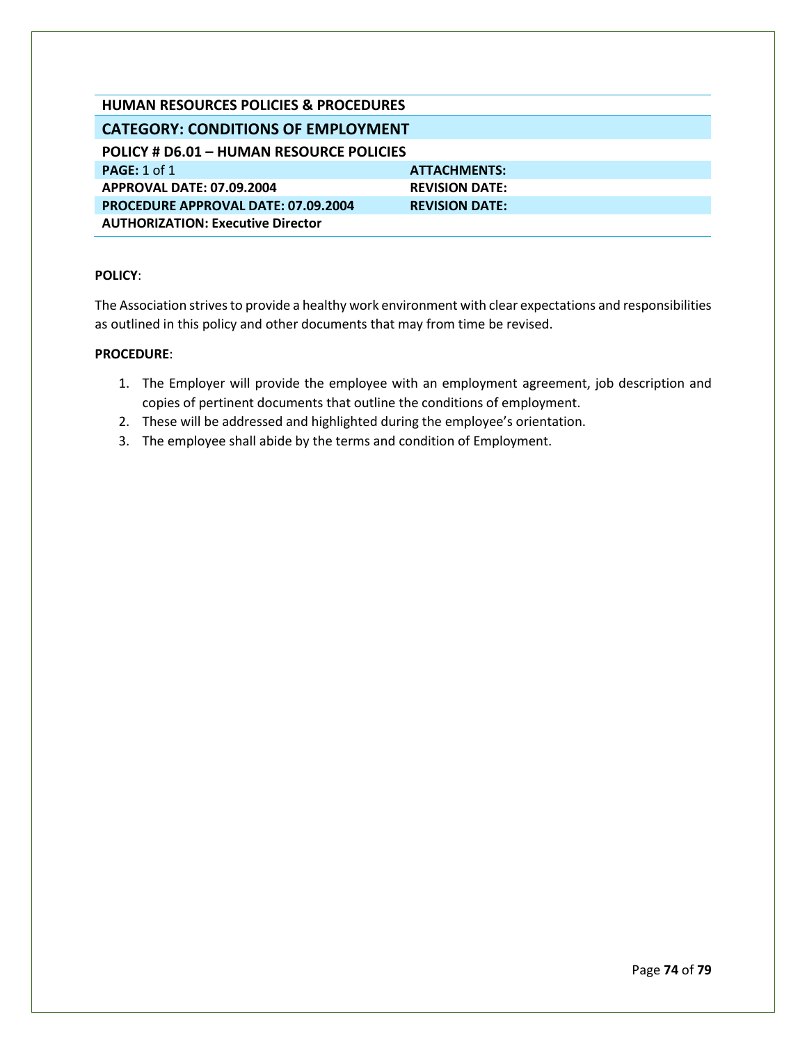## HUMAN RESOURCES POLICIES & PROCEDURES

## CATEGORY: CONDITIONS OF EMPLOYMENT

### POLICY # D6.01 – HUMAN RESOURCE POLICIES

| | |
|---|---|
| **PAGE:** 1 of 1 | **ATTACHMENTS:** |
| **APPROVAL DATE: 07.09.2004** | **REVISION DATE:** |
| **PROCEDURE APPROVAL DATE: 07.09.2004** | **REVISION DATE:** |
| **AUTHORIZATION: Executive Director** | |

**POLICY**:

The Association strives to provide a healthy work environment with clear expectations and responsibilities as outlined in this policy and other documents that may from time be revised.

**PROCEDURE**:

1. The Employer will provide the employee with an employment agreement, job description and copies of pertinent documents that outline the conditions of employment.
2. These will be addressed and highlighted during the employee's orientation.
3. The employee shall abide by the terms and condition of Employment.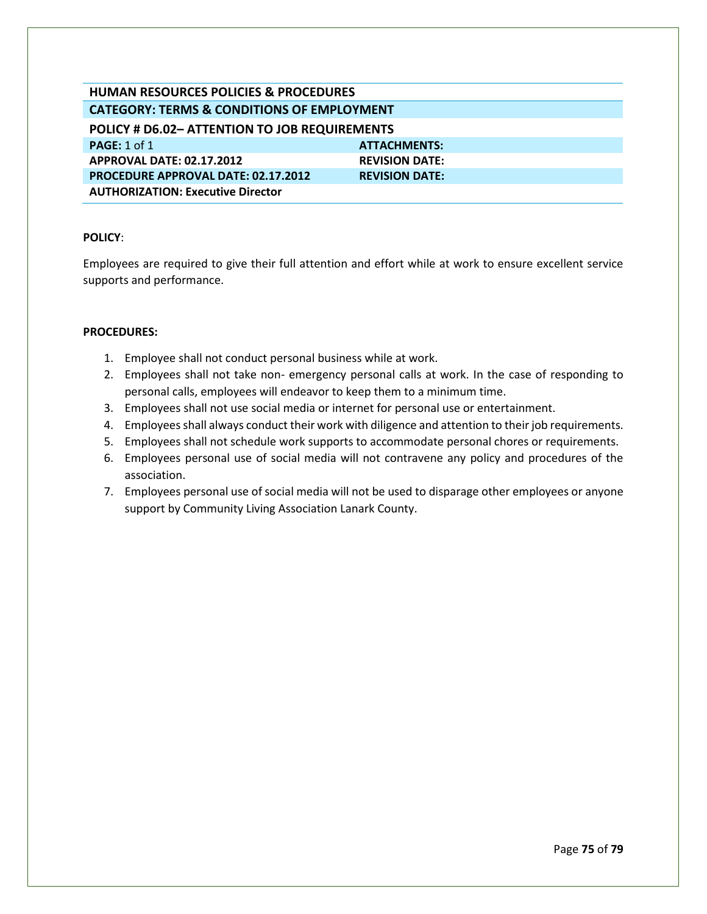**HUMAN RESOURCES POLICIES & PROCEDURES**

**CATEGORY: TERMS & CONDITIONS OF EMPLOYMENT**

**POLICY # D6.02– ATTENTION TO JOB REQUIREMENTS**

| | |
|---|---|
| **PAGE:** 1 of 1 | **ATTACHMENTS:** |
| **APPROVAL DATE: 02.17.2012** | **REVISION DATE:** |
| **PROCEDURE APPROVAL DATE: 02.17.2012** | **REVISION DATE:** |
| **AUTHORIZATION: Executive Director** | |

**POLICY**:

Employees are required to give their full attention and effort while at work to ensure excellent service supports and performance.

**PROCEDURES:**

1. Employee shall not conduct personal business while at work.
2. Employees shall not take non- emergency personal calls at work. In the case of responding to personal calls, employees will endeavor to keep them to a minimum time.
3. Employees shall not use social media or internet for personal use or entertainment.
4. Employees shall always conduct their work with diligence and attention to their job requirements.
5. Employees shall not schedule work supports to accommodate personal chores or requirements.
6. Employees personal use of social media will not contravene any policy and procedures of the association.
7. Employees personal use of social media will not be used to disparage other employees or anyone support by Community Living Association Lanark County.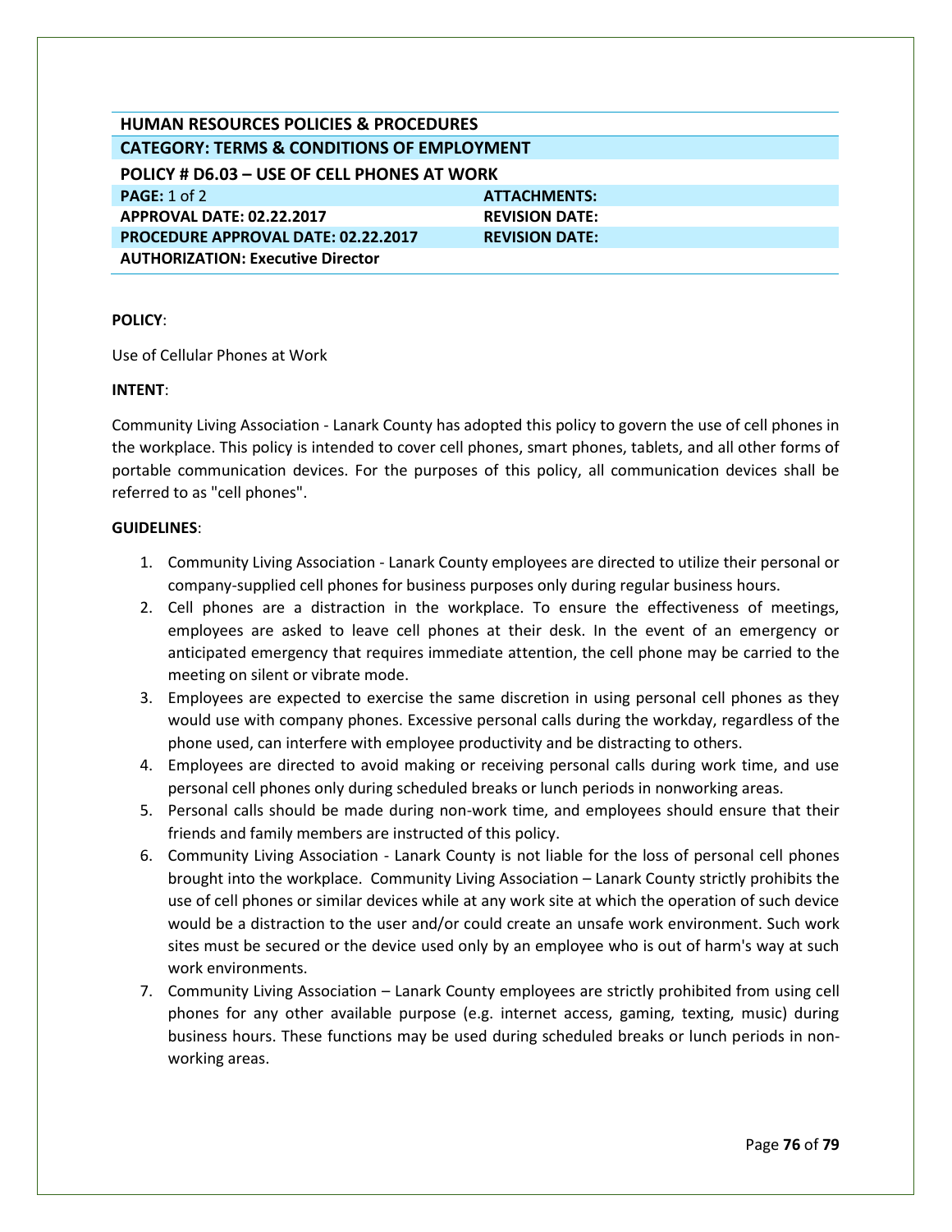| HUMAN RESOURCES POLICIES & PROCEDURES | |
|---|---|
| **CATEGORY: TERMS & CONDITIONS OF EMPLOYMENT** | |
| **POLICY # D6.03 – USE OF CELL PHONES AT WORK** | |
| **PAGE:** 1 of 2 | **ATTACHMENTS:** |
| **APPROVAL DATE: 02.22.2017** | **REVISION DATE:** |
| **PROCEDURE APPROVAL DATE: 02.22.2017** | **REVISION DATE:** |
| **AUTHORIZATION: Executive Director** | |

**POLICY**:

Use of Cellular Phones at Work

**INTENT**:

Community Living Association - Lanark County has adopted this policy to govern the use of cell phones in the workplace. This policy is intended to cover cell phones, smart phones, tablets, and all other forms of portable communication devices. For the purposes of this policy, all communication devices shall be referred to as "cell phones".

**GUIDELINES**:

1. Community Living Association - Lanark County employees are directed to utilize their personal or company-supplied cell phones for business purposes only during regular business hours.
2. Cell phones are a distraction in the workplace. To ensure the effectiveness of meetings, employees are asked to leave cell phones at their desk. In the event of an emergency or anticipated emergency that requires immediate attention, the cell phone may be carried to the meeting on silent or vibrate mode.
3. Employees are expected to exercise the same discretion in using personal cell phones as they would use with company phones. Excessive personal calls during the workday, regardless of the phone used, can interfere with employee productivity and be distracting to others.
4. Employees are directed to avoid making or receiving personal calls during work time, and use personal cell phones only during scheduled breaks or lunch periods in nonworking areas.
5. Personal calls should be made during non-work time, and employees should ensure that their friends and family members are instructed of this policy.
6. Community Living Association - Lanark County is not liable for the loss of personal cell phones brought into the workplace. Community Living Association – Lanark County strictly prohibits the use of cell phones or similar devices while at any work site at which the operation of such device would be a distraction to the user and/or could create an unsafe work environment. Such work sites must be secured or the device used only by an employee who is out of harm's way at such work environments.
7. Community Living Association – Lanark County employees are strictly prohibited from using cell phones for any other available purpose (e.g. internet access, gaming, texting, music) during business hours. These functions may be used during scheduled breaks or lunch periods in non-working areas.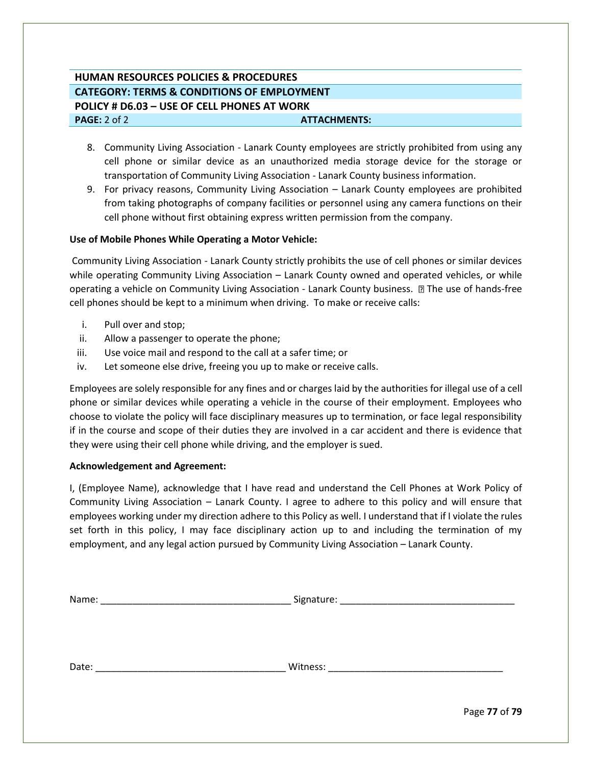**HUMAN RESOURCES POLICIES & PROCEDURES**

**CATEGORY: TERMS & CONDITIONS OF EMPLOYMENT**

**POLICY # D6.03 – USE OF CELL PHONES AT WORK**

**PAGE:** 2 of 2 **ATTACHMENTS:**

8. Community Living Association - Lanark County employees are strictly prohibited from using any cell phone or similar device as an unauthorized media storage device for the storage or transportation of Community Living Association - Lanark County business information.
9. For privacy reasons, Community Living Association – Lanark County employees are prohibited from taking photographs of company facilities or personnel using any camera functions on their cell phone without first obtaining express written permission from the company.

**Use of Mobile Phones While Operating a Motor Vehicle:**

Community Living Association - Lanark County strictly prohibits the use of cell phones or similar devices while operating Community Living Association – Lanark County owned and operated vehicles, or while operating a vehicle on Community Living Association - Lanark County business.  The use of hands-free cell phones should be kept to a minimum when driving. To make or receive calls:

i. Pull over and stop;
ii. Allow a passenger to operate the phone;
iii. Use voice mail and respond to the call at a safer time; or
iv. Let someone else drive, freeing you up to make or receive calls.

Employees are solely responsible for any fines and or charges laid by the authorities for illegal use of a cell phone or similar devices while operating a vehicle in the course of their employment. Employees who choose to violate the policy will face disciplinary measures up to termination, or face legal responsibility if in the course and scope of their duties they are involved in a car accident and there is evidence that they were using their cell phone while driving, and the employer is sued.

**Acknowledgement and Agreement:**

I, (Employee Name), acknowledge that I have read and understand the Cell Phones at Work Policy of Community Living Association – Lanark County. I agree to adhere to this policy and will ensure that employees working under my direction adhere to this Policy as well. I understand that if I violate the rules set forth in this policy, I may face disciplinary action up to and including the termination of my employment, and any legal action pursued by Community Living Association – Lanark County.

Name: ____________________________________ Signature: _________________________________

Date: ____________________________________ Witness: _________________________________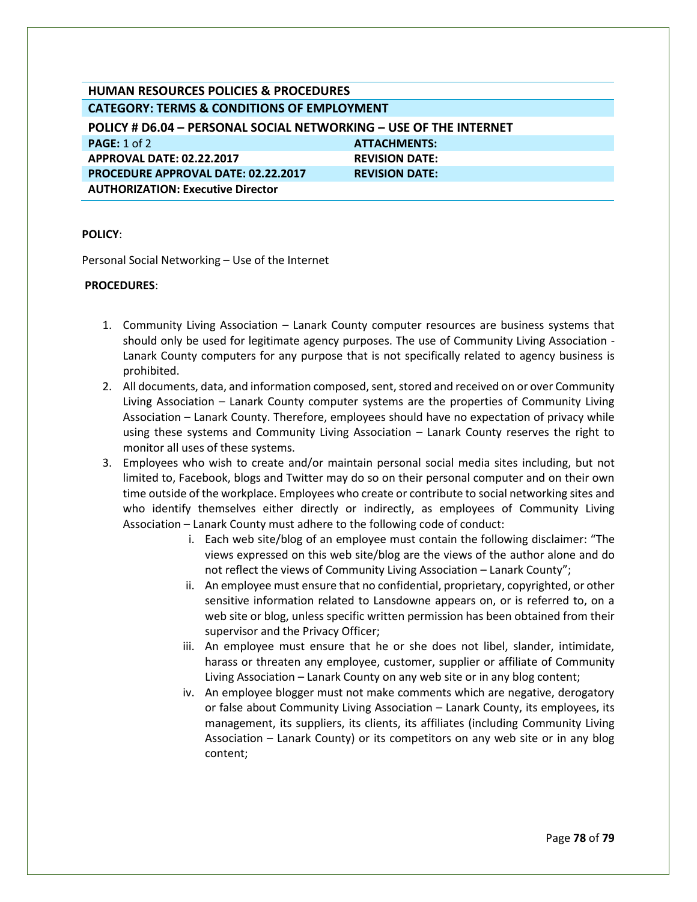| HUMAN RESOURCES POLICIES & PROCEDURES | |
|---|---|
| **CATEGORY: TERMS & CONDITIONS OF EMPLOYMENT** | |
| **POLICY # D6.04 – PERSONAL SOCIAL NETWORKING – USE OF THE INTERNET** | |
| **PAGE:** 1 of 2 | **ATTACHMENTS:** |
| **APPROVAL DATE: 02.22.2017** | **REVISION DATE:** |
| **PROCEDURE APPROVAL DATE: 02.22.2017** | **REVISION DATE:** |
| **AUTHORIZATION: Executive Director** | |

**POLICY**:

Personal Social Networking – Use of the Internet

**PROCEDURES**:

1. Community Living Association – Lanark County computer resources are business systems that should only be used for legitimate agency purposes. The use of Community Living Association - Lanark County computers for any purpose that is not specifically related to agency business is prohibited.
2. All documents, data, and information composed, sent, stored and received on or over Community Living Association – Lanark County computer systems are the properties of Community Living Association – Lanark County. Therefore, employees should have no expectation of privacy while using these systems and Community Living Association – Lanark County reserves the right to monitor all uses of these systems.
3. Employees who wish to create and/or maintain personal social media sites including, but not limited to, Facebook, blogs and Twitter may do so on their personal computer and on their own time outside of the workplace. Employees who create or contribute to social networking sites and who identify themselves either directly or indirectly, as employees of Community Living Association – Lanark County must adhere to the following code of conduct:
    i. Each web site/blog of an employee must contain the following disclaimer: "The views expressed on this web site/blog are the views of the author alone and do not reflect the views of Community Living Association – Lanark County";
    ii. An employee must ensure that no confidential, proprietary, copyrighted, or other sensitive information related to Lansdowne appears on, or is referred to, on a web site or blog, unless specific written permission has been obtained from their supervisor and the Privacy Officer;
    iii. An employee must ensure that he or she does not libel, slander, intimidate, harass or threaten any employee, customer, supplier or affiliate of Community Living Association – Lanark County on any web site or in any blog content;
    iv. An employee blogger must not make comments which are negative, derogatory or false about Community Living Association – Lanark County, its employees, its management, its suppliers, its clients, its affiliates (including Community Living Association – Lanark County) or its competitors on any web site or in any blog content;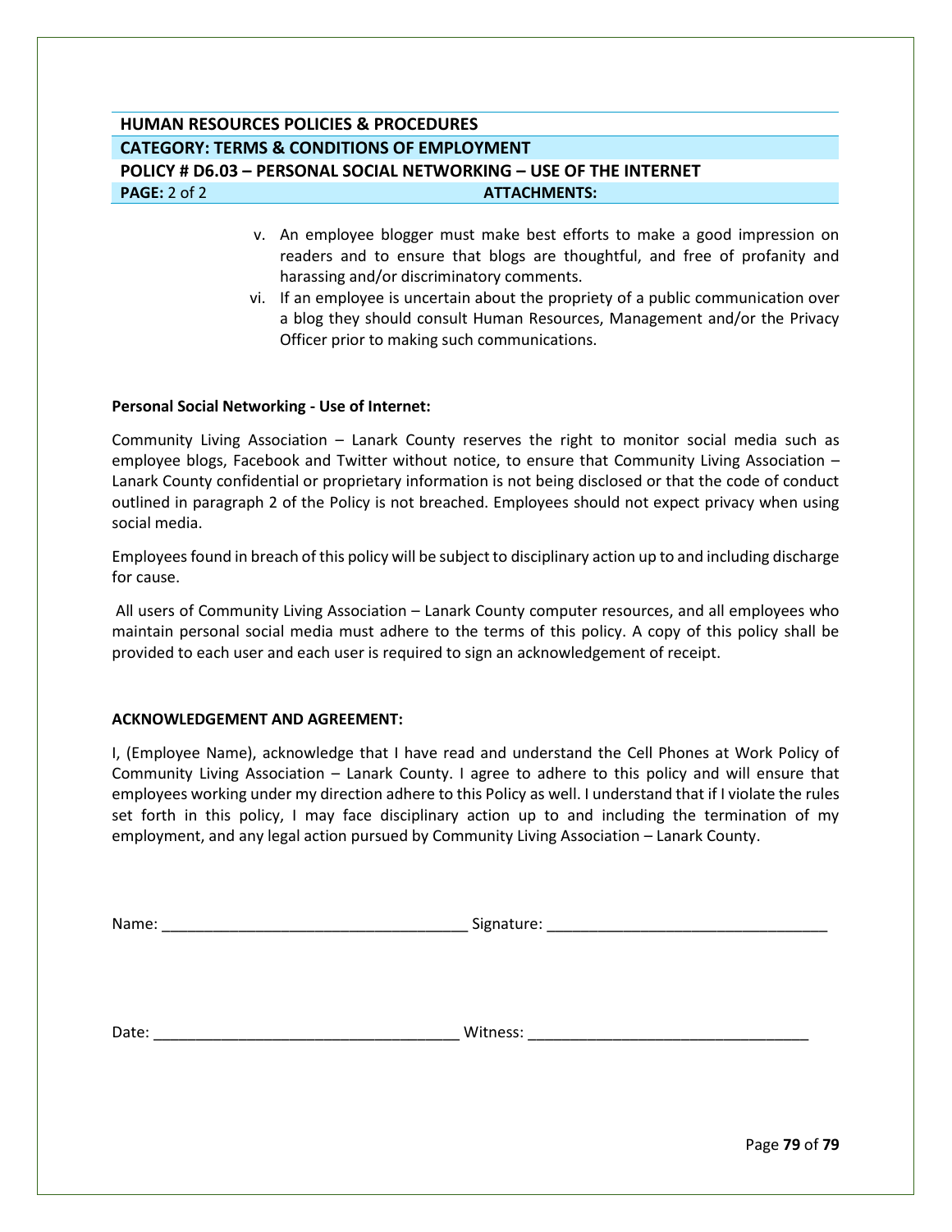| HUMAN RESOURCES POLICIES & PROCEDURES | |
| --- | --- |
| CATEGORY: TERMS & CONDITIONS OF EMPLOYMENT | |
| POLICY # D6.03 – PERSONAL SOCIAL NETWORKING – USE OF THE INTERNET | |
| PAGE: 2 of 2 | ATTACHMENTS: |

v. An employee blogger must make best efforts to make a good impression on readers and to ensure that blogs are thoughtful, and free of profanity and harassing and/or discriminatory comments.

vi. If an employee is uncertain about the propriety of a public communication over a blog they should consult Human Resources, Management and/or the Privacy Officer prior to making such communications.

**Personal Social Networking - Use of Internet:**

Community Living Association – Lanark County reserves the right to monitor social media such as employee blogs, Facebook and Twitter without notice, to ensure that Community Living Association – Lanark County confidential or proprietary information is not being disclosed or that the code of conduct outlined in paragraph 2 of the Policy is not breached. Employees should not expect privacy when using social media.

Employees found in breach of this policy will be subject to disciplinary action up to and including discharge for cause.

All users of Community Living Association – Lanark County computer resources, and all employees who maintain personal social media must adhere to the terms of this policy. A copy of this policy shall be provided to each user and each user is required to sign an acknowledgement of receipt.

**ACKNOWLEDGEMENT AND AGREEMENT:**

I, (Employee Name), acknowledge that I have read and understand the Cell Phones at Work Policy of Community Living Association – Lanark County. I agree to adhere to this policy and will ensure that employees working under my direction adhere to this Policy as well. I understand that if I violate the rules set forth in this policy, I may face disciplinary action up to and including the termination of my employment, and any legal action pursued by Community Living Association – Lanark County.

Name: ____________________________________ Signature: _________________________________

Date: ____________________________________ Witness: _________________________________